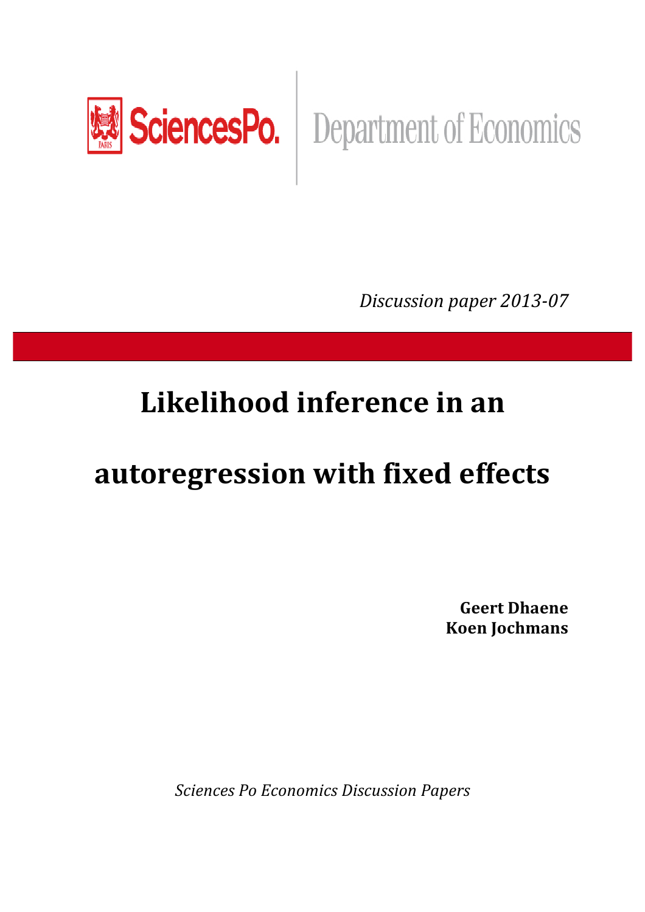SciencesPo. | Department of Economics

*Discussion paper 2013-07*

# Likelihood inference in an autoregression with fixed effects

**Geert Dhaene**
**Koen Jochmans**

*Sciences Po Economics Discussion Papers*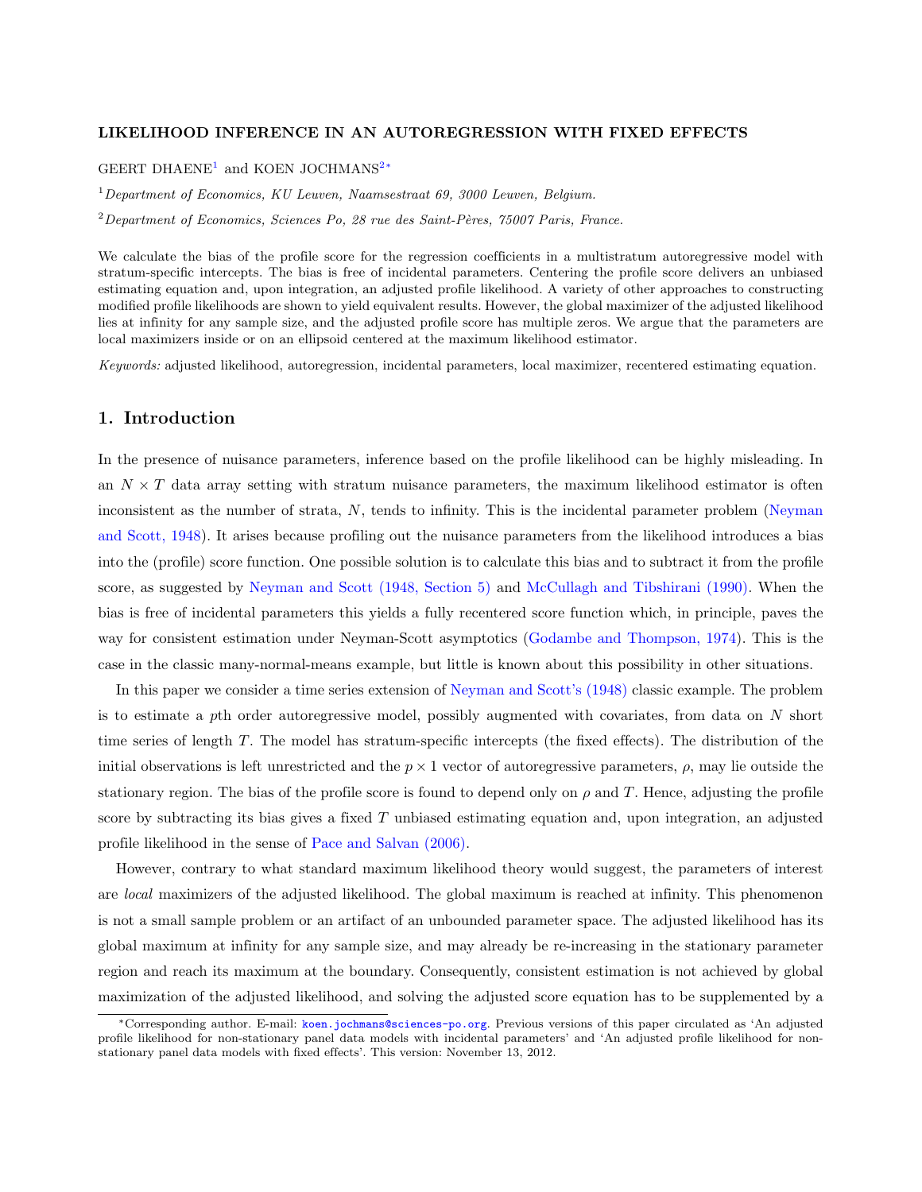**LIKELIHOOD INFERENCE IN AN AUTOREGRESSION WITH FIXED EFFECTS**

GEERT DHAENE[1] and KOEN JOCHMANS[2*]

[1] *Department of Economics, KU Leuven, Naamsestraat 69, 3000 Leuven, Belgium.*

[2] *Department of Economics, Sciences Po, 28 rue des Saint-Pères, 75007 Paris, France.*

We calculate the bias of the profile score for the regression coefficients in a multistratum autoregressive model with stratum-specific intercepts. The bias is free of incidental parameters. Centering the profile score delivers an unbiased estimating equation and, upon integration, an adjusted profile likelihood. A variety of other approaches to constructing modified profile likelihoods are shown to yield equivalent results. However, the global maximizer of the adjusted likelihood lies at infinity for any sample size, and the adjusted profile score has multiple zeros. We argue that the parameters are local maximizers inside or on an ellipsoid centered at the maximum likelihood estimator.

*Keywords:* adjusted likelihood, autoregression, incidental parameters, local maximizer, recentered estimating equation.

## 1. Introduction

In the presence of nuisance parameters, inference based on the profile likelihood can be highly misleading. In an $N \times T$ data array setting with stratum nuisance parameters, the maximum likelihood estimator is often inconsistent as the number of strata, $N$, tends to infinity. This is the incidental parameter problem (Neyman and Scott, 1948). It arises because profiling out the nuisance parameters from the likelihood introduces a bias into the (profile) score function. One possible solution is to calculate this bias and to subtract it from the profile score, as suggested by Neyman and Scott (1948, Section 5) and McCullagh and Tibshirani (1990). When the bias is free of incidental parameters this yields a fully recentered score function which, in principle, paves the way for consistent estimation under Neyman-Scott asymptotics (Godambe and Thompson, 1974). This is the case in the classic many-normal-means example, but little is known about this possibility in other situations.

In this paper we consider a time series extension of Neyman and Scott's (1948) classic example. The problem is to estimate a $p$th order autoregressive model, possibly augmented with covariates, from data on $N$ short time series of length $T$. The model has stratum-specific intercepts (the fixed effects). The distribution of the initial observations is left unrestricted and the $p \times 1$ vector of autoregressive parameters, $\rho$, may lie outside the stationary region. The bias of the profile score is found to depend only on $\rho$ and $T$. Hence, adjusting the profile score by subtracting its bias gives a fixed $T$ unbiased estimating equation and, upon integration, an adjusted profile likelihood in the sense of Pace and Salvan (2006).

However, contrary to what standard maximum likelihood theory would suggest, the parameters of interest are *local* maximizers of the adjusted likelihood. The global maximum is reached at infinity. This phenomenon is not a small sample problem or an artifact of an unbounded parameter space. The adjusted likelihood has its global maximum at infinity for any sample size, and may already be re-increasing in the stationary parameter region and reach its maximum at the boundary. Consequently, consistent estimation is not achieved by global maximization of the adjusted likelihood, and solving the adjusted score equation has to be supplemented by a

---

*Corresponding author. E-mail: koen.jochmans@sciences-po.org. Previous versions of this paper circulated as 'An adjusted profile likelihood for non-stationary panel data models with incidental parameters' and 'An adjusted profile likelihood for non-stationary panel data models with fixed effects'. This version: November 13, 2012.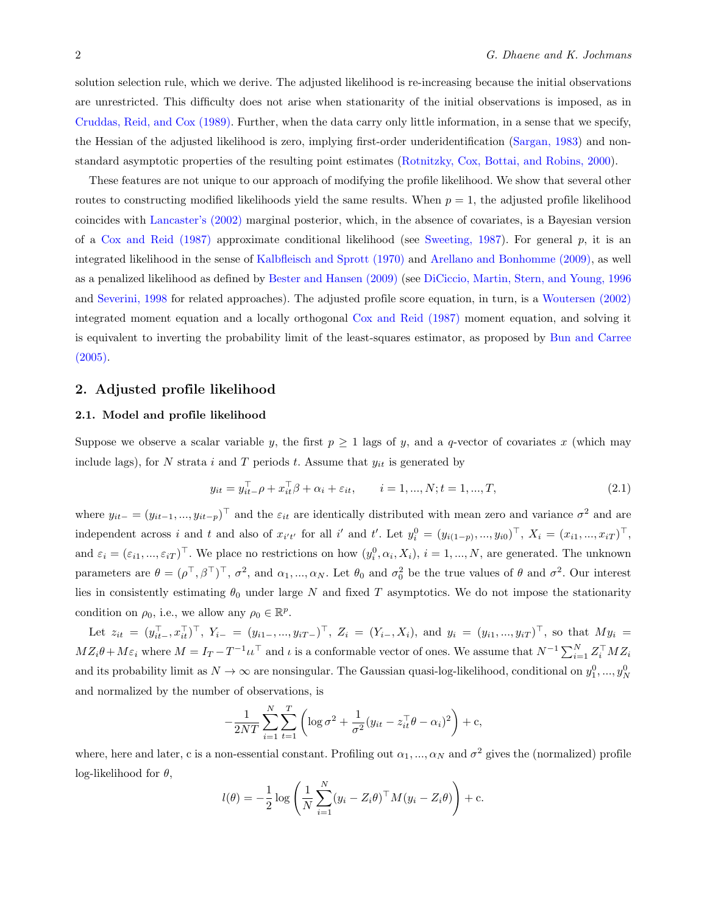solution selection rule, which we derive. The adjusted likelihood is re-increasing because the initial observations are unrestricted. This difficulty does not arise when stationarity of the initial observations is imposed, as in Cruddas, Reid, and Cox (1989). Further, when the data carry only little information, in a sense that we specify, the Hessian of the adjusted likelihood is zero, implying first-order underidentification (Sargan, 1983) and non-standard asymptotic properties of the resulting point estimates (Rotnitzky, Cox, Bottai, and Robins, 2000).

These features are not unique to our approach of modifying the profile likelihood. We show that several other routes to constructing modified likelihoods yield the same results. When $p = 1$, the adjusted profile likelihood coincides with Lancaster's (2002) marginal posterior, which, in the absence of covariates, is a Bayesian version of a Cox and Reid (1987) approximate conditional likelihood (see Sweeting, 1987). For general $p$, it is an integrated likelihood in the sense of Kalbfleisch and Sprott (1970) and Arellano and Bonhomme (2009), as well as a penalized likelihood as defined by Bester and Hansen (2009) (see DiCiccio, Martin, Stern, and Young, 1996 and Severini, 1998 for related approaches). The adjusted profile score equation, in turn, is a Woutersen (2002) integrated moment equation and a locally orthogonal Cox and Reid (1987) moment equation, and solving it is equivalent to inverting the probability limit of the least-squares estimator, as proposed by Bun and Carree (2005).

## 2. Adjusted profile likelihood

### 2.1. Model and profile likelihood

Suppose we observe a scalar variable $y$, the first $p \geq 1$ lags of $y$, and a $q$-vector of covariates $x$ (which may include lags), for $N$ strata $i$ and $T$ periods $t$. Assume that $y_{it}$ is generated by

$$y_{it} = y_{it-}^{\top}\rho + x_{it}^{\top}\beta + \alpha_i + \varepsilon_{it}, \qquad i = 1, ..., N; t = 1, ..., T, \tag{2.1}$$

where $y_{it-} = (y_{it-1}, ..., y_{it-p})^{\top}$ and the $\varepsilon_{it}$ are identically distributed with mean zero and variance $\sigma^2$ and are independent across $i$ and $t$ and also of $x_{i't'}$ for all $i'$ and $t'$. Let $y_i^0 = (y_{i(1-p)}, ..., y_{i0})^{\top}$, $X_i = (x_{i1}, ..., x_{iT})^{\top}$, and $\varepsilon_i = (\varepsilon_{i1}, ..., \varepsilon_{iT})^{\top}$. We place no restrictions on how $(y_i^0, \alpha_i, X_i)$, $i = 1, ..., N$, are generated. The unknown parameters are $\theta = (\rho^{\top}, \beta^{\top})^{\top}$, $\sigma^2$, and $\alpha_1, ..., \alpha_N$. Let $\theta_0$ and $\sigma_0^2$ be the true values of $\theta$ and $\sigma^2$. Our interest lies in consistently estimating $\theta_0$ under large $N$ and fixed $T$ asymptotics. We do not impose the stationarity condition on $\rho_0$, i.e., we allow any $\rho_0 \in \mathbb{R}^p$.

Let $z_{it} = (y_{it-}^{\top}, x_{it}^{\top})^{\top}$, $Y_{i-} = (y_{i1-}, ..., y_{iT-})^{\top}$, $Z_i = (Y_{i-}, X_i)$, and $y_i = (y_{i1}, ..., y_{iT})^{\top}$, so that $My_i = MZ_i\theta + M\varepsilon_i$ where $M = I_T - T^{-1}\iota\iota^{\top}$ and $\iota$ is a conformable vector of ones. We assume that $N^{-1}\sum_{i=1}^{N} Z_i^{\top}MZ_i$ and its probability limit as $N \to \infty$ are nonsingular. The Gaussian quasi-log-likelihood, conditional on $y_1^0, ..., y_N^0$ and normalized by the number of observations, is

$$-\frac{1}{2NT}\sum_{i=1}^{N}\sum_{t=1}^{T}\left(\log\sigma^2 + \frac{1}{\sigma^2}(y_{it} - z_{it}^{\top}\theta - \alpha_i)^2\right) + \text{c},$$

where, here and later, c is a non-essential constant. Profiling out $\alpha_1, ..., \alpha_N$ and $\sigma^2$ gives the (normalized) profile log-likelihood for $\theta$,

$$l(\theta) = -\frac{1}{2}\log\left(\frac{1}{N}\sum_{i=1}^{N}(y_i - Z_i\theta)^{\top}M(y_i - Z_i\theta)\right) + \text{c}.$$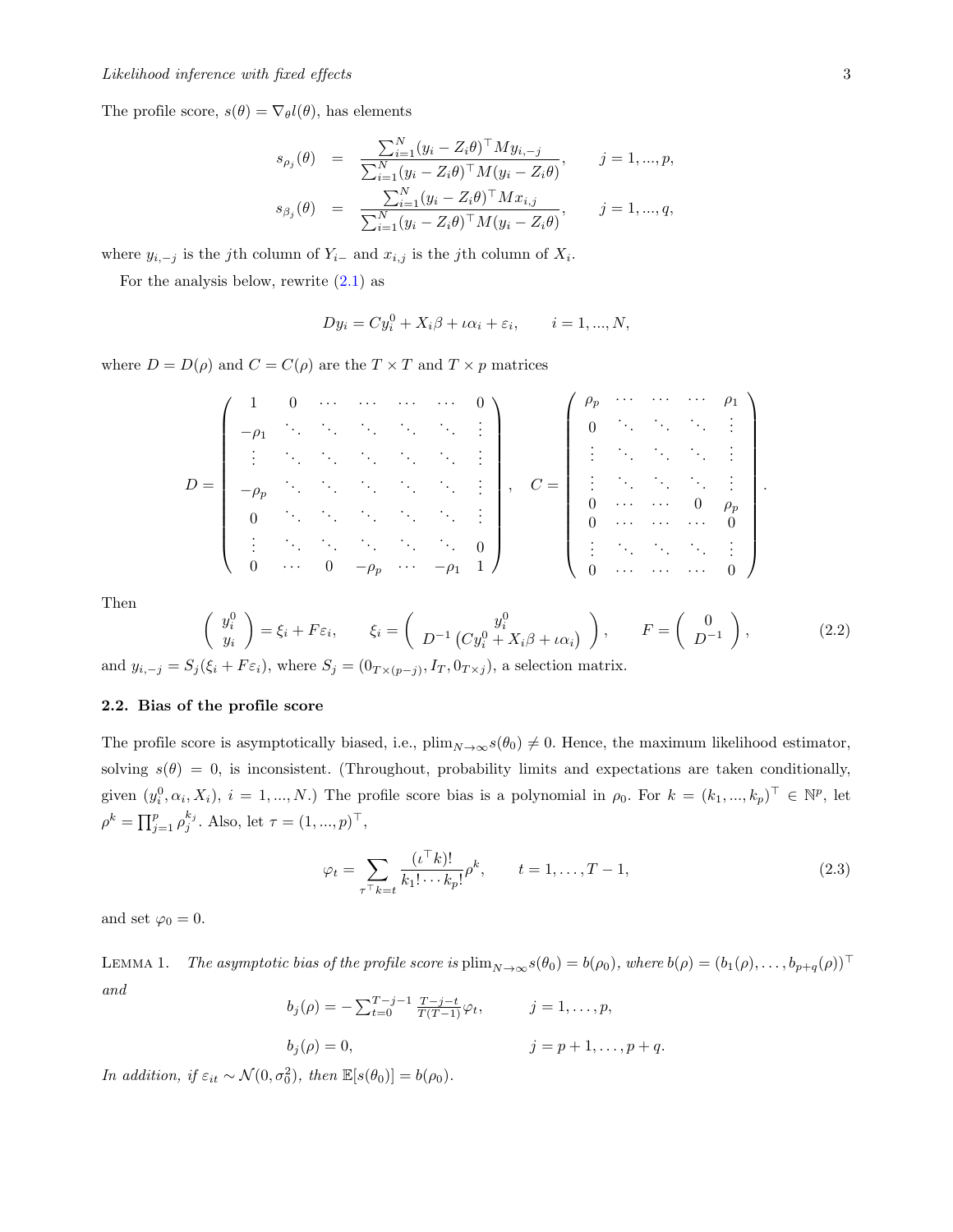The profile score, $s(\theta) = \nabla_\theta l(\theta)$, has elements

$$
\begin{aligned}
s_{\rho_j}(\theta) &= \frac{\sum_{i=1}^N (y_i - Z_i\theta)^\top M y_{i,-j}}{\sum_{i=1}^N (y_i - Z_i\theta)^\top M (y_i - Z_i\theta)}, \qquad j = 1, ..., p, \\
s_{\beta_j}(\theta) &= \frac{\sum_{i=1}^N (y_i - Z_i\theta)^\top M x_{i,j}}{\sum_{i=1}^N (y_i - Z_i\theta)^\top M (y_i - Z_i\theta)}, \qquad j = 1, ..., q,
\end{aligned}
$$

where $y_{i,-j}$ is the $j$th column of $Y_{i-}$ and $x_{i,j}$ is the $j$th column of $X_i$.

For the analysis below, rewrite (2.1) as

$$
Dy_i = Cy_i^0 + X_i\beta + \iota\alpha_i + \varepsilon_i, \qquad i = 1, ..., N,
$$

where $D = D(\rho)$ and $C = C(\rho)$ are the $T \times T$ and $T \times p$ matrices

$$
D = \begin{pmatrix}
1 & 0 & \cdots & \cdots & \cdots & \cdots & 0 \\
-\rho_1 & \ddots & \ddots & \ddots & \ddots & \ddots & \vdots \\
\vdots & \ddots & \ddots & \ddots & \ddots & \ddots & \vdots \\
-\rho_p & \ddots & \ddots & \ddots & \ddots & \ddots & \vdots \\
0 & \ddots & \ddots & \ddots & \ddots & \ddots & \vdots \\
\vdots & \ddots & \ddots & \ddots & \ddots & \ddots & 0 \\
0 & \cdots & 0 & -\rho_p & \cdots & -\rho_1 & 1
\end{pmatrix}, \quad
C = \begin{pmatrix}
\rho_p & \cdots & \cdots & \cdots & \rho_1 \\
0 & \ddots & \ddots & \ddots & \vdots \\
\vdots & \ddots & \ddots & \ddots & \vdots \\
\vdots & \ddots & \ddots & \ddots & \vdots \\
0 & \cdots & \cdots & 0 & \rho_p \\
0 & \cdots & \cdots & \cdots & 0 \\
\vdots & \ddots & \ddots & \ddots & \vdots \\
0 & \cdots & \cdots & \cdots & 0
\end{pmatrix}.
$$

Then

$$
\begin{pmatrix} y_i^0 \\ y_i \end{pmatrix} = \xi_i + F\varepsilon_i, \qquad \xi_i = \begin{pmatrix} y_i^0 \\ D^{-1}\left(Cy_i^0 + X_i\beta + \iota\alpha_i\right) \end{pmatrix}, \qquad F = \begin{pmatrix} 0 \\ D^{-1} \end{pmatrix}, \tag{2.2}
$$

and $y_{i,-j} = S_j(\xi_i + F\varepsilon_i)$, where $S_j = (0_{T\times(p-j)}, I_T, 0_{T\times j})$, a selection matrix.

### 2.2. Bias of the profile score

The profile score is asymptotically biased, i.e., $\text{plim}_{N\to\infty} s(\theta_0) \neq 0$. Hence, the maximum likelihood estimator, solving $s(\theta) = 0$, is inconsistent. (Throughout, probability limits and expectations are taken conditionally, given $(y_i^0, \alpha_i, X_i)$, $i = 1, ..., N$.) The profile score bias is a polynomial in $\rho_0$. For $k = (k_1, ..., k_p)^\top \in \mathbb{N}^p$, let $\rho^k = \prod_{j=1}^p \rho_j^{k_j}$. Also, let $\tau = (1, ..., p)^\top$,

$$
\varphi_t = \sum_{\tau^\top k = t} \frac{(\iota^\top k)!}{k_1! \cdots k_p!} \rho^k, \qquad t = 1, \ldots, T-1, \tag{2.3}
$$

and set $\varphi_0 = 0$.

Lemma 1. *The asymptotic bias of the profile score is* $\text{plim}_{N\to\infty} s(\theta_0) = b(\rho_0)$, *where* $b(\rho) = (b_1(\rho), \ldots, b_{p+q}(\rho))^\top$ *and*

$$
\begin{aligned}
b_j(\rho) &= -\textstyle\sum_{t=0}^{T-j-1} \frac{T-j-t}{T(T-1)} \varphi_t, \qquad && j = 1, \ldots, p, \\
b_j(\rho) &= 0, && j = p+1, \ldots, p+q.
\end{aligned}
$$

*In addition, if* $\varepsilon_{it} \sim \mathcal{N}(0, \sigma_0^2)$, *then* $\mathbb{E}[s(\theta_0)] = b(\rho_0)$.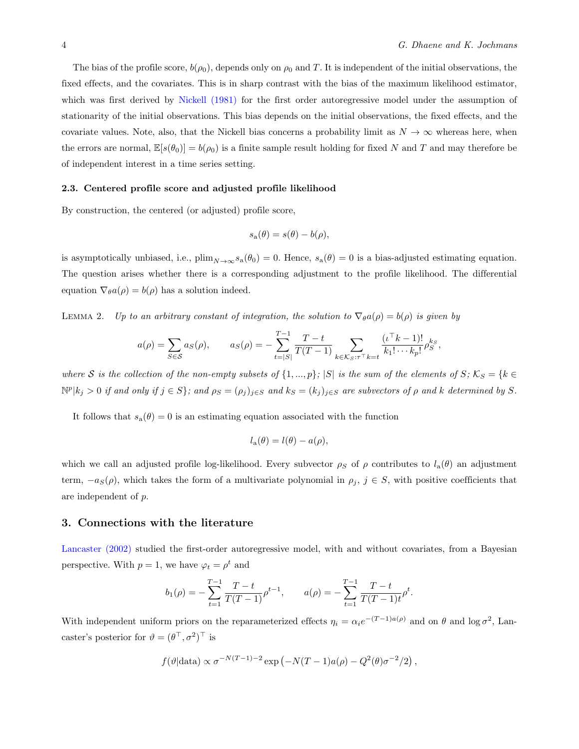The bias of the profile score, $b(\rho_0)$, depends only on $\rho_0$ and $T$. It is independent of the initial observations, the fixed effects, and the covariates. This is in sharp contrast with the bias of the maximum likelihood estimator, which was first derived by Nickell (1981) for the first order autoregressive model under the assumption of stationarity of the initial observations. This bias depends on the initial observations, the fixed effects, and the covariate values. Note, also, that the Nickell bias concerns a probability limit as $N \to \infty$ whereas here, when the errors are normal, $\mathbb{E}[s(\theta_0)] = b(\rho_0)$ is a finite sample result holding for fixed $N$ and $T$ and may therefore be of independent interest in a time series setting.

### 2.3. Centered profile score and adjusted profile likelihood

By construction, the centered (or adjusted) profile score,

$$s_{\mathrm{a}}(\theta) = s(\theta) - b(\rho),$$

is asymptotically unbiased, i.e., $\mathrm{plim}_{N\to\infty} s_{\mathrm{a}}(\theta_0) = 0$. Hence, $s_{\mathrm{a}}(\theta) = 0$ is a bias-adjusted estimating equation. The question arises whether there is a corresponding adjustment to the profile likelihood. The differential equation $\nabla_\theta a(\rho) = b(\rho)$ has a solution indeed.

Lemma 2. *Up to an arbitrary constant of integration, the solution to $\nabla_\theta a(\rho) = b(\rho)$ is given by*

$$a(\rho) = \sum_{S \in \mathcal{S}} a_S(\rho), \qquad a_S(\rho) = -\sum_{t=|S|}^{T-1} \frac{T-t}{T(T-1)} \sum_{k \in \mathcal{K}_S : \tau^\top k = t} \frac{(\iota^\top k - 1)!}{k_1! \cdots k_p!} \rho_S^{k_S},$$

*where $\mathcal{S}$ is the collection of the non-empty subsets of $\{1, ..., p\}$; $|S|$ is the sum of the elements of $S$; $\mathcal{K}_S = \{k \in \mathbb{N}^p | k_j > 0$ if and only if $j \in S\}$; and $\rho_S = (\rho_j)_{j \in S}$ and $k_S = (k_j)_{j\in S}$ are subvectors of $\rho$ and $k$ determined by $S$.*

It follows that $s_{\mathrm{a}}(\theta) = 0$ is an estimating equation associated with the function

$$l_{\mathrm{a}}(\theta) = l(\theta) - a(\rho),$$

which we call an adjusted profile log-likelihood. Every subvector $\rho_S$ of $\rho$ contributes to $l_{\mathrm{a}}(\theta)$ an adjustment term, $-a_S(\rho)$, which takes the form of a multivariate polynomial in $\rho_j$, $j \in S$, with positive coefficients that are independent of $p$.

## 3. Connections with the literature

Lancaster (2002) studied the first-order autoregressive model, with and without covariates, from a Bayesian perspective. With $p = 1$, we have $\varphi_t = \rho^t$ and

$$b_1(\rho) = -\sum_{t=1}^{T-1} \frac{T-t}{T(T-1)} \rho^{t-1}, \qquad a(\rho) = -\sum_{t=1}^{T-1} \frac{T-t}{T(T-1)t} \rho^t.$$

With independent uniform priors on the reparameterized effects $\eta_i = \alpha_i e^{-(T-1)a(\rho)}$ and on $\theta$ and $\log \sigma^2$, Lancaster's posterior for $\vartheta = (\theta^\top, \sigma^2)^\top$ is

$$f(\vartheta|\text{data}) \propto \sigma^{-N(T-1)-2} \exp\left(-N(T-1)a(\rho) - Q^2(\theta)\sigma^{-2}/2\right),$$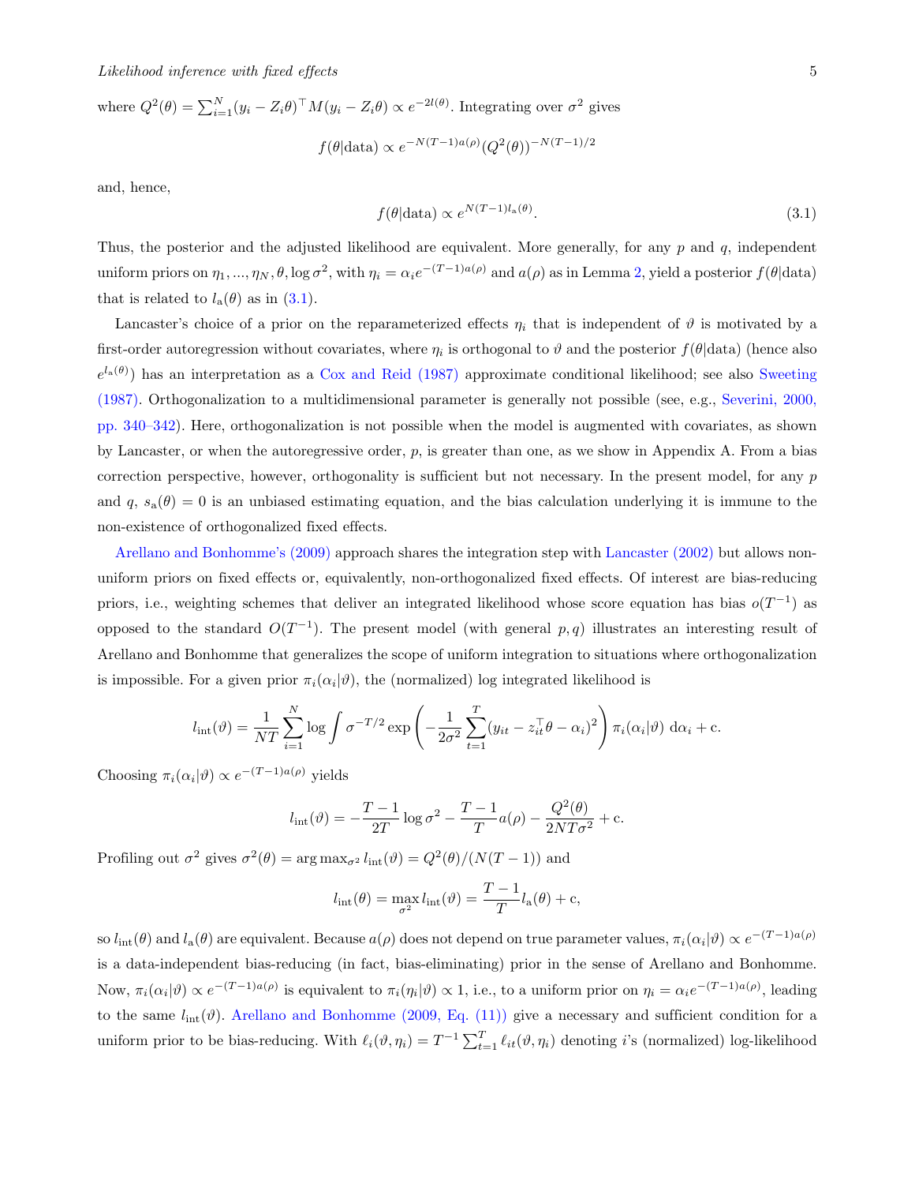where $Q^2(\theta) = \sum_{i=1}^{N}(y_i - Z_i\theta)^\top M(y_i - Z_i\theta) \propto e^{-2l(\theta)}$. Integrating over $\sigma^2$ gives

$$f(\theta|\text{data}) \propto e^{-N(T-1)a(\rho)}(Q^2(\theta))^{-N(T-1)/2}$$

and, hence,

$$f(\theta|\text{data}) \propto e^{N(T-1)l_{\text{a}}(\theta)}. \tag{3.1}$$

Thus, the posterior and the adjusted likelihood are equivalent. More generally, for any $p$ and $q$, independent uniform priors on $\eta_1, ..., \eta_N, \theta, \log\sigma^2$, with $\eta_i = \alpha_i e^{-(T-1)a(\rho)}$ and $a(\rho)$ as in Lemma 2, yield a posterior $f(\theta|\text{data})$ that is related to $l_{\text{a}}(\theta)$ as in (3.1).

Lancaster's choice of a prior on the reparameterized effects $\eta_i$ that is independent of $\vartheta$ is motivated by a first-order autoregression without covariates, where $\eta_i$ is orthogonal to $\vartheta$ and the posterior $f(\theta|\text{data})$ (hence also $e^{l_{\text{a}}(\theta)}$) has an interpretation as a Cox and Reid (1987) approximate conditional likelihood; see also Sweeting (1987). Orthogonalization to a multidimensional parameter is generally not possible (see, e.g., Severini, 2000, pp. 340–342). Here, orthogonalization is not possible when the model is augmented with covariates, as shown by Lancaster, or when the autoregressive order, $p$, is greater than one, as we show in Appendix A. From a bias correction perspective, however, orthogonality is sufficient but not necessary. In the present model, for any $p$ and $q$, $s_{\text{a}}(\theta) = 0$ is an unbiased estimating equation, and the bias calculation underlying it is immune to the non-existence of orthogonalized fixed effects.

Arellano and Bonhomme's (2009) approach shares the integration step with Lancaster (2002) but allows non-uniform priors on fixed effects or, equivalently, non-orthogonalized fixed effects. Of interest are bias-reducing priors, i.e., weighting schemes that deliver an integrated likelihood whose score equation has bias $o(T^{-1})$ as opposed to the standard $O(T^{-1})$. The present model (with general $p, q$) illustrates an interesting result of Arellano and Bonhomme that generalizes the scope of uniform integration to situations where orthogonalization is impossible. For a given prior $\pi_i(\alpha_i|\vartheta)$, the (normalized) log integrated likelihood is

$$l_{\text{int}}(\vartheta) = \frac{1}{NT}\sum_{i=1}^{N}\log\int \sigma^{-T/2}\exp\left(-\frac{1}{2\sigma^2}\sum_{t=1}^{T}(y_{it} - z_{it}^\top\theta - \alpha_i)^2\right)\pi_i(\alpha_i|\vartheta)\ \mathrm{d}\alpha_i + \text{c}.$$

Choosing $\pi_i(\alpha_i|\vartheta) \propto e^{-(T-1)a(\rho)}$ yields

$$l_{\text{int}}(\vartheta) = -\frac{T-1}{2T}\log\sigma^2 - \frac{T-1}{T}a(\rho) - \frac{Q^2(\theta)}{2NT\sigma^2} + \text{c}.$$

Profiling out $\sigma^2$ gives $\sigma^2(\theta) = \arg\max_{\sigma^2} l_{\text{int}}(\vartheta) = Q^2(\theta)/(N(T-1))$ and

$$l_{\text{int}}(\theta) = \max_{\sigma^2} l_{\text{int}}(\vartheta) = \frac{T-1}{T}l_{\text{a}}(\theta) + \text{c},$$

so $l_{\text{int}}(\theta)$ and $l_{\text{a}}(\theta)$ are equivalent. Because $a(\rho)$ does not depend on true parameter values, $\pi_i(\alpha_i|\vartheta) \propto e^{-(T-1)a(\rho)}$ is a data-independent bias-reducing (in fact, bias-eliminating) prior in the sense of Arellano and Bonhomme. Now, $\pi_i(\alpha_i|\vartheta) \propto e^{-(T-1)a(\rho)}$ is equivalent to $\pi_i(\eta_i|\vartheta) \propto 1$, i.e., to a uniform prior on $\eta_i = \alpha_i e^{-(T-1)a(\rho)}$, leading to the same $l_{\text{int}}(\vartheta)$. Arellano and Bonhomme (2009, Eq. (11)) give a necessary and sufficient condition for a uniform prior to be bias-reducing. With $\ell_i(\vartheta, \eta_i) = T^{-1}\sum_{t=1}^{T}\ell_{it}(\vartheta, \eta_i)$ denoting $i$'s (normalized) log-likelihood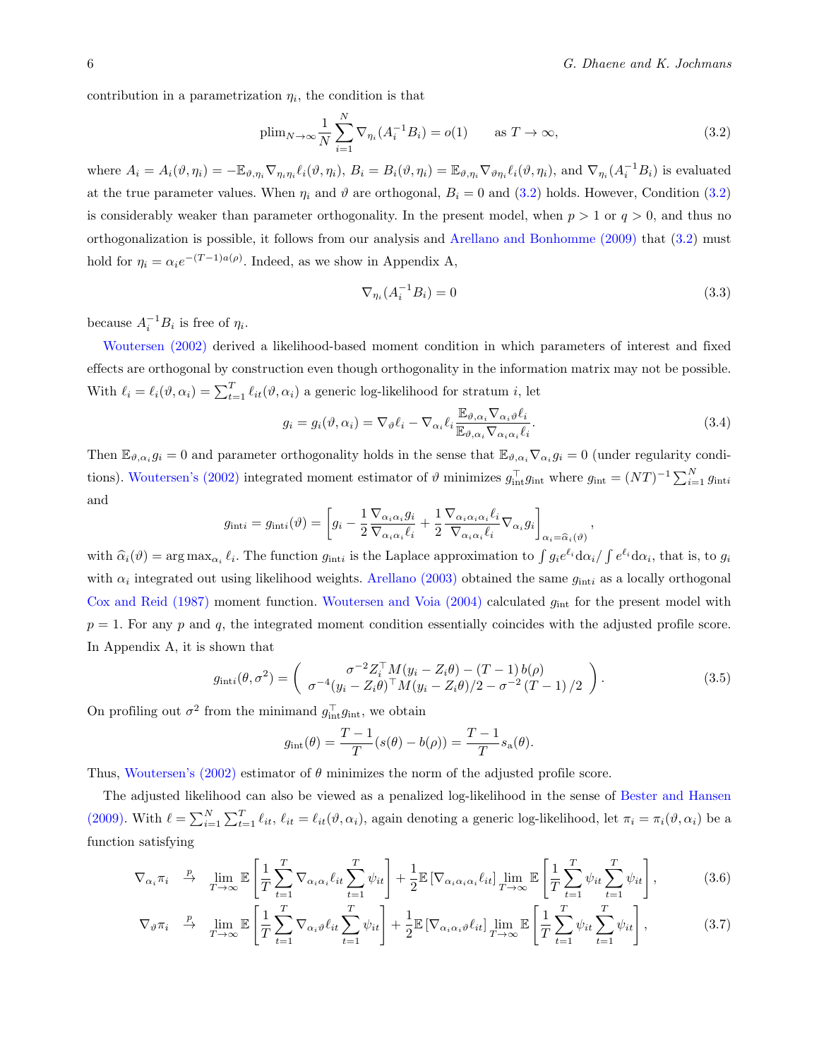contribution in a parametrization $\eta_i$, the condition is that

$$\text{plim}_{N\to\infty} \frac{1}{N}\sum_{i=1}^{N} \nabla_{\eta_i}(A_i^{-1}B_i) = o(1) \qquad \text{as } T\to\infty, \tag{3.2}$$

where $A_i = A_i(\vartheta,\eta_i) = -\mathbb{E}_{\vartheta,\eta_i}\nabla_{\eta_i\eta_i}\ell_i(\vartheta,\eta_i)$, $B_i = B_i(\vartheta,\eta_i) = \mathbb{E}_{\vartheta,\eta_i}\nabla_{\vartheta\eta_i}\ell_i(\vartheta,\eta_i)$, and $\nabla_{\eta_i}(A_i^{-1}B_i)$ is evaluated at the true parameter values. When $\eta_i$ and $\vartheta$ are orthogonal, $B_i = 0$ and (3.2) holds. However, Condition (3.2) is considerably weaker than parameter orthogonality. In the present model, when $p > 1$ or $q > 0$, and thus no orthogonalization is possible, it follows from our analysis and Arellano and Bonhomme (2009) that (3.2) must hold for $\eta_i = \alpha_i e^{-(T-1)a(\rho)}$. Indeed, as we show in Appendix A,

$$\nabla_{\eta_i}(A_i^{-1}B_i) = 0 \tag{3.3}$$

because $A_i^{-1}B_i$ is free of $\eta_i$.

Woutersen (2002) derived a likelihood-based moment condition in which parameters of interest and fixed effects are orthogonal by construction even though orthogonality in the information matrix may not be possible. With $\ell_i = \ell_i(\vartheta,\alpha_i) = \sum_{t=1}^{T}\ell_{it}(\vartheta,\alpha_i)$ a generic log-likelihood for stratum $i$, let

$$g_i = g_i(\vartheta,\alpha_i) = \nabla_\vartheta \ell_i - \nabla_{\alpha_i}\ell_i \frac{\mathbb{E}_{\vartheta,\alpha_i}\nabla_{\alpha_i\vartheta}\ell_i}{\mathbb{E}_{\vartheta,\alpha_i}\nabla_{\alpha_i\alpha_i}\ell_i}. \tag{3.4}$$

Then $\mathbb{E}_{\vartheta,\alpha_i} g_i = 0$ and parameter orthogonality holds in the sense that $\mathbb{E}_{\vartheta,\alpha_i}\nabla_{\alpha_i} g_i = 0$ (under regularity conditions). Woutersen's (2002) integrated moment estimator of $\vartheta$ minimizes $g_{\text{int}}^\top g_{\text{int}}$ where $g_{\text{int}} = (NT)^{-1}\sum_{i=1}^{N} g_{\text{int}i}$ and

$$g_{\text{int}i} = g_{\text{int}i}(\vartheta) = \left[ g_i - \frac{1}{2}\frac{\nabla_{\alpha_i\alpha_i} g_i}{\nabla_{\alpha_i\alpha_i}\ell_i} + \frac{1}{2}\frac{\nabla_{\alpha_i\alpha_i\alpha_i}\ell_i}{\nabla_{\alpha_i\alpha_i}\ell_i}\nabla_{\alpha_i} g_i \right]_{\alpha_i = \widehat{\alpha}_i(\vartheta)},$$

with $\widehat{\alpha}_i(\vartheta) = \arg\max_{\alpha_i}\ell_i$. The function $g_{\text{int}i}$ is the Laplace approximation to $\int g_i e^{\ell_i}\mathrm{d}\alpha_i / \int e^{\ell_i}\mathrm{d}\alpha_i$, that is, to $g_i$ with $\alpha_i$ integrated out using likelihood weights. Arellano (2003) obtained the same $g_{\text{int}i}$ as a locally orthogonal Cox and Reid (1987) moment function. Woutersen and Voia (2004) calculated $g_{\text{int}}$ for the present model with $p = 1$. For any $p$ and $q$, the integrated moment condition essentially coincides with the adjusted profile score. In Appendix A, it is shown that

$$g_{\text{int}i}(\theta,\sigma^2) = \begin{pmatrix} \sigma^{-2} Z_i^\top M(y_i - Z_i\theta) - (T-1)\, b(\rho) \\ \sigma^{-4}(y_i - Z_i\theta)^\top M(y_i - Z_i\theta)/2 - \sigma^{-2}(T-1)/2 \end{pmatrix}. \tag{3.5}$$

On profiling out $\sigma^2$ from the minimand $g_{\text{int}}^\top g_{\text{int}}$, we obtain

$$g_{\text{int}}(\theta) = \frac{T-1}{T}(s(\theta) - b(\rho)) = \frac{T-1}{T} s_{\text{a}}(\theta).$$

Thus, Woutersen's (2002) estimator of $\theta$ minimizes the norm of the adjusted profile score.

The adjusted likelihood can also be viewed as a penalized log-likelihood in the sense of Bester and Hansen (2009). With $\ell = \sum_{i=1}^{N}\sum_{t=1}^{T}\ell_{it}$, $\ell_{it} = \ell_{it}(\vartheta,\alpha_i)$, again denoting a generic log-likelihood, let $\pi_i = \pi_i(\vartheta,\alpha_i)$ be a function satisfying

$$\nabla_{\alpha_i}\pi_i \overset{p}{\to} \lim_{T\to\infty}\mathbb{E}\left[\frac{1}{T}\sum_{t=1}^{T}\nabla_{\alpha_i\alpha_i}\ell_{it}\sum_{t=1}^{T}\psi_{it}\right] + \frac{1}{2}\mathbb{E}\left[\nabla_{\alpha_i\alpha_i\alpha_i}\ell_{it}\right]\lim_{T\to\infty}\mathbb{E}\left[\frac{1}{T}\sum_{t=1}^{T}\psi_{it}\sum_{t=1}^{T}\psi_{it}\right], \tag{3.6}$$

$$\nabla_{\vartheta}\pi_i \overset{p}{\to} \lim_{T\to\infty}\mathbb{E}\left[\frac{1}{T}\sum_{t=1}^{T}\nabla_{\alpha_i\vartheta}\ell_{it}\sum_{t=1}^{T}\psi_{it}\right] + \frac{1}{2}\mathbb{E}\left[\nabla_{\alpha_i\alpha_i\vartheta}\ell_{it}\right]\lim_{T\to\infty}\mathbb{E}\left[\frac{1}{T}\sum_{t=1}^{T}\psi_{it}\sum_{t=1}^{T}\psi_{it}\right], \tag{3.7}$$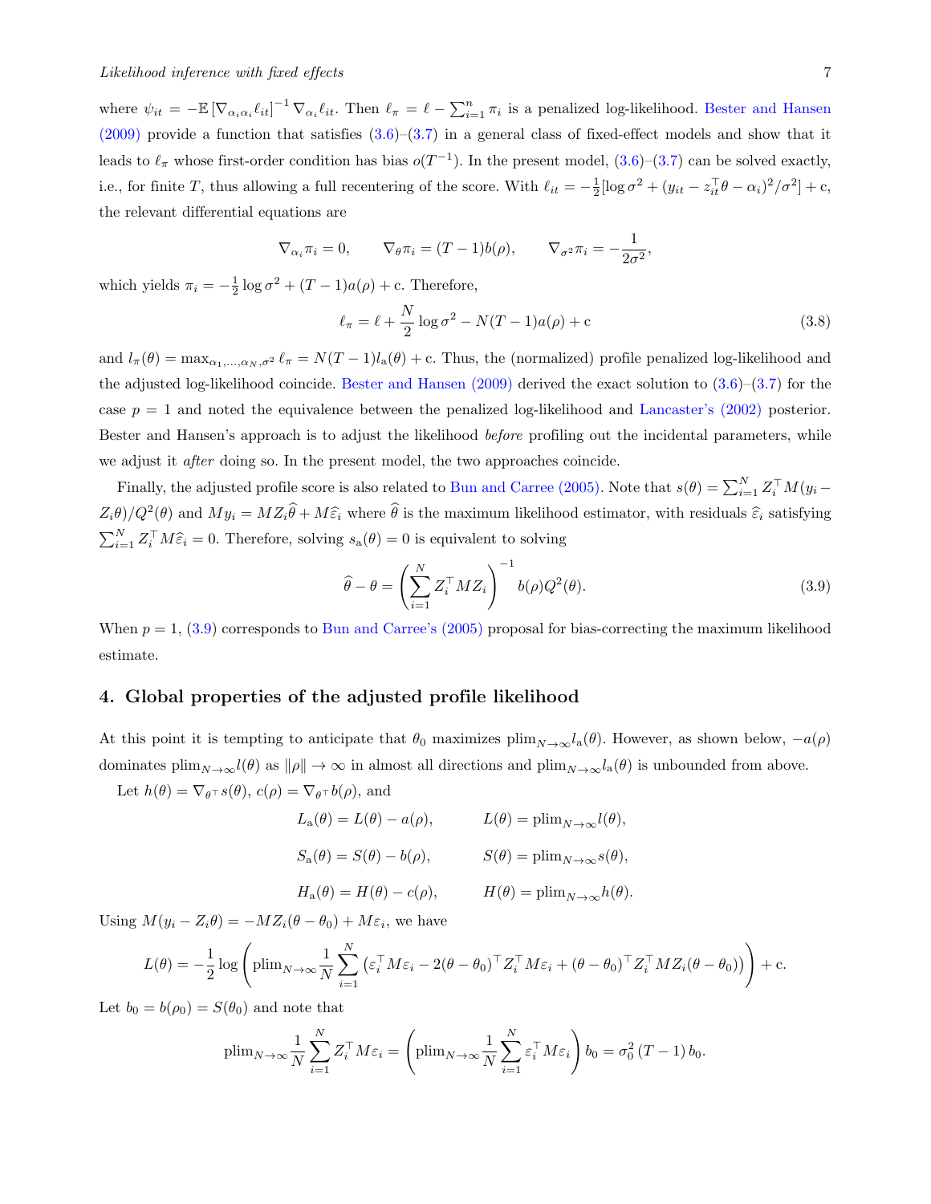where $\psi_{it} = -\mathbb{E}\left[\nabla_{\alpha_i\alpha_i}\ell_{it}\right]^{-1}\nabla_{\alpha_i}\ell_{it}$. Then $\ell_\pi = \ell - \sum_{i=1}^n \pi_i$ is a penalized log-likelihood. Bester and Hansen (2009) provide a function that satisfies (3.6)–(3.7) in a general class of fixed-effect models and show that it leads to $\ell_\pi$ whose first-order condition has bias $o(T^{-1})$. In the present model, (3.6)–(3.7) can be solved exactly, i.e., for finite $T$, thus allowing a full recentering of the score. With $\ell_{it} = -\frac{1}{2}[\log\sigma^2 + (y_{it} - z_{it}^\top\theta - \alpha_i)^2/\sigma^2] + \mathrm{c}$, the relevant differential equations are

$$\nabla_{\alpha_i}\pi_i = 0, \qquad \nabla_\theta \pi_i = (T-1)b(\rho), \qquad \nabla_{\sigma^2}\pi_i = -\frac{1}{2\sigma^2},$$

which yields $\pi_i = -\frac{1}{2}\log\sigma^2 + (T-1)a(\rho) + \mathrm{c}$. Therefore,

$$\ell_\pi = \ell + \frac{N}{2}\log\sigma^2 - N(T-1)a(\rho) + \mathrm{c} \tag{3.8}$$

and $l_\pi(\theta) = \max_{\alpha_1,\ldots,\alpha_N,\sigma^2}\ell_\pi = N(T-1)l_{\mathrm{a}}(\theta) + \mathrm{c}$. Thus, the (normalized) profile penalized log-likelihood and the adjusted log-likelihood coincide. Bester and Hansen (2009) derived the exact solution to (3.6)–(3.7) for the case $p = 1$ and noted the equivalence between the penalized log-likelihood and Lancaster's (2002) posterior. Bester and Hansen's approach is to adjust the likelihood *before* profiling out the incidental parameters, while we adjust it *after* doing so. In the present model, the two approaches coincide.

Finally, the adjusted profile score is also related to Bun and Carree (2005). Note that $s(\theta) = \sum_{i=1}^N Z_i^\top M(y_i - Z_i\theta)/Q^2(\theta)$ and $My_i = MZ_i\widehat{\theta} + M\widehat{\varepsilon}_i$ where $\widehat{\theta}$ is the maximum likelihood estimator, with residuals $\widehat{\varepsilon}_i$ satisfying $\sum_{i=1}^N Z_i^\top M\widehat{\varepsilon}_i = 0$. Therefore, solving $s_{\mathrm{a}}(\theta) = 0$ is equivalent to solving

$$\widehat{\theta} - \theta = \left(\sum_{i=1}^N Z_i^\top M Z_i\right)^{-1} b(\rho)Q^2(\theta). \tag{3.9}$$

When $p = 1$, (3.9) corresponds to Bun and Carree's (2005) proposal for bias-correcting the maximum likelihood estimate.

## 4. Global properties of the adjusted profile likelihood

At this point it is tempting to anticipate that $\theta_0$ maximizes $\mathrm{plim}_{N\to\infty} l_{\mathrm{a}}(\theta)$. However, as shown below, $-a(\rho)$ dominates $\mathrm{plim}_{N\to\infty} l(\theta)$ as $\|\rho\| \to \infty$ in almost all directions and $\mathrm{plim}_{N\to\infty} l_{\mathrm{a}}(\theta)$ is unbounded from above.

Let $h(\theta) = \nabla_{\theta^\top} s(\theta)$, $c(\rho) = \nabla_{\theta^\top} b(\rho)$, and

$$L_{\mathrm{a}}(\theta) = L(\theta) - a(\rho), \qquad L(\theta) = \mathrm{plim}_{N\to\infty} l(\theta),$$

$$S_{\mathrm{a}}(\theta) = S(\theta) - b(\rho), \qquad S(\theta) = \mathrm{plim}_{N\to\infty} s(\theta),$$

$$H_{\mathrm{a}}(\theta) = H(\theta) - c(\rho), \qquad H(\theta) = \mathrm{plim}_{N\to\infty} h(\theta).$$

Using $M(y_i - Z_i\theta) = -MZ_i(\theta - \theta_0) + M\varepsilon_i$, we have

$$L(\theta) = -\frac{1}{2}\log\left(\mathrm{plim}_{N\to\infty}\frac{1}{N}\sum_{i=1}^N\left(\varepsilon_i^\top M\varepsilon_i - 2(\theta-\theta_0)^\top Z_i^\top M\varepsilon_i + (\theta-\theta_0)^\top Z_i^\top MZ_i(\theta-\theta_0)\right)\right) + \mathrm{c}.$$

Let $b_0 = b(\rho_0) = S(\theta_0)$ and note that

$$\mathrm{plim}_{N\to\infty}\frac{1}{N}\sum_{i=1}^N Z_i^\top M\varepsilon_i = \left(\mathrm{plim}_{N\to\infty}\frac{1}{N}\sum_{i=1}^N \varepsilon_i^\top M\varepsilon_i\right)b_0 = \sigma_0^2\,(T-1)\,b_0.$$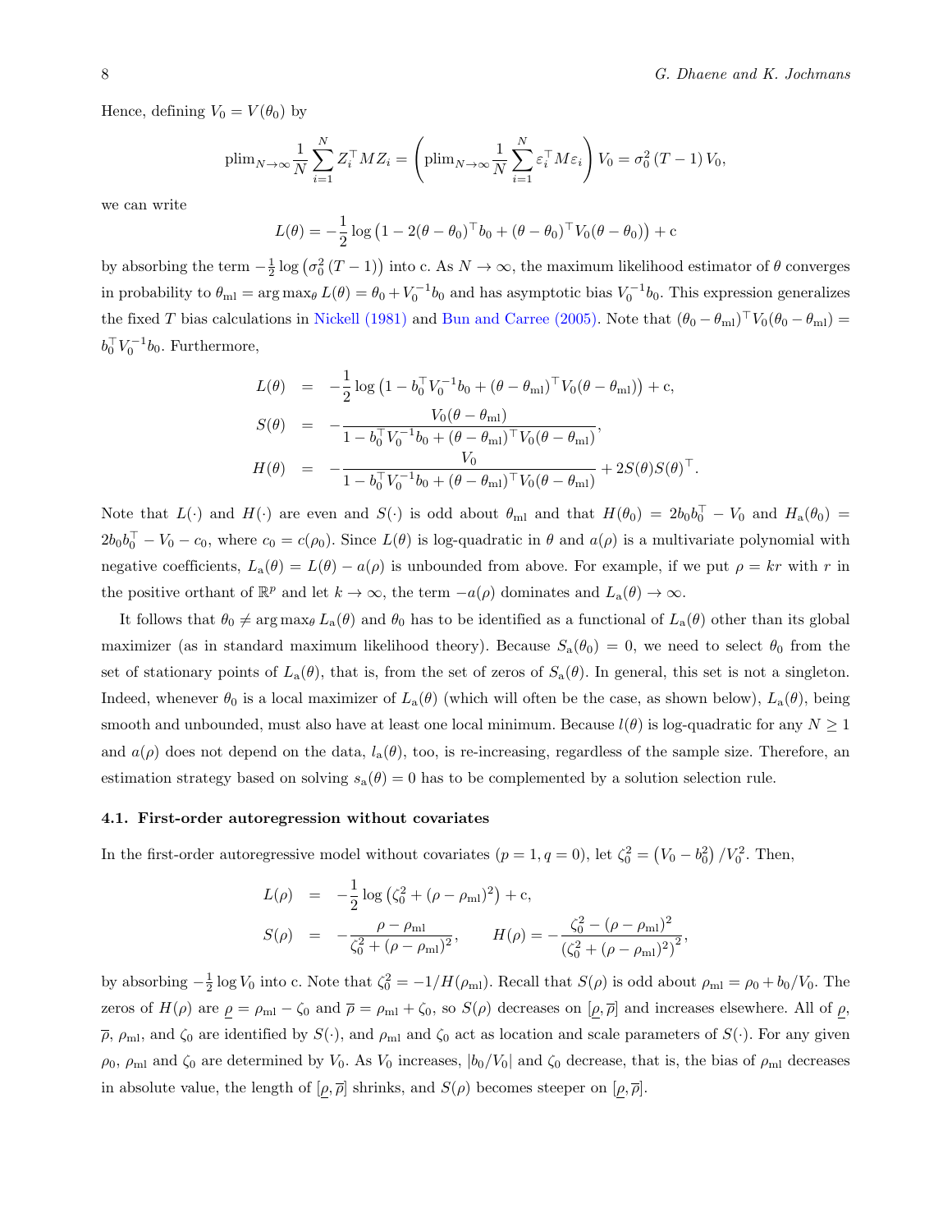Hence, defining $V_0 = V(\theta_0)$ by

$$\text{plim}_{N\to\infty} \frac{1}{N}\sum_{i=1}^{N} Z_i^\top M Z_i = \left(\text{plim}_{N\to\infty} \frac{1}{N}\sum_{i=1}^{N} \varepsilon_i^\top M \varepsilon_i\right) V_0 = \sigma_0^2\,(T-1)\,V_0,$$

we can write

$$L(\theta) = -\frac{1}{2}\log\left(1 - 2(\theta-\theta_0)^\top b_0 + (\theta-\theta_0)^\top V_0 (\theta-\theta_0)\right) + \text{c}$$

by absorbing the term $-\frac{1}{2}\log\left(\sigma_0^2\,(T-1)\right)$ into c. As $N\to\infty$, the maximum likelihood estimator of $\theta$ converges in probability to $\theta_{\text{ml}} = \arg\max_\theta L(\theta) = \theta_0 + V_0^{-1} b_0$ and has asymptotic bias $V_0^{-1}b_0$. This expression generalizes the fixed $T$ bias calculations in Nickell (1981) and Bun and Carree (2005). Note that $(\theta_0 - \theta_{\text{ml}})^\top V_0 (\theta_0 - \theta_{\text{ml}}) = b_0^\top V_0^{-1} b_0$. Furthermore,

$$\begin{aligned}
L(\theta) &= -\frac{1}{2}\log\left(1 - b_0^\top V_0^{-1} b_0 + (\theta - \theta_{\text{ml}})^\top V_0 (\theta-\theta_{\text{ml}})\right) + \text{c}, \\
S(\theta) &= -\frac{V_0(\theta-\theta_{\text{ml}})}{1 - b_0^\top V_0^{-1} b_0 + (\theta - \theta_{\text{ml}})^\top V_0 (\theta-\theta_{\text{ml}})}, \\
H(\theta) &= -\frac{V_0}{1 - b_0^\top V_0^{-1} b_0 + (\theta - \theta_{\text{ml}})^\top V_0 (\theta-\theta_{\text{ml}})} + 2S(\theta)S(\theta)^\top.
\end{aligned}$$

Note that $L(\cdot)$ and $H(\cdot)$ are even and $S(\cdot)$ is odd about $\theta_{\text{ml}}$ and that $H(\theta_0) = 2b_0 b_0^\top - V_0$ and $H_{\text{a}}(\theta_0) = 2b_0 b_0^\top - V_0 - c_0$, where $c_0 = c(\rho_0)$. Since $L(\theta)$ is log-quadratic in $\theta$ and $a(\rho)$ is a multivariate polynomial with negative coefficients, $L_{\text{a}}(\theta) = L(\theta) - a(\rho)$ is unbounded from above. For example, if we put $\rho = kr$ with $r$ in the positive orthant of $\mathbb{R}^p$ and let $k\to\infty$, the term $-a(\rho)$ dominates and $L_{\text{a}}(\theta)\to\infty$.

It follows that $\theta_0 \neq \arg\max_\theta L_{\text{a}}(\theta)$ and $\theta_0$ has to be identified as a functional of $L_{\text{a}}(\theta)$ other than its global maximizer (as in standard maximum likelihood theory). Because $S_{\text{a}}(\theta_0) = 0$, we need to select $\theta_0$ from the set of stationary points of $L_{\text{a}}(\theta)$, that is, from the set of zeros of $S_{\text{a}}(\theta)$. In general, this set is not a singleton. Indeed, whenever $\theta_0$ is a local maximizer of $L_{\text{a}}(\theta)$ (which will often be the case, as shown below), $L_{\text{a}}(\theta)$, being smooth and unbounded, must also have at least one local minimum. Because $l(\theta)$ is log-quadratic for any $N \geq 1$ and $a(\rho)$ does not depend on the data, $l_{\text{a}}(\theta)$, too, is re-increasing, regardless of the sample size. Therefore, an estimation strategy based on solving $s_{\text{a}}(\theta) = 0$ has to be complemented by a solution selection rule.

### 4.1. First-order autoregression without covariates

In the first-order autoregressive model without covariates ($p = 1, q = 0$), let $\zeta_0^2 = \left(V_0 - b_0^2\right)/V_0^2$. Then,

$$\begin{aligned}
L(\rho) &= -\frac{1}{2}\log\left(\zeta_0^2 + (\rho - \rho_{\text{ml}})^2\right) + \text{c}, \\
S(\rho) &= -\frac{\rho - \rho_{\text{ml}}}{\zeta_0^2 + (\rho-\rho_{\text{ml}})^2}, \qquad H(\rho) = -\frac{\zeta_0^2 - (\rho - \rho_{\text{ml}})^2}{\left(\zeta_0^2 + (\rho - \rho_{\text{ml}})^2\right)^2},
\end{aligned}$$

by absorbing $-\frac{1}{2}\log V_0$ into c. Note that $\zeta_0^2 = -1/H(\rho_{\text{ml}})$. Recall that $S(\rho)$ is odd about $\rho_{\text{ml}} = \rho_0 + b_0/V_0$. The zeros of $H(\rho)$ are $\underline{\rho} = \rho_{\text{ml}} - \zeta_0$ and $\overline{\rho} = \rho_{\text{ml}} + \zeta_0$, so $S(\rho)$ decreases on $[\underline{\rho}, \overline{\rho}]$ and increases elsewhere. All of $\underline{\rho}$, $\overline{\rho}$, $\rho_{\text{ml}}$, and $\zeta_0$ are identified by $S(\cdot)$, and $\rho_{\text{ml}}$ and $\zeta_0$ act as location and scale parameters of $S(\cdot)$. For any given $\rho_0$, $\rho_{\text{ml}}$ and $\zeta_0$ are determined by $V_0$. As $V_0$ increases, $|b_0/V_0|$ and $\zeta_0$ decrease, that is, the bias of $\rho_{\text{ml}}$ decreases in absolute value, the length of $[\underline{\rho}, \overline{\rho}]$ shrinks, and $S(\rho)$ becomes steeper on $[\underline{\rho}, \overline{\rho}]$.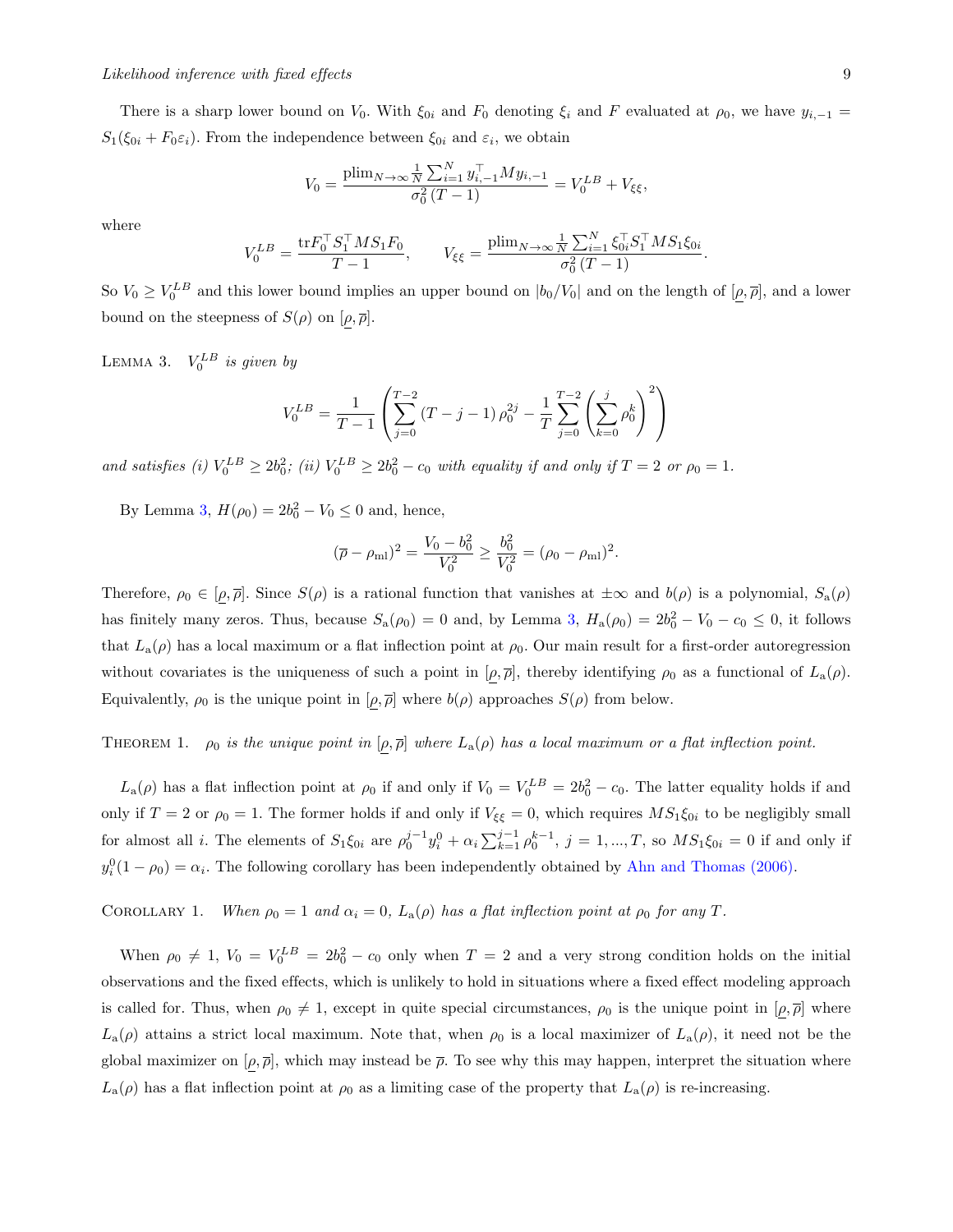There is a sharp lower bound on $V_0$. With $\xi_{0i}$ and $F_0$ denoting $\xi_i$ and $F$ evaluated at $\rho_0$, we have $y_{i,-1} = S_1(\xi_{0i} + F_0\varepsilon_i)$. From the independence between $\xi_{0i}$ and $\varepsilon_i$, we obtain

$$V_0 = \frac{\text{plim}_{N\to\infty}\frac{1}{N}\sum_{i=1}^{N} y_{i,-1}^\top M y_{i,-1}}{\sigma_0^2\,(T-1)} = V_0^{LB} + V_{\xi\xi},$$

where

$$V_0^{LB} = \frac{\text{tr}F_0^\top S_1^\top M S_1 F_0}{T-1}, \qquad V_{\xi\xi} = \frac{\text{plim}_{N\to\infty}\frac{1}{N}\sum_{i=1}^{N}\xi_{0i}^\top S_1^\top M S_1 \xi_{0i}}{\sigma_0^2\,(T-1)}.$$

So $V_0 \geq V_0^{LB}$ and this lower bound implies an upper bound on $|b_0/V_0|$ and on the length of $[\underline{\rho}, \overline{\rho}]$, and a lower bound on the steepness of $S(\rho)$ on $[\underline{\rho}, \overline{\rho}]$.

LEMMA 3. *$V_0^{LB}$ is given by*

$$V_0^{LB} = \frac{1}{T-1}\left(\sum_{j=0}^{T-2}(T-j-1)\,\rho_0^{2j} - \frac{1}{T}\sum_{j=0}^{T-2}\left(\sum_{k=0}^{j}\rho_0^k\right)^2\right)$$

*and satisfies (i) $V_0^{LB} \geq 2b_0^2$; (ii) $V_0^{LB} \geq 2b_0^2 - c_0$ with equality if and only if $T = 2$ or $\rho_0 = 1$.*

By Lemma 3, $H(\rho_0) = 2b_0^2 - V_0 \leq 0$ and, hence,

$$(\overline{\rho} - \rho_{\text{ml}})^2 = \frac{V_0 - b_0^2}{V_0^2} \geq \frac{b_0^2}{V_0^2} = (\rho_0 - \rho_{\text{ml}})^2.$$

Therefore, $\rho_0 \in [\underline{\rho}, \overline{\rho}]$. Since $S(\rho)$ is a rational function that vanishes at $\pm\infty$ and $b(\rho)$ is a polynomial, $S_{\text{a}}(\rho)$ has finitely many zeros. Thus, because $S_{\text{a}}(\rho_0) = 0$ and, by Lemma 3, $H_{\text{a}}(\rho_0) = 2b_0^2 - V_0 - c_0 \leq 0$, it follows that $L_{\text{a}}(\rho)$ has a local maximum or a flat inflection point at $\rho_0$. Our main result for a first-order autoregression without covariates is the uniqueness of such a point in $[\underline{\rho}, \overline{\rho}]$, thereby identifying $\rho_0$ as a functional of $L_{\text{a}}(\rho)$. Equivalently, $\rho_0$ is the unique point in $[\underline{\rho}, \overline{\rho}]$ where $b(\rho)$ approaches $S(\rho)$ from below.

THEOREM 1. *$\rho_0$ is the unique point in $[\underline{\rho}, \overline{\rho}]$ where $L_{\text{a}}(\rho)$ has a local maximum or a flat inflection point.*

$L_{\text{a}}(\rho)$ has a flat inflection point at $\rho_0$ if and only if $V_0 = V_0^{LB} = 2b_0^2 - c_0$. The latter equality holds if and only if $T = 2$ or $\rho_0 = 1$. The former holds if and only if $V_{\xi\xi} = 0$, which requires $MS_1\xi_{0i}$ to be negligibly small for almost all $i$. The elements of $S_1\xi_{0i}$ are $\rho_0^{j-1}y_i^0 + \alpha_i\sum_{k=1}^{j-1}\rho_0^{k-1}$, $j = 1, ..., T$, so $MS_1\xi_{0i} = 0$ if and only if $y_i^0(1-\rho_0) = \alpha_i$. The following corollary has been independently obtained by Ahn and Thomas (2006).

COROLLARY 1. *When $\rho_0 = 1$ and $\alpha_i = 0$, $L_{\text{a}}(\rho)$ has a flat inflection point at $\rho_0$ for any $T$.*

When $\rho_0 \neq 1$, $V_0 = V_0^{LB} = 2b_0^2 - c_0$ only when $T = 2$ and a very strong condition holds on the initial observations and the fixed effects, which is unlikely to hold in situations where a fixed effect modeling approach is called for. Thus, when $\rho_0 \neq 1$, except in quite special circumstances, $\rho_0$ is the unique point in $[\underline{\rho}, \overline{\rho}]$ where $L_{\text{a}}(\rho)$ attains a strict local maximum. Note that, when $\rho_0$ is a local maximizer of $L_{\text{a}}(\rho)$, it need not be the global maximizer on $[\underline{\rho}, \overline{\rho}]$, which may instead be $\overline{\rho}$. To see why this may happen, interpret the situation where $L_{\text{a}}(\rho)$ has a flat inflection point at $\rho_0$ as a limiting case of the property that $L_{\text{a}}(\rho)$ is re-increasing.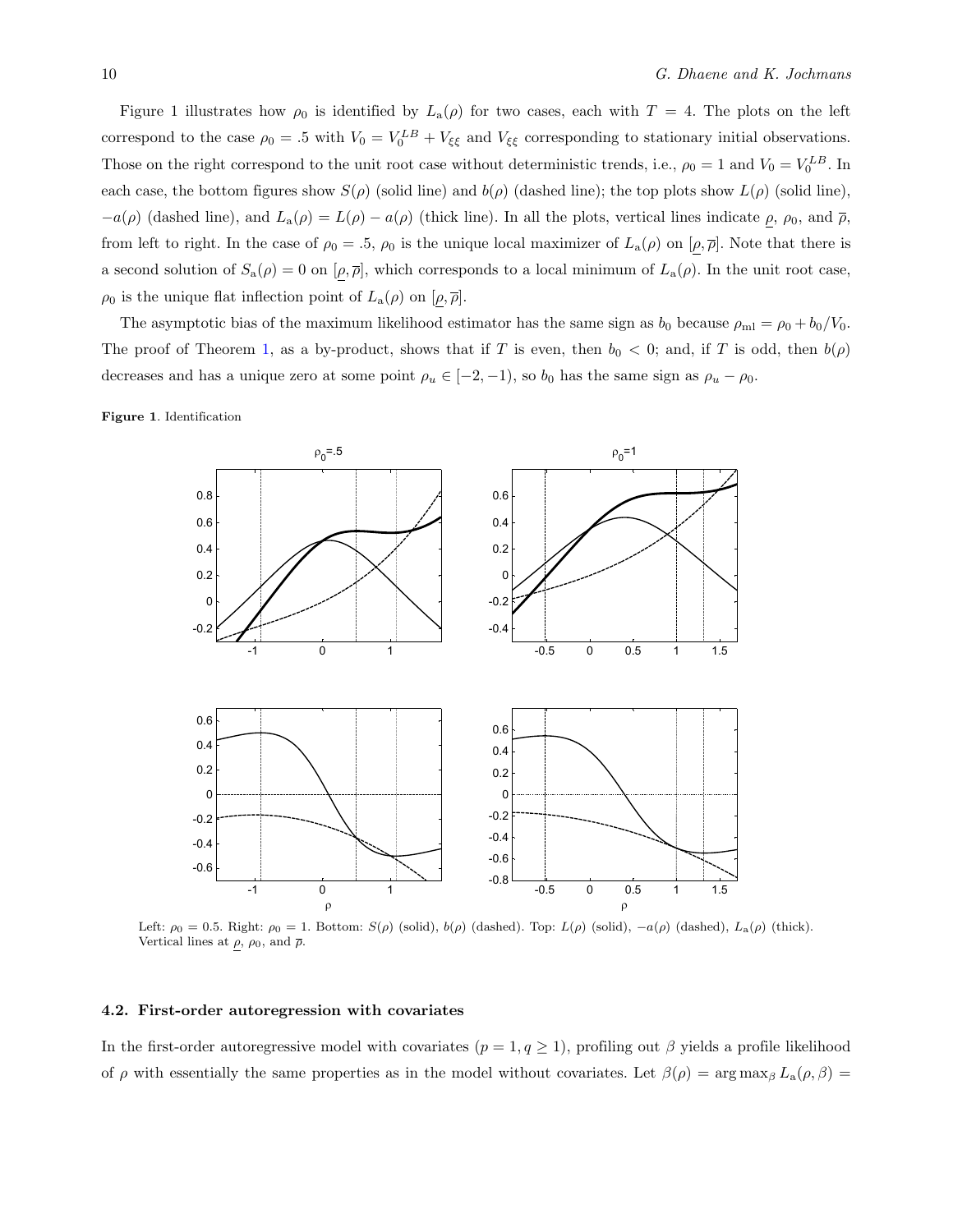Figure 1 illustrates how $\rho_0$ is identified by $L_{\rm a}(\rho)$ for two cases, each with $T = 4$. The plots on the left correspond to the case $\rho_0 = .5$ with $V_0 = V_0^{LB} + V_{\xi\xi}$ and $V_{\xi\xi}$ corresponding to stationary initial observations. Those on the right correspond to the unit root case without deterministic trends, i.e., $\rho_0 = 1$ and $V_0 = V_0^{LB}$. In each case, the bottom figures show $S(\rho)$ (solid line) and $b(\rho)$ (dashed line); the top plots show $L(\rho)$ (solid line), $-a(\rho)$ (dashed line), and $L_{\rm a}(\rho) = L(\rho) - a(\rho)$ (thick line). In all the plots, vertical lines indicate $\underline{\rho}$, $\rho_0$, and $\overline{\rho}$, from left to right. In the case of $\rho_0 = .5$, $\rho_0$ is the unique local maximizer of $L_{\rm a}(\rho)$ on $[\underline{\rho}, \overline{\rho}]$. Note that there is a second solution of $S_{\rm a}(\rho) = 0$ on $[\underline{\rho}, \overline{\rho}]$, which corresponds to a local minimum of $L_{\rm a}(\rho)$. In the unit root case, $\rho_0$ is the unique flat inflection point of $L_{\rm a}(\rho)$ on $[\underline{\rho}, \overline{\rho}]$.

The asymptotic bias of the maximum likelihood estimator has the same sign as $b_0$ because $\rho_{\rm ml} = \rho_0 + b_0/V_0$. The proof of Theorem 1, as a by-product, shows that if $T$ is even, then $b_0 < 0$; and, if $T$ is odd, then $b(\rho)$ decreases and has a unique zero at some point $\rho_u \in [-2, -1)$, so $b_0$ has the same sign as $\rho_u - \rho_0$.

**Figure 1**. Identification

Left: $\rho_0 = 0.5$. Right: $\rho_0 = 1$. Bottom: $S(\rho)$ (solid), $b(\rho)$ (dashed). Top: $L(\rho)$ (solid), $-a(\rho)$ (dashed), $L_{\rm a}(\rho)$ (thick). Vertical lines at $\underline{\rho}$, $\rho_0$, and $\overline{\rho}$.

### 4.2. First-order autoregression with covariates

In the first-order autoregressive model with covariates ($p = 1, q \geq 1$), profiling out $\beta$ yields a profile likelihood of $\rho$ with essentially the same properties as in the model without covariates. Let $\beta(\rho) = \arg\max_\beta L_{\rm a}(\rho, \beta) =$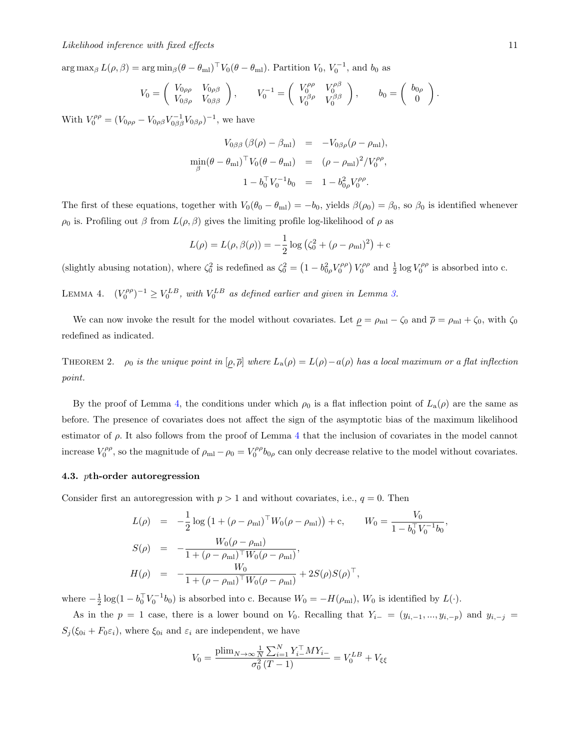$\arg\max_\beta L(\rho, \beta) = \arg\min_\beta (\theta - \theta_{\rm ml})^\top V_0(\theta - \theta_{\rm ml})$. Partition $V_0$, $V_0^{-1}$, and $b_0$ as

$$V_0 = \begin{pmatrix} V_{0\rho\rho} & V_{0\rho\beta} \\ V_{0\beta\rho} & V_{0\beta\beta} \end{pmatrix}, \qquad V_0^{-1} = \begin{pmatrix} V_0^{\rho\rho} & V_0^{\rho\beta} \\ V_0^{\beta\rho} & V_0^{\beta\beta} \end{pmatrix}, \qquad b_0 = \begin{pmatrix} b_{0\rho} \\ 0 \end{pmatrix}.$$

With $V_0^{\rho\rho} = (V_{0\rho\rho} - V_{0\rho\beta} V_{0\beta\beta}^{-1} V_{0\beta\rho})^{-1}$, we have

$$\begin{aligned} V_{0\beta\beta}\,(\beta(\rho) - \beta_{\rm ml}) &= -V_{0\beta\rho}(\rho - \rho_{\rm ml}), \\ \min_\beta (\theta - \theta_{\rm ml})^\top V_0(\theta - \theta_{\rm ml}) &= (\rho - \rho_{\rm ml})^2 / V_0^{\rho\rho}, \\ 1 - b_0^\top V_0^{-1} b_0 &= 1 - b_{0\rho}^2 V_0^{\rho\rho}. \end{aligned}$$

The first of these equations, together with $V_0(\theta_0 - \theta_{\rm ml}) = -b_0$, yields $\beta(\rho_0) = \beta_0$, so $\beta_0$ is identified whenever $\rho_0$ is. Profiling out $\beta$ from $L(\rho, \beta)$ gives the limiting profile log-likelihood of $\rho$ as

$$L(\rho) = L(\rho, \beta(\rho)) = -\frac{1}{2}\log\left(\zeta_0^2 + (\rho - \rho_{\rm ml})^2\right) + {\rm c}$$

(slightly abusing notation), where $\zeta_0^2$ is redefined as $\zeta_0^2 = \left(1 - b_{0\rho}^2 V_0^{\rho\rho}\right) V_0^{\rho\rho}$ and $\frac{1}{2}\log V_0^{\rho\rho}$ is absorbed into c.

LEMMA 4. *$(V_0^{\rho\rho})^{-1} \geq V_0^{LB}$, with $V_0^{LB}$ as defined earlier and given in Lemma 3.*

We can now invoke the result for the model without covariates. Let $\underline{\rho} = \rho_{\rm ml} - \zeta_0$ and $\overline{\rho} = \rho_{\rm ml} + \zeta_0$, with $\zeta_0$ redefined as indicated.

THEOREM 2. *$\rho_0$ is the unique point in $[\underline{\rho}, \overline{\rho}]$ where $L_{\rm a}(\rho) = L(\rho) - a(\rho)$ has a local maximum or a flat inflection point.*

By the proof of Lemma 4, the conditions under which $\rho_0$ is a flat inflection point of $L_{\rm a}(\rho)$ are the same as before. The presence of covariates does not affect the sign of the asymptotic bias of the maximum likelihood estimator of $\rho$. It also follows from the proof of Lemma 4 that the inclusion of covariates in the model cannot increase $V_0^{\rho\rho}$, so the magnitude of $\rho_{\rm ml} - \rho_0 = V_0^{\rho\rho} b_{0\rho}$ can only decrease relative to the model without covariates.

### 4.3. $p$th-order autoregression

Consider first an autoregression with $p > 1$ and without covariates, i.e., $q = 0$. Then

$$\begin{aligned} L(\rho) &= -\frac{1}{2}\log\left(1 + (\rho - \rho_{\rm ml})^\top W_0 (\rho - \rho_{\rm ml})\right) + {\rm c}, \qquad W_0 = \frac{V_0}{1 - b_0^\top V_0^{-1} b_0}, \\ S(\rho) &= -\frac{W_0(\rho - \rho_{\rm ml})}{1 + (\rho - \rho_{\rm ml})^\top W_0 (\rho - \rho_{\rm ml})}, \\ H(\rho) &= -\frac{W_0}{1 + (\rho - \rho_{\rm ml})^\top W_0 (\rho - \rho_{\rm ml})} + 2S(\rho)S(\rho)^\top, \end{aligned}$$

where $-\frac{1}{2}\log(1 - b_0^\top V_0^{-1} b_0)$ is absorbed into c. Because $W_0 = -H(\rho_{\rm ml})$, $W_0$ is identified by $L(\cdot)$.

As in the $p = 1$ case, there is a lower bound on $V_0$. Recalling that $Y_{i-} = (y_{i,-1}, ..., y_{i,-p})$ and $y_{i,-j} = S_j(\xi_{0i} + F_0 \varepsilon_i)$, where $\xi_{0i}$ and $\varepsilon_i$ are independent, we have

$$V_0 = \frac{\text{plim}_{N\to\infty} \frac{1}{N}\sum_{i=1}^N Y_{i-}^\top M Y_{i-}}{\sigma_0^2 \,(T-1)} = V_0^{LB} + V_{\xi\xi}$$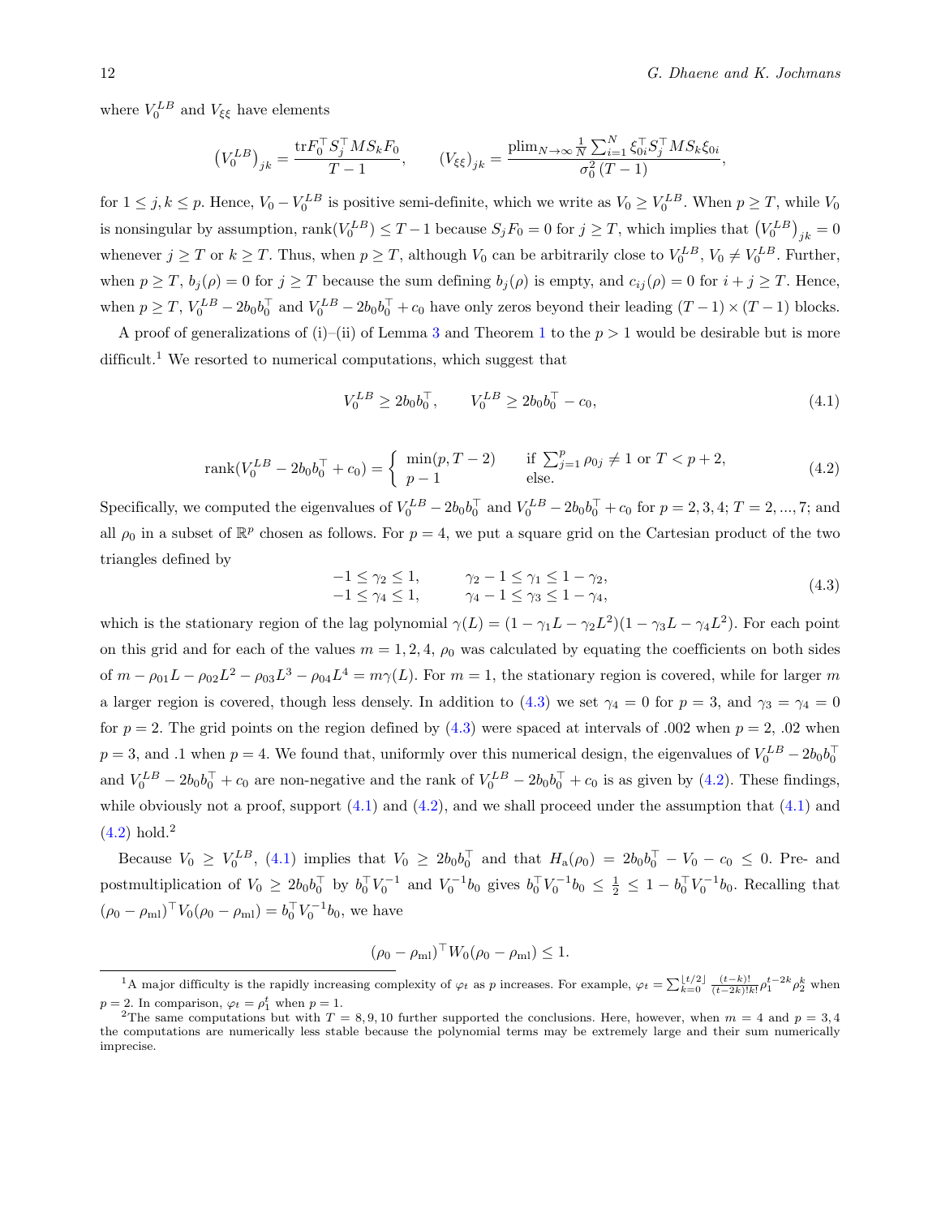where $V_0^{LB}$ and $V_{\xi\xi}$ have elements

$$\left(V_0^{LB}\right)_{jk} = \frac{\mathrm{tr} F_0^\top S_j^\top M S_k F_0}{T-1}, \qquad \left(V_{\xi\xi}\right)_{jk} = \frac{\mathrm{plim}_{N\to\infty} \frac{1}{N}\sum_{i=1}^N \xi_{0i}^\top S_j^\top M S_k \xi_{0i}}{\sigma_0^2 (T-1)},$$

for $1 \le j,k \le p$. Hence, $V_0 - V_0^{LB}$ is positive semi-definite, which we write as $V_0 \ge V_0^{LB}$. When $p \ge T$, while $V_0$ is nonsingular by assumption, $\mathrm{rank}(V_0^{LB}) \le T-1$ because $S_j F_0 = 0$ for $j \ge T$, which implies that $\left(V_0^{LB}\right)_{jk} = 0$ whenever $j \ge T$ or $k \ge T$. Thus, when $p \ge T$, although $V_0$ can be arbitrarily close to $V_0^{LB}$, $V_0 \neq V_0^{LB}$. Further, when $p \ge T$, $b_j(\rho) = 0$ for $j \ge T$ because the sum defining $b_j(\rho)$ is empty, and $c_{ij}(\rho) = 0$ for $i+j \ge T$. Hence, when $p \ge T$, $V_0^{LB} - 2b_0 b_0^\top$ and $V_0^{LB} - 2b_0 b_0^\top + c_0$ have only zeros beyond their leading $(T-1)\times(T-1)$ blocks.

A proof of generalizations of (i)–(ii) of Lemma 3 and Theorem 1 to the $p > 1$ would be desirable but is more difficult.[1] We resorted to numerical computations, which suggest that

$$V_0^{LB} \ge 2b_0 b_0^\top, \qquad V_0^{LB} \ge 2b_0 b_0^\top - c_0, \tag{4.1}$$

$$\mathrm{rank}(V_0^{LB} - 2b_0 b_0^\top + c_0) = \begin{cases} \min(p, T-2) & \text{if } \sum_{j=1}^p \rho_{0j} \neq 1 \text{ or } T < p+2, \\ p-1 & \text{else.} \end{cases} \tag{4.2}$$

Specifically, we computed the eigenvalues of $V_0^{LB} - 2b_0 b_0^\top$ and $V_0^{LB} - 2b_0 b_0^\top + c_0$ for $p = 2,3,4$; $T = 2,...,7$; and all $\rho_0$ in a subset of $\mathbb{R}^p$ chosen as follows. For $p = 4$, we put a square grid on the Cartesian product of the two triangles defined by

$$\begin{array}{ll} -1 \le \gamma_2 \le 1, & \gamma_2 - 1 \le \gamma_1 \le 1 - \gamma_2, \\ -1 \le \gamma_4 \le 1, & \gamma_4 - 1 \le \gamma_3 \le 1 - \gamma_4, \end{array} \tag{4.3}$$

which is the stationary region of the lag polynomial $\gamma(L) = (1 - \gamma_1 L - \gamma_2 L^2)(1 - \gamma_3 L - \gamma_4 L^2)$. For each point on this grid and for each of the values $m = 1,2,4$, $\rho_0$ was calculated by equating the coefficients on both sides of $m - \rho_{01} L - \rho_{02} L^2 - \rho_{03} L^3 - \rho_{04} L^4 = m\gamma(L)$. For $m = 1$, the stationary region is covered, while for larger $m$ a larger region is covered, though less densely. In addition to (4.3) we set $\gamma_4 = 0$ for $p = 3$, and $\gamma_3 = \gamma_4 = 0$ for $p = 2$. The grid points on the region defined by (4.3) were spaced at intervals of .002 when $p = 2$, .02 when $p = 3$, and .1 when $p = 4$. We found that, uniformly over this numerical design, the eigenvalues of $V_0^{LB} - 2b_0 b_0^\top$ and $V_0^{LB} - 2b_0 b_0^\top + c_0$ are non-negative and the rank of $V_0^{LB} - 2b_0 b_0^\top + c_0$ is as given by (4.2). These findings, while obviously not a proof, support (4.1) and (4.2), and we shall proceed under the assumption that (4.1) and (4.2) hold.[2]

Because $V_0 \ge V_0^{LB}$, (4.1) implies that $V_0 \ge 2b_0 b_0^\top$ and that $H_{\mathrm{a}}(\rho_0) = 2b_0 b_0^\top - V_0 - c_0 \le 0$. Pre- and postmultiplication of $V_0 \ge 2b_0 b_0^\top$ by $b_0^\top V_0^{-1}$ and $V_0^{-1} b_0$ gives $b_0^\top V_0^{-1} b_0 \le \frac{1}{2} \le 1 - b_0^\top V_0^{-1} b_0$. Recalling that $(\rho_0 - \rho_{\mathrm{ml}})^\top V_0 (\rho_0 - \rho_{\mathrm{ml}}) = b_0^\top V_0^{-1} b_0$, we have

$$(\rho_0 - \rho_{\mathrm{ml}})^\top W_0 (\rho_0 - \rho_{\mathrm{ml}}) \le 1.$$

---

[1] A major difficulty is the rapidly increasing complexity of $\varphi_t$ as $p$ increases. For example, $\varphi_t = \sum_{k=0}^{\lfloor t/2 \rfloor} \frac{(t-k)!}{(t-2k)!k!} \rho_1^{t-2k} \rho_2^k$ when $p = 2$. In comparison, $\varphi_t = \rho_1^t$ when $p = 1$.

[2] The same computations but with $T = 8,9,10$ further supported the conclusions. Here, however, when $m = 4$ and $p = 3,4$ the computations are numerically less stable because the polynomial terms may be extremely large and their sum numerically imprecise.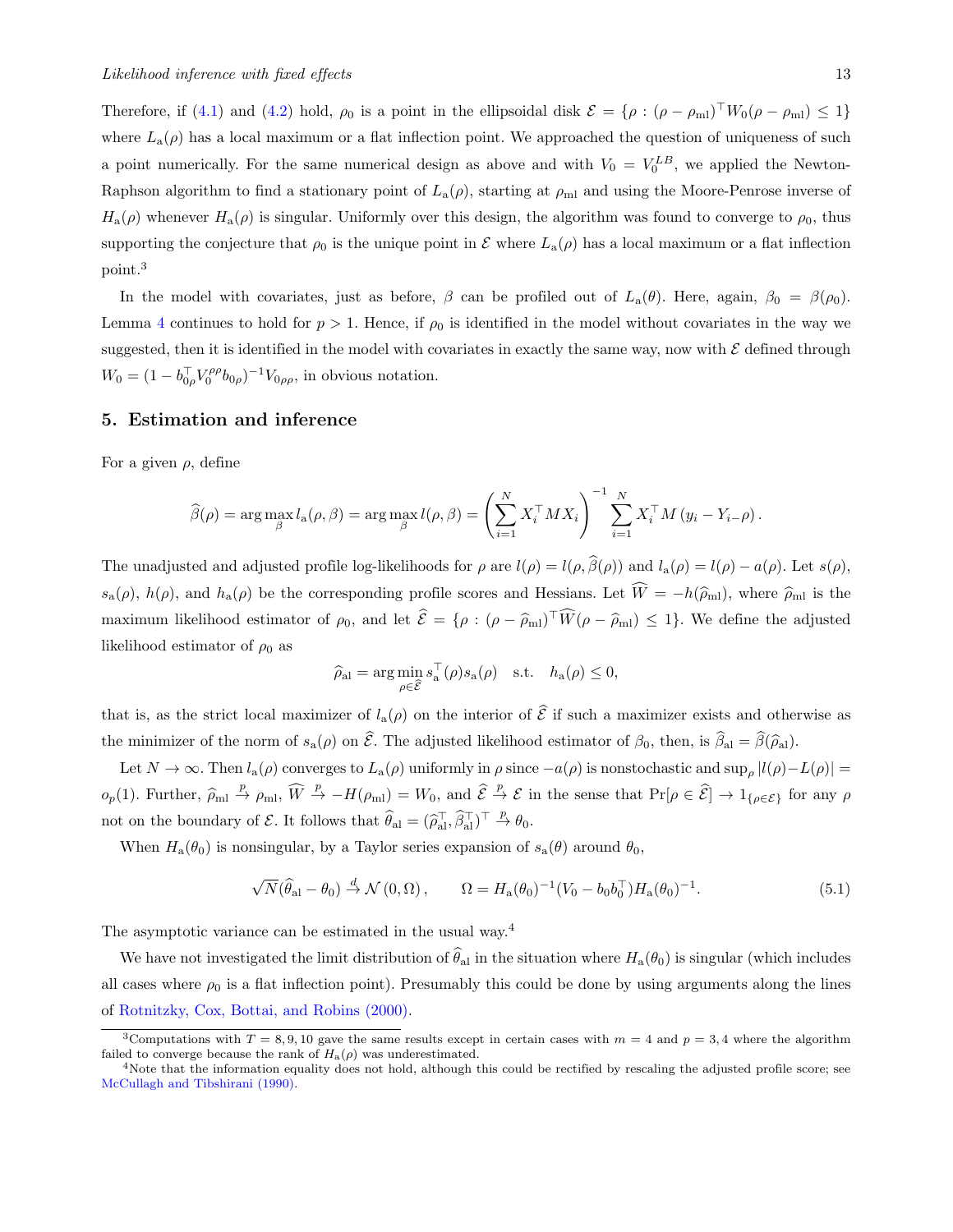Therefore, if (4.1) and (4.2) hold, $\rho_0$ is a point in the ellipsoidal disk $\mathcal{E} = \{\rho : (\rho - \rho_{\text{ml}})^\top W_0(\rho - \rho_{\text{ml}}) \leq 1\}$ where $L_{\text{a}}(\rho)$ has a local maximum or a flat inflection point. We approached the question of uniqueness of such a point numerically. For the same numerical design as above and with $V_0 = V_0^{LB}$, we applied the Newton-Raphson algorithm to find a stationary point of $L_{\text{a}}(\rho)$, starting at $\rho_{\text{ml}}$ and using the Moore-Penrose inverse of $H_{\text{a}}(\rho)$ whenever $H_{\text{a}}(\rho)$ is singular. Uniformly over this design, the algorithm was found to converge to $\rho_0$, thus supporting the conjecture that $\rho_0$ is the unique point in $\mathcal{E}$ where $L_{\text{a}}(\rho)$ has a local maximum or a flat inflection point.[3]

In the model with covariates, just as before, $\beta$ can be profiled out of $L_{\text{a}}(\theta)$. Here, again, $\beta_0 = \beta(\rho_0)$. Lemma 4 continues to hold for $p > 1$. Hence, if $\rho_0$ is identified in the model without covariates in the way we suggested, then it is identified in the model with covariates in exactly the same way, now with $\mathcal{E}$ defined through $W_0 = (1 - b_{0\rho}^\top V_0^{\rho\rho} b_{0\rho})^{-1} V_{0\rho\rho}$, in obvious notation.

## 5. Estimation and inference

For a given $\rho$, define

$$\widehat{\beta}(\rho) = \arg\max_{\beta} l_{\text{a}}(\rho, \beta) = \arg\max_{\beta} l(\rho, \beta) = \left(\sum_{i=1}^{N} X_i^\top M X_i\right)^{-1} \sum_{i=1}^{N} X_i^\top M \left(y_i - Y_{i-}\rho\right).$$

The unadjusted and adjusted profile log-likelihoods for $\rho$ are $l(\rho) = l(\rho, \widehat{\beta}(\rho))$ and $l_{\text{a}}(\rho) = l(\rho) - a(\rho)$. Let $s(\rho)$, $s_{\text{a}}(\rho)$, $h(\rho)$, and $h_{\text{a}}(\rho)$ be the corresponding profile scores and Hessians. Let $\widehat{W} = -h(\widehat{\rho}_{\text{ml}})$, where $\widehat{\rho}_{\text{ml}}$ is the maximum likelihood estimator of $\rho_0$, and let $\widehat{\mathcal{E}} = \{\rho : (\rho - \widehat{\rho}_{\text{ml}})^\top \widehat{W} (\rho - \widehat{\rho}_{\text{ml}}) \leq 1\}$. We define the adjusted likelihood estimator of $\rho_0$ as

$$\widehat{\rho}_{\text{al}} = \arg\min_{\rho \in \widehat{\mathcal{E}}} s_{\text{a}}^\top(\rho) s_{\text{a}}(\rho) \quad \text{s.t.} \quad h_{\text{a}}(\rho) \leq 0,$$

that is, as the strict local maximizer of $l_{\text{a}}(\rho)$ on the interior of $\widehat{\mathcal{E}}$ if such a maximizer exists and otherwise as the minimizer of the norm of $s_{\text{a}}(\rho)$ on $\widehat{\mathcal{E}}$. The adjusted likelihood estimator of $\beta_0$, then, is $\widehat{\beta}_{\text{al}} = \widehat{\beta}(\widehat{\rho}_{\text{al}})$.

Let $N \to \infty$. Then $l_{\text{a}}(\rho)$ converges to $L_{\text{a}}(\rho)$ uniformly in $\rho$ since $-a(\rho)$ is nonstochastic and $\sup_\rho |l(\rho) - L(\rho)| = o_p(1)$. Further, $\widehat{\rho}_{\text{ml}} \xrightarrow{p} \rho_{\text{ml}}$, $\widehat{W} \xrightarrow{p} -H(\rho_{\text{ml}}) = W_0$, and $\widehat{\mathcal{E}} \xrightarrow{p} \mathcal{E}$ in the sense that $\Pr[\rho \in \widehat{\mathcal{E}}] \to 1_{\{\rho \in \mathcal{E}\}}$ for any $\rho$ not on the boundary of $\mathcal{E}$. It follows that $\widehat{\theta}_{\text{al}} = (\widehat{\rho}_{\text{al}}^\top, \widehat{\beta}_{\text{al}}^\top)^\top \xrightarrow{p} \theta_0$.

When $H_{\text{a}}(\theta_0)$ is nonsingular, by a Taylor series expansion of $s_{\text{a}}(\theta)$ around $\theta_0$,

$$\sqrt{N}(\widehat{\theta}_{\text{al}} - \theta_0) \xrightarrow{d} \mathcal{N}(0, \Omega), \qquad \Omega = H_{\text{a}}(\theta_0)^{-1}(V_0 - b_0 b_0^\top) H_{\text{a}}(\theta_0)^{-1}. \tag{5.1}$$

The asymptotic variance can be estimated in the usual way.[4]

We have not investigated the limit distribution of $\widehat{\theta}_{\text{al}}$ in the situation where $H_{\text{a}}(\theta_0)$ is singular (which includes all cases where $\rho_0$ is a flat inflection point). Presumably this could be done by using arguments along the lines of Rotnitzky, Cox, Bottai, and Robins (2000).

---

[3] Computations with $T = 8, 9, 10$ gave the same results except in certain cases with $m = 4$ and $p = 3, 4$ where the algorithm failed to converge because the rank of $H_{\text{a}}(\rho)$ was underestimated.

[4] Note that the information equality does not hold, although this could be rectified by rescaling the adjusted profile score; see McCullagh and Tibshirani (1990).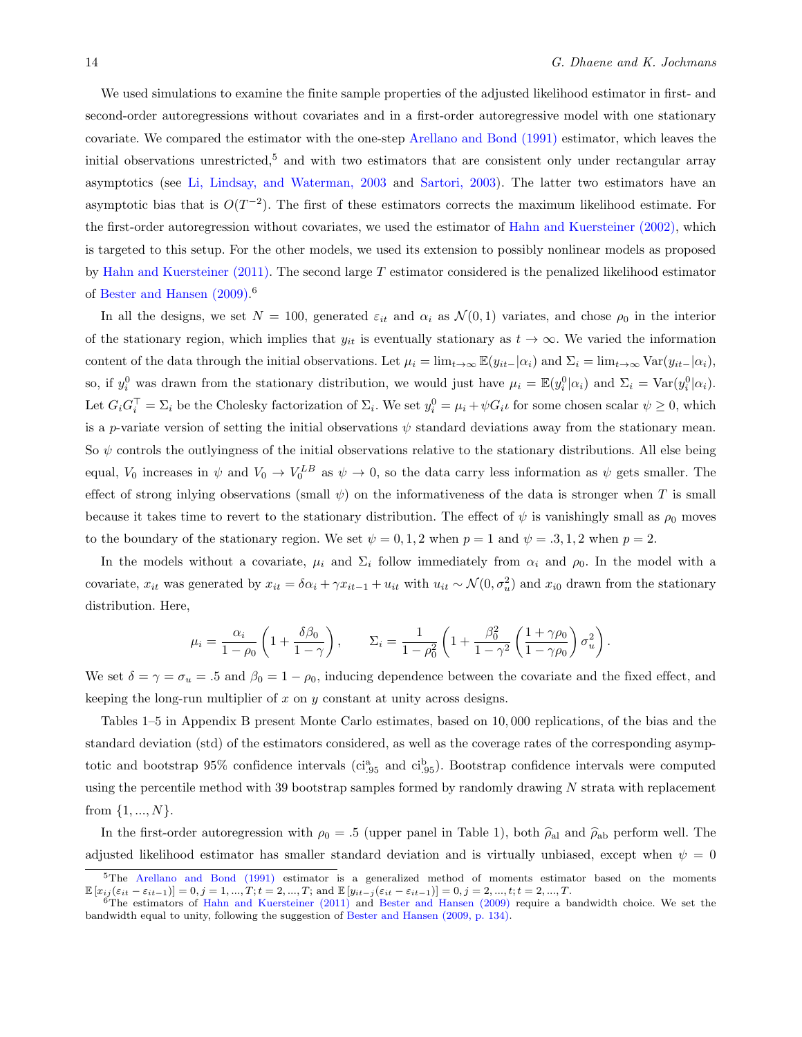We used simulations to examine the finite sample properties of the adjusted likelihood estimator in first- and second-order autoregressions without covariates and in a first-order autoregressive model with one stationary covariate. We compared the estimator with the one-step Arellano and Bond (1991) estimator, which leaves the initial observations unrestricted,[5] and with two estimators that are consistent only under rectangular array asymptotics (see Li, Lindsay, and Waterman, 2003 and Sartori, 2003). The latter two estimators have an asymptotic bias that is $O(T^{-2})$. The first of these estimators corrects the maximum likelihood estimate. For the first-order autoregression without covariates, we used the estimator of Hahn and Kuersteiner (2002), which is targeted to this setup. For the other models, we used its extension to possibly nonlinear models as proposed by Hahn and Kuersteiner (2011). The second large $T$ estimator considered is the penalized likelihood estimator of Bester and Hansen (2009).[6]

In all the designs, we set $N = 100$, generated $\varepsilon_{it}$ and $\alpha_i$ as $\mathcal{N}(0,1)$ variates, and chose $\rho_0$ in the interior of the stationary region, which implies that $y_{it}$ is eventually stationary as $t \to \infty$. We varied the information content of the data through the initial observations. Let $\mu_i = \lim_{t\to\infty} \mathbb{E}(y_{it-}|\alpha_i)$ and $\Sigma_i = \lim_{t\to\infty} \mathrm{Var}(y_{it-}|\alpha_i)$, so, if $y_i^0$ was drawn from the stationary distribution, we would just have $\mu_i = \mathbb{E}(y_i^0|\alpha_i)$ and $\Sigma_i = \mathrm{Var}(y_i^0|\alpha_i)$. Let $G_i G_i^\top = \Sigma_i$ be the Cholesky factorization of $\Sigma_i$. We set $y_i^0 = \mu_i + \psi G_i \iota$ for some chosen scalar $\psi \geq 0$, which is a $p$-variate version of setting the initial observations $\psi$ standard deviations away from the stationary mean. So $\psi$ controls the outlyingness of the initial observations relative to the stationary distributions. All else being equal, $V_0$ increases in $\psi$ and $V_0 \to V_0^{LB}$ as $\psi \to 0$, so the data carry less information as $\psi$ gets smaller. The effect of strong inlying observations (small $\psi$) on the informativeness of the data is stronger when $T$ is small because it takes time to revert to the stationary distribution. The effect of $\psi$ is vanishingly small as $\rho_0$ moves to the boundary of the stationary region. We set $\psi = 0, 1, 2$ when $p = 1$ and $\psi = .3, 1, 2$ when $p = 2$.

In the models without a covariate, $\mu_i$ and $\Sigma_i$ follow immediately from $\alpha_i$ and $\rho_0$. In the model with a covariate, $x_{it}$ was generated by $x_{it} = \delta\alpha_i + \gamma x_{it-1} + u_{it}$ with $u_{it} \sim \mathcal{N}(0, \sigma_u^2)$ and $x_{i0}$ drawn from the stationary distribution. Here,

$$\mu_i = \frac{\alpha_i}{1-\rho_0}\left(1 + \frac{\delta\beta_0}{1-\gamma}\right), \qquad \Sigma_i = \frac{1}{1-\rho_0^2}\left(1 + \frac{\beta_0^2}{1-\gamma^2}\left(\frac{1+\gamma\rho_0}{1-\gamma\rho_0}\right)\sigma_u^2\right).$$

We set $\delta = \gamma = \sigma_u = .5$ and $\beta_0 = 1 - \rho_0$, inducing dependence between the covariate and the fixed effect, and keeping the long-run multiplier of $x$ on $y$ constant at unity across designs.

Tables 1–5 in Appendix B present Monte Carlo estimates, based on 10,000 replications, of the bias and the standard deviation (std) of the estimators considered, as well as the coverage rates of the corresponding asymptotic and bootstrap 95% confidence intervals ($\mathrm{ci}^{\mathrm{a}}_{.95}$ and $\mathrm{ci}^{\mathrm{b}}_{.95}$). Bootstrap confidence intervals were computed using the percentile method with 39 bootstrap samples formed by randomly drawing $N$ strata with replacement from $\{1, ..., N\}$.

In the first-order autoregression with $\rho_0 = .5$ (upper panel in Table 1), both $\widehat{\rho}_{\mathrm{al}}$ and $\widehat{\rho}_{\mathrm{ab}}$ perform well. The adjusted likelihood estimator has smaller standard deviation and is virtually unbiased, except when $\psi = 0$

[5] The Arellano and Bond (1991) estimator is a generalized method of moments estimator based on the moments $\mathbb{E}\left[x_{ij}(\varepsilon_{it} - \varepsilon_{it-1})\right] = 0, j = 1, ..., T; t = 2, ..., T$; and $\mathbb{E}\left[y_{it-j}(\varepsilon_{it} - \varepsilon_{it-1})\right] = 0, j = 2, ..., t; t = 2, ..., T$.

[6] The estimators of Hahn and Kuersteiner (2011) and Bester and Hansen (2009) require a bandwidth choice. We set the bandwidth equal to unity, following the suggestion of Bester and Hansen (2009, p. 134).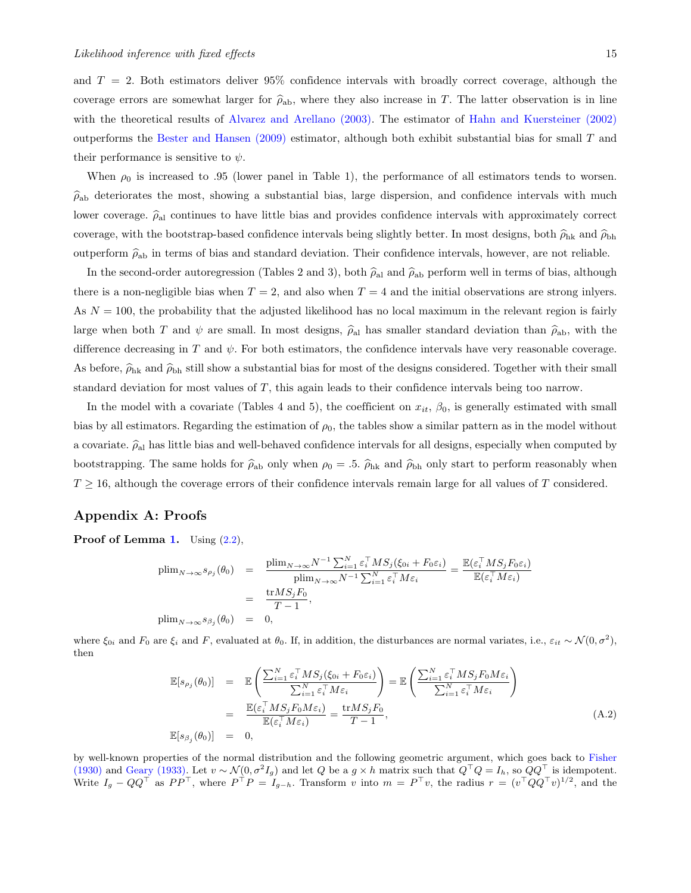and $T = 2$. Both estimators deliver 95% confidence intervals with broadly correct coverage, although the coverage errors are somewhat larger for $\widehat{\rho}_{\rm ab}$, where they also increase in $T$. The latter observation is in line with the theoretical results of Alvarez and Arellano (2003). The estimator of Hahn and Kuersteiner (2002) outperforms the Bester and Hansen (2009) estimator, although both exhibit substantial bias for small $T$ and their performance is sensitive to $\psi$.

When $\rho_0$ is increased to .95 (lower panel in Table 1), the performance of all estimators tends to worsen. $\widehat{\rho}_{\rm ab}$ deteriorates the most, showing a substantial bias, large dispersion, and confidence intervals with much lower coverage. $\widehat{\rho}_{\rm al}$ continues to have little bias and provides confidence intervals with approximately correct coverage, with the bootstrap-based confidence intervals being slightly better. In most designs, both $\widehat{\rho}_{\rm hk}$ and $\widehat{\rho}_{\rm bh}$ outperform $\widehat{\rho}_{\rm ab}$ in terms of bias and standard deviation. Their confidence intervals, however, are not reliable.

In the second-order autoregression (Tables 2 and 3), both $\widehat{\rho}_{\rm al}$ and $\widehat{\rho}_{\rm ab}$ perform well in terms of bias, although there is a non-negligible bias when $T = 2$, and also when $T = 4$ and the initial observations are strong inlyers. As $N = 100$, the probability that the adjusted likelihood has no local maximum in the relevant region is fairly large when both $T$ and $\psi$ are small. In most designs, $\widehat{\rho}_{\rm al}$ has smaller standard deviation than $\widehat{\rho}_{\rm ab}$, with the difference decreasing in $T$ and $\psi$. For both estimators, the confidence intervals have very reasonable coverage. As before, $\widehat{\rho}_{\rm hk}$ and $\widehat{\rho}_{\rm bh}$ still show a substantial bias for most of the designs considered. Together with their small standard deviation for most values of $T$, this again leads to their confidence intervals being too narrow.

In the model with a covariate (Tables 4 and 5), the coefficient on $x_{it}$, $\beta_0$, is generally estimated with small bias by all estimators. Regarding the estimation of $\rho_0$, the tables show a similar pattern as in the model without a covariate. $\widehat{\rho}_{\rm al}$ has little bias and well-behaved confidence intervals for all designs, especially when computed by bootstrapping. The same holds for $\widehat{\rho}_{\rm ab}$ only when $\rho_0 = .5$. $\widehat{\rho}_{\rm hk}$ and $\widehat{\rho}_{\rm bh}$ only start to perform reasonably when $T \geq 16$, although the coverage errors of their confidence intervals remain large for all values of $T$ considered.

## Appendix A: Proofs

**Proof of Lemma 1.** Using (2.2),

$$
\begin{aligned}
\operatorname{plim}_{N\to\infty} s_{\rho_j}(\theta_0) &= \frac{\operatorname{plim}_{N\to\infty} N^{-1}\sum_{i=1}^N \varepsilon_i^\top M S_j(\xi_{0i} + F_0\varepsilon_i)}{\operatorname{plim}_{N\to\infty} N^{-1}\sum_{i=1}^N \varepsilon_i^\top M \varepsilon_i} = \frac{\mathbb{E}(\varepsilon_i^\top M S_j F_0 \varepsilon_i)}{\mathbb{E}(\varepsilon_i^\top M\varepsilon_i)} \\
&= \frac{\operatorname{tr} M S_j F_0}{T-1}, \\
\operatorname{plim}_{N\to\infty} s_{\beta_j}(\theta_0) &= 0,
\end{aligned}
$$

where $\xi_{0i}$ and $F_0$ are $\xi_i$ and $F$, evaluated at $\theta_0$. If, in addition, the disturbances are normal variates, i.e., $\varepsilon_{it} \sim \mathcal{N}(0, \sigma^2)$, then

$$
\begin{aligned}
\mathbb{E}[s_{\rho_j}(\theta_0)] &= \mathbb{E}\left(\frac{\sum_{i=1}^N \varepsilon_i^\top M S_j(\xi_{0i} + F_0\varepsilon_i)}{\sum_{i=1}^N \varepsilon_i^\top M\varepsilon_i}\right) = \mathbb{E}\left(\frac{\sum_{i=1}^N \varepsilon_i^\top M S_j F_0 M\varepsilon_i}{\sum_{i=1}^N \varepsilon_i^\top M\varepsilon_i}\right) \\
&= \frac{\mathbb{E}(\varepsilon_i^\top M S_j F_0 M\varepsilon_i)}{\mathbb{E}(\varepsilon_i^\top M\varepsilon_i)} = \frac{\operatorname{tr} M S_j F_0}{T-1}, \\
\mathbb{E}[s_{\beta_j}(\theta_0)] &= 0,
\end{aligned}
\tag{A.2}
$$

by well-known properties of the normal distribution and the following geometric argument, which goes back to Fisher (1930) and Geary (1933). Let $v \sim \mathcal{N}(0, \sigma^2 I_g)$ and let $Q$ be a $g \times h$ matrix such that $Q^\top Q = I_h$, so $QQ^\top$ is idempotent. Write $I_g - QQ^\top$ as $PP^\top$, where $P^\top P = I_{g-h}$. Transform $v$ into $m = P^\top v$, the radius $r = (v^\top QQ^\top v)^{1/2}$, and the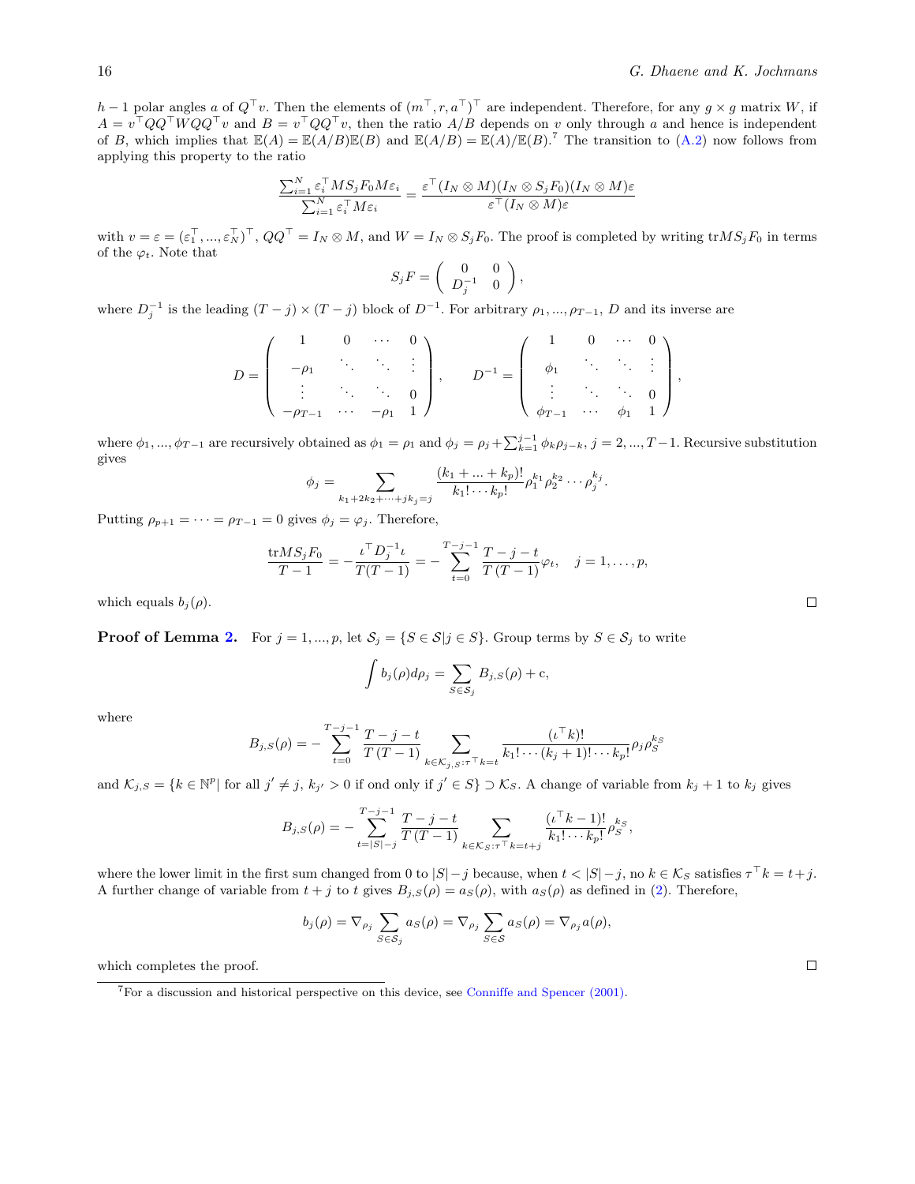$h-1$ polar angles $a$ of $Q^\top v$. Then the elements of $(m^\top, r, a^\top)^\top$ are independent. Therefore, for any $g \times g$ matrix $W$, if $A = v^\top QQ^\top WQQ^\top v$ and $B = v^\top QQ^\top v$, then the ratio $A/B$ depends on $v$ only through $a$ and hence is independent of $B$, which implies that $\mathbb{E}(A) = \mathbb{E}(A/B)\mathbb{E}(B)$ and $\mathbb{E}(A/B) = \mathbb{E}(A)/\mathbb{E}(B)$.[7] The transition to (A.2) now follows from applying this property to the ratio

$$\frac{\sum_{i=1}^N \varepsilon_i^\top MS_jF_0M\varepsilon_i}{\sum_{i=1}^N \varepsilon_i^\top M\varepsilon_i} = \frac{\varepsilon^\top (I_N \otimes M)(I_N \otimes S_jF_0)(I_N \otimes M)\varepsilon}{\varepsilon^\top (I_N \otimes M)\varepsilon}$$

with $v = \varepsilon = (\varepsilon_1^\top, ..., \varepsilon_N^\top)^\top$, $QQ^\top = I_N \otimes M$, and $W = I_N \otimes S_jF_0$. The proof is completed by writing $\mathrm{tr}MS_jF_0$ in terms of the $\varphi_t$. Note that

$$S_jF = \begin{pmatrix} 0 & 0 \\ D_j^{-1} & 0 \end{pmatrix},$$

where $D_j^{-1}$ is the leading $(T-j) \times (T-j)$ block of $D^{-1}$. For arbitrary $\rho_1, ..., \rho_{T-1}$, $D$ and its inverse are

$$D = \begin{pmatrix} 1 & 0 & \cdots & 0 \\ -\rho_1 & \ddots & \ddots & \vdots \\ \vdots & \ddots & \ddots & 0 \\ -\rho_{T-1} & \cdots & -\rho_1 & 1 \end{pmatrix}, \qquad D^{-1} = \begin{pmatrix} 1 & 0 & \cdots & 0 \\ \phi_1 & \ddots & \ddots & \vdots \\ \vdots & \ddots & \ddots & 0 \\ \phi_{T-1} & \cdots & \phi_1 & 1 \end{pmatrix},$$

where $\phi_1, ..., \phi_{T-1}$ are recursively obtained as $\phi_1 = \rho_1$ and $\phi_j = \rho_j + \sum_{k=1}^{j-1} \phi_k \rho_{j-k}$, $j = 2, ..., T-1$. Recursive substitution gives

$$\phi_j = \sum_{k_1 + 2k_2 + \cdots + jk_j = j} \frac{(k_1 + ... + k_p)!}{k_1! \cdots k_p!} \rho_1^{k_1} \rho_2^{k_2} \cdots \rho_j^{k_j}.$$

Putting $\rho_{p+1} = \cdots = \rho_{T-1} = 0$ gives $\phi_j = \varphi_j$. Therefore,

$$\frac{\mathrm{tr}MS_jF_0}{T-1} = -\frac{\iota^\top D_j^{-1}\iota}{T(T-1)} = -\sum_{t=0}^{T-j-1} \frac{T-j-t}{T\,(T-1)} \varphi_t, \quad j = 1, \ldots, p,$$

which equals $b_j(\rho)$. □

**Proof of Lemma 2.** For $j = 1, ..., p$, let $\mathcal{S}_j = \{S \in \mathcal{S} | j \in S\}$. Group terms by $S \in \mathcal{S}_j$ to write

$$\int b_j(\rho) d\rho_j = \sum_{S \in \mathcal{S}_j} B_{j,S}(\rho) + \mathrm{c},$$

where

$$B_{j,S}(\rho) = -\sum_{t=0}^{T-j-1} \frac{T-j-t}{T\,(T-1)} \sum_{k \in \mathcal{K}_{j,S} : \tau^\top k = t} \frac{(\iota^\top k)!}{k_1! \cdots (k_j+1)! \cdots k_p!} \rho_j \rho_S^{k_S}$$

and $\mathcal{K}_{j,S} = \{k \in \mathbb{N}^p |$ for all $j' \neq j$, $k_{j'} > 0$ if ond only if $j' \in S\} \supset \mathcal{K}_S$. A change of variable from $k_j + 1$ to $k_j$ gives

$$B_{j,S}(\rho) = -\sum_{t=|S|-j}^{T-j-1} \frac{T-j-t}{T\,(T-1)} \sum_{k \in \mathcal{K}_S : \tau^\top k = t+j} \frac{(\iota^\top k - 1)!}{k_1! \cdots k_p!} \rho_S^{k_S},$$

where the lower limit in the first sum changed from 0 to $|S| - j$ because, when $t < |S| - j$, no $k \in \mathcal{K}_S$ satisfies $\tau^\top k = t + j$. A further change of variable from $t + j$ to $t$ gives $B_{j,S}(\rho) = a_S(\rho)$, with $a_S(\rho)$ as defined in (2). Therefore,

$$b_j(\rho) = \nabla_{\rho_j} \sum_{S \in \mathcal{S}_j} a_S(\rho) = \nabla_{\rho_j} \sum_{S \in \mathcal{S}} a_S(\rho) = \nabla_{\rho_j} a(\rho),$$

which completes the proof. □

[7] For a discussion and historical perspective on this device, see Conniffe and Spencer (2001).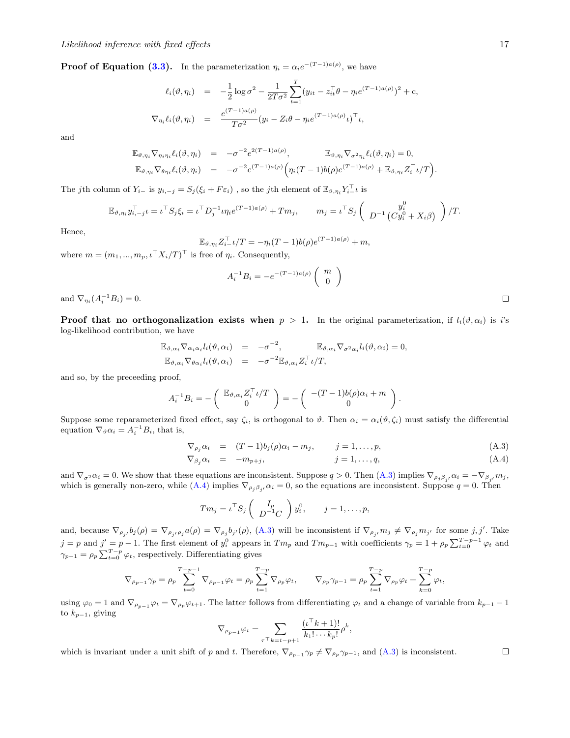**Proof of Equation (3.3).** In the parameterization $\eta_i = \alpha_i e^{-(T-1)a(\rho)}$, we have

$$
\begin{aligned}
\ell_i(\vartheta, \eta_i) &= -\frac{1}{2}\log \sigma^2 - \frac{1}{2T\sigma^2}\sum_{t=1}^{T}(y_{it} - z_{it}^\top \theta - \eta_i e^{(T-1)a(\rho)})^2 + \mathrm{c}, \\
\nabla_{\eta_i}\ell_i(\vartheta, \eta_i) &= \frac{e^{(T-1)a(\rho)}}{T\sigma^2}(y_i - Z_i\theta - \eta_i e^{(T-1)a(\rho)}\iota)^\top \iota,
\end{aligned}
$$

and

$$
\begin{aligned}
\mathbb{E}_{\vartheta,\eta_i}\nabla_{\eta_i\eta_i}\ell_i(\vartheta, \eta_i) &= -\sigma^{-2}e^{2(T-1)a(\rho)}, \qquad \mathbb{E}_{\vartheta,\eta_i}\nabla_{\sigma^2\eta_i}\ell_i(\vartheta, \eta_i) = 0, \\
\mathbb{E}_{\vartheta,\eta_i}\nabla_{\theta\eta_i}\ell_i(\vartheta, \eta_i) &= -\sigma^{-2}e^{(T-1)a(\rho)}\Big(\eta_i(T-1)b(\rho)e^{(T-1)a(\rho)} + \mathbb{E}_{\vartheta,\eta_i}Z_i^\top \iota/T\Big).
\end{aligned}
$$

The $j$th column of $Y_{i-}$ is $y_{i,-j} = S_j(\xi_i + F\varepsilon_i)$ , so the $j$th element of $\mathbb{E}_{\vartheta,\eta_i}Y_{i-}^\top \iota$ is

$$
\mathbb{E}_{\vartheta,\eta_i}y_{i,-j}^\top \iota = \iota^\top S_j \xi_i = \iota^\top D_j^{-1}\iota \eta_i e^{(T-1)a(\rho)} + Tm_j, \qquad m_j = \iota^\top S_j \begin{pmatrix} y_i^0 \\ D^{-1}\left(Cy_i^0 + X_i\beta\right) \end{pmatrix} /T.
$$

Hence,

$$
\mathbb{E}_{\vartheta,\eta_i}Z_{i-}^\top \iota/T = -\eta_i(T-1)b(\rho)e^{(T-1)a(\rho)} + m,
$$

where $m = (m_1, ..., m_p, \iota^\top X_i/T)^\top$ is free of $\eta_i$. Consequently,

$$
A_i^{-1}B_i = -e^{-(T-1)a(\rho)}\begin{pmatrix} m \\ 0 \end{pmatrix}
$$

and $\nabla_{\eta_i}(A_i^{-1}B_i) = 0$. □

**Proof that no orthogonalization exists when $p > 1$.** In the original parameterization, if $l_i(\vartheta, \alpha_i)$ is $i$'s log-likelihood contribution, we have

$$
\begin{aligned}
\mathbb{E}_{\vartheta,\alpha_i}\nabla_{\alpha_i\alpha_i}l_i(\vartheta, \alpha_i) &= -\sigma^{-2}, \qquad \mathbb{E}_{\vartheta,\alpha_i}\nabla_{\sigma^2\alpha_i}l_i(\vartheta, \alpha_i) = 0, \\
\mathbb{E}_{\vartheta,\alpha_i}\nabla_{\theta\alpha_i}l_i(\vartheta, \alpha_i) &= -\sigma^{-2}\mathbb{E}_{\vartheta,\alpha_i}Z_i^\top \iota/T,
\end{aligned}
$$

and so, by the preceeding proof,

$$
A_i^{-1}B_i = -\begin{pmatrix} \mathbb{E}_{\vartheta,\alpha_i}Z_i^\top \iota/T \\ 0 \end{pmatrix} = -\begin{pmatrix} -(T-1)b(\rho)\alpha_i + m \\ 0 \end{pmatrix}.
$$

Suppose some reparameterized fixed effect, say $\zeta_i$, is orthogonal to $\vartheta$. Then $\alpha_i = \alpha_i(\vartheta, \zeta_i)$ must satisfy the differential equation $\nabla_\vartheta \alpha_i = A_i^{-1}B_i$, that is,

$$
\begin{aligned}
\nabla_{\rho_j}\alpha_i &= (T-1)b_j(\rho)\alpha_i - m_j, \qquad j = 1, \ldots, p, &\text{(A.3)}\\
\nabla_{\beta_j}\alpha_i &= -m_{p+j}, \qquad j = 1, \ldots, q, &\text{(A.4)}
\end{aligned}
$$

and $\nabla_{\sigma^2}\alpha_i = 0$. We show that these equations are inconsistent. Suppose $q > 0$. Then (A.3) implies $\nabla_{\rho_j\beta_{j'}}\alpha_i = -\nabla_{\beta_{j'}}m_j$, which is generally non-zero, while (A.4) implies $\nabla_{\rho_j\beta_{j'}}\alpha_i = 0$, so the equations are inconsistent. Suppose $q = 0$. Then

$$
Tm_j = \iota^\top S_j \begin{pmatrix} I_p \\ D^{-1}C \end{pmatrix} y_i^0, \qquad j = 1, \ldots, p,
$$

and, because $\nabla_{\rho_{j'}}b_j(\rho) = \nabla_{\rho_{j'}\rho_j}a(\rho) = \nabla_{\rho_j}b_{j'}(\rho)$, (A.3) will be inconsistent if $\nabla_{\rho_{j'}}m_j \neq \nabla_{\rho_j}m_{j'}$ for some $j, j'$. Take $j = p$ and $j' = p-1$. The first element of $y_i^0$ appears in $Tm_p$ and $Tm_{p-1}$ with coefficients $\gamma_p = 1 + \rho_p\sum_{t=0}^{T-p-1}\varphi_t$ and $\gamma_{p-1} = \rho_p\sum_{t=0}^{T-p}\varphi_t$, respectively. Differentiating gives

$$
\nabla_{\rho_{p-1}}\gamma_p = \rho_p\sum_{t=0}^{T-p-1}\nabla_{\rho_{p-1}}\varphi_t = \rho_p\sum_{t=1}^{T-p}\nabla_{\rho_p}\varphi_t, \qquad \nabla_{\rho_p}\gamma_{p-1} = \rho_p\sum_{t=1}^{T-p}\nabla_{\rho_p}\varphi_t + \sum_{k=0}^{T-p}\varphi_t,
$$

using $\varphi_0 = 1$ and $\nabla_{\rho_{p-1}}\varphi_t = \nabla_{\rho_p}\varphi_{t+1}$. The latter follows from differentiating $\varphi_t$ and a change of variable from $k_{p-1} - 1$ to $k_{p-1}$, giving

$$
\nabla_{\rho_{p-1}}\varphi_t = \sum_{\tau^\top k = t-p+1}\frac{(\iota^\top k + 1)!}{k_1! \cdots k_p!}\rho^k,
$$

which is invariant under a unit shift of $p$ and $t$. Therefore, $\nabla_{\rho_{p-1}}\gamma_p \neq \nabla_{\rho_p}\gamma_{p-1}$, and (A.3) is inconsistent. □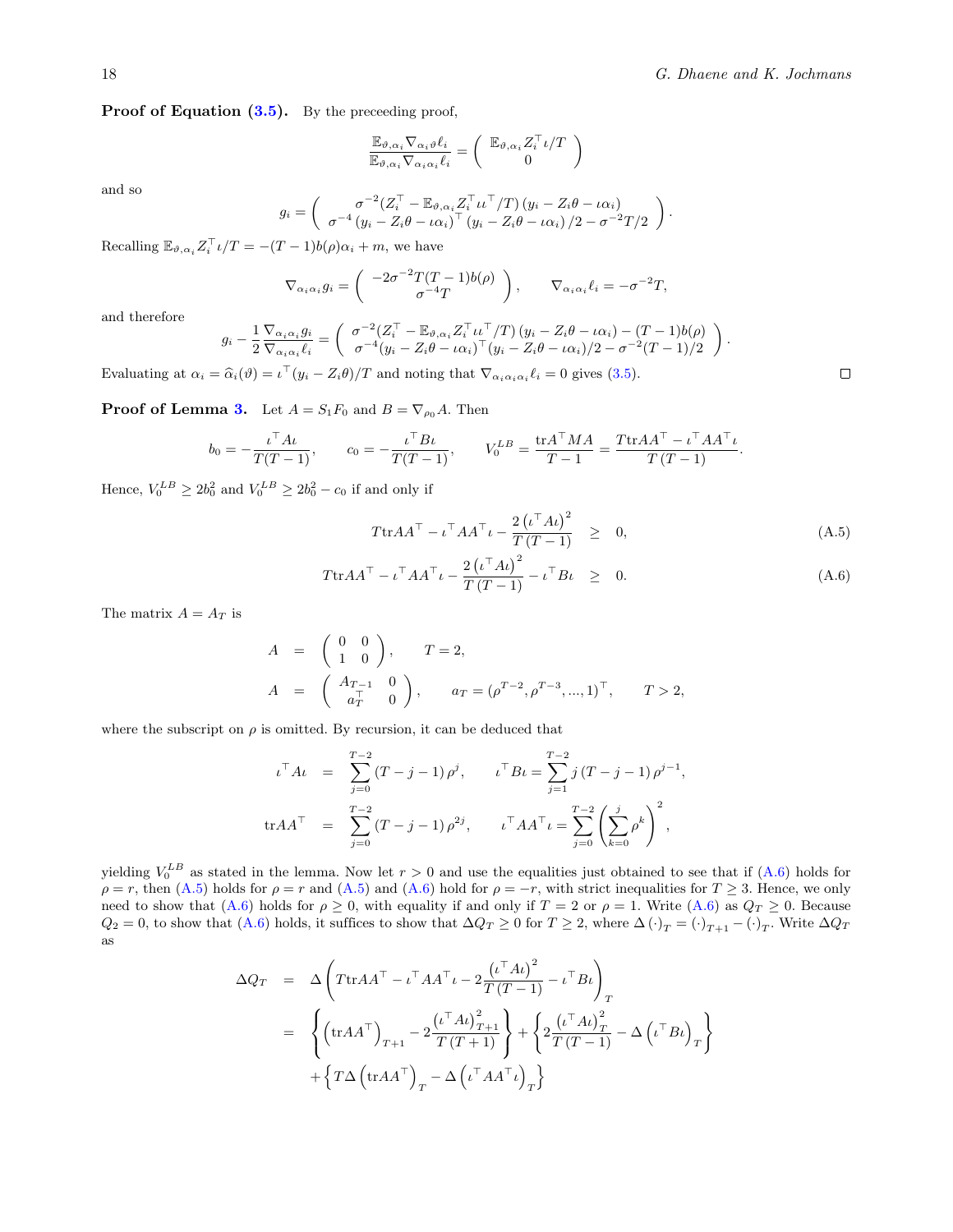**Proof of Equation (3.5).** By the preceeding proof,

$$\frac{\mathbb{E}_{\vartheta,\alpha_i}\nabla_{\alpha_i\vartheta}\ell_i}{\mathbb{E}_{\vartheta,\alpha_i}\nabla_{\alpha_i\alpha_i}\ell_i} = \left(\begin{array}{c} \mathbb{E}_{\vartheta,\alpha_i}Z_i^\top\iota/T \\ 0 \end{array}\right)$$

and so

$$g_i = \left(\begin{array}{c} \sigma^{-2}(Z_i^\top - \mathbb{E}_{\vartheta,\alpha_i}Z_i^\top\iota\iota^\top/T)\left(y_i - Z_i\theta - \iota\alpha_i\right) \\ \sigma^{-4}\left(y_i - Z_i\theta - \iota\alpha_i\right)^\top\left(y_i - Z_i\theta - \iota\alpha_i\right)/2 - \sigma^{-2}T/2 \end{array}\right).$$

Recalling $\mathbb{E}_{\vartheta,\alpha_i}Z_i^\top\iota/T = -(T-1)b(\rho)\alpha_i + m$, we have

$$\nabla_{\alpha_i\alpha_i}g_i = \left(\begin{array}{c} -2\sigma^{-2}T(T-1)b(\rho) \\ \sigma^{-4}T \end{array}\right), \qquad \nabla_{\alpha_i\alpha_i}\ell_i = -\sigma^{-2}T,$$

and therefore

$$g_i - \frac{1}{2}\frac{\nabla_{\alpha_i\alpha_i}g_i}{\nabla_{\alpha_i\alpha_i}\ell_i} = \left(\begin{array}{c} \sigma^{-2}(Z_i^\top - \mathbb{E}_{\vartheta,\alpha_i}Z_i^\top\iota\iota^\top/T)\left(y_i - Z_i\theta - \iota\alpha_i\right) - (T-1)b(\rho) \\ \sigma^{-4}(y_i - Z_i\theta - \iota\alpha_i)^\top(y_i - Z_i\theta - \iota\alpha_i)/2 - \sigma^{-2}(T-1)/2 \end{array}\right).$$

Evaluating at $\alpha_i = \widehat{\alpha}_i(\vartheta) = \iota^\top(y_i - Z_i\theta)/T$ and noting that $\nabla_{\alpha_i\alpha_i\alpha_i}\ell_i = 0$ gives (3.5). □

**Proof of Lemma 3.** Let $A = S_1F_0$ and $B = \nabla_{\rho_0}A$. Then

$$b_0 = -\frac{\iota^\top A\iota}{T(T-1)}, \qquad c_0 = -\frac{\iota^\top B\iota}{T(T-1)}, \qquad V_0^{LB} = \frac{\text{tr}A^\top MA}{T-1} = \frac{T\text{tr}AA^\top - \iota^\top AA^\top\iota}{T\left(T-1\right)}.$$

Hence, $V_0^{LB} \geq 2b_0^2$ and $V_0^{LB} \geq 2b_0^2 - c_0$ if and only if

$$T\text{tr}AA^\top - \iota^\top AA^\top\iota - \frac{2\left(\iota^\top A\iota\right)^2}{T\left(T-1\right)} \quad \geq \quad 0, \tag{A.5}$$

$$T\text{tr}AA^\top - \iota^\top AA^\top\iota - \frac{2\left(\iota^\top A\iota\right)^2}{T\left(T-1\right)} - \iota^\top B\iota \quad \geq \quad 0. \tag{A.6}$$

The matrix $A = A_T$ is

$$\begin{aligned} A &= \left(\begin{array}{cc} 0 & 0 \\ 1 & 0 \end{array}\right), \qquad T = 2, \\ A &= \left(\begin{array}{cc} A_{T-1} & 0 \\ a_T^\top & 0 \end{array}\right), \qquad a_T = (\rho^{T-2}, \rho^{T-3}, ..., 1)^\top, \qquad T > 2, \end{aligned}$$

where the subscript on $\rho$ is omitted. By recursion, it can be deduced that

$$\begin{aligned} \iota^\top A\iota &= \sum_{j=0}^{T-2}\left(T-j-1\right)\rho^j, \qquad \iota^\top B\iota = \sum_{j=1}^{T-2}j\left(T-j-1\right)\rho^{j-1}, \\ \text{tr}AA^\top &= \sum_{j=0}^{T-2}\left(T-j-1\right)\rho^{2j}, \qquad \iota^\top AA^\top\iota = \sum_{j=0}^{T-2}\left(\sum_{k=0}^{j}\rho^k\right)^2, \end{aligned}$$

yielding $V_0^{LB}$ as stated in the lemma. Now let $r > 0$ and use the equalities just obtained to see that if (A.6) holds for $\rho = r$, then (A.5) holds for $\rho = r$ and (A.5) and (A.6) hold for $\rho = -r$, with strict inequalities for $T \geq 3$. Hence, we only need to show that (A.6) holds for $\rho \geq 0$, with equality if and only if $T = 2$ or $\rho = 1$. Write (A.6) as $Q_T \geq 0$. Because $Q_2 = 0$, to show that (A.6) holds, it suffices to show that $\Delta Q_T \geq 0$ for $T \geq 2$, where $\Delta\left(\cdot\right)_T = \left(\cdot\right)_{T+1} - \left(\cdot\right)_T$. Write $\Delta Q_T$ as

$$\begin{aligned} \Delta Q_T &= \Delta\left(T\text{tr}AA^\top - \iota^\top AA^\top\iota - 2\frac{\left(\iota^\top A\iota\right)^2}{T\left(T-1\right)} - \iota^\top B\iota\right)_T \\ &= \left\{\left(\text{tr}AA^\top\right)_{T+1} - 2\frac{\left(\iota^\top A\iota\right)_{T+1}^2}{T\left(T+1\right)}\right\} + \left\{2\frac{\left(\iota^\top A\iota\right)_T^2}{T\left(T-1\right)} - \Delta\left(\iota^\top B\iota\right)_T\right\} \\ &\quad + \left\{T\Delta\left(\text{tr}AA^\top\right)_T - \Delta\left(\iota^\top AA^\top\iota\right)_T\right\} \end{aligned}$$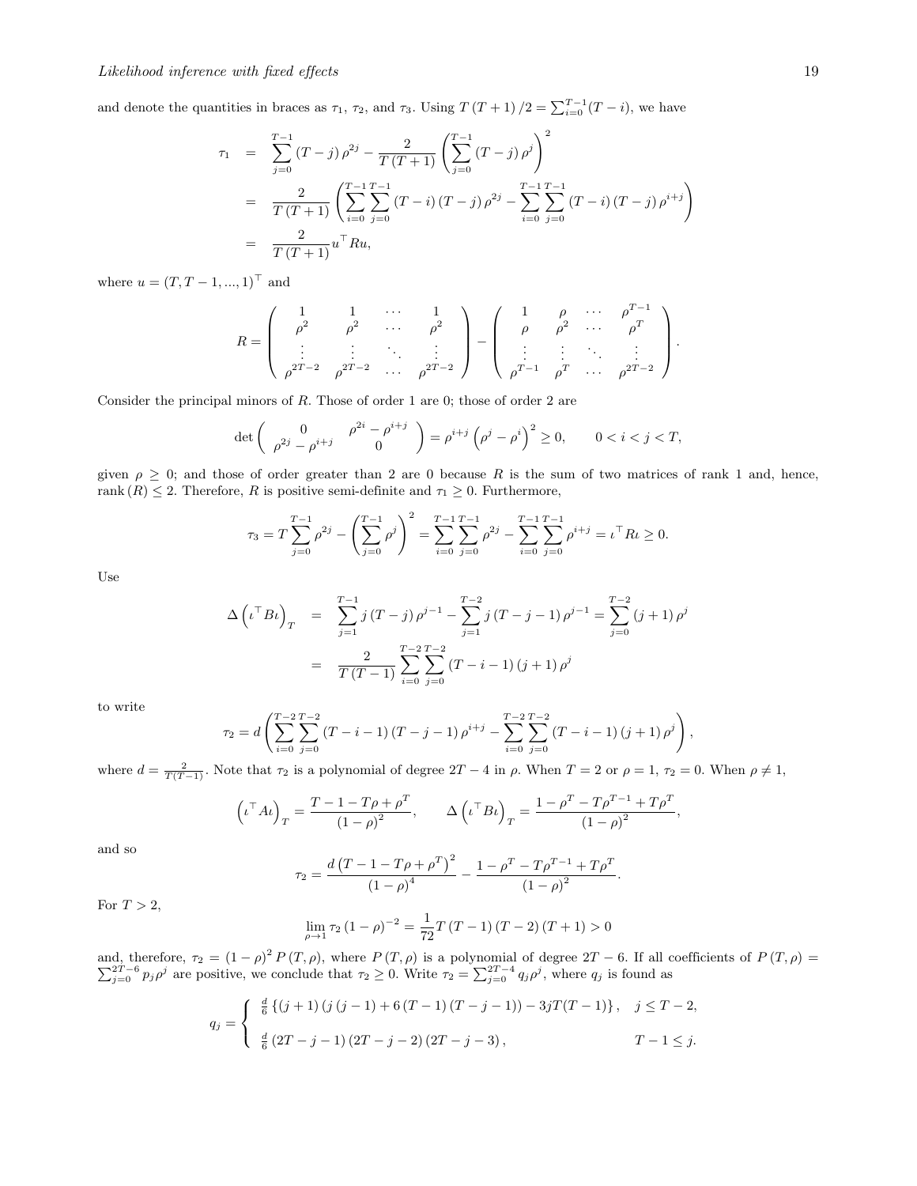and denote the quantities in braces as $\tau_1$, $\tau_2$, and $\tau_3$. Using $T(T+1)/2 = \sum_{i=0}^{T-1}(T-i)$, we have

$$
\begin{aligned}
\tau_1 &= \sum_{j=0}^{T-1}(T-j)\rho^{2j} - \frac{2}{T(T+1)}\left(\sum_{j=0}^{T-1}(T-j)\rho^j\right)^2 \\
&= \frac{2}{T(T+1)}\left(\sum_{i=0}^{T-1}\sum_{j=0}^{T-1}(T-i)(T-j)\rho^{2j} - \sum_{i=0}^{T-1}\sum_{j=0}^{T-1}(T-i)(T-j)\rho^{i+j}\right) \\
&= \frac{2}{T(T+1)}u^\top Ru,
\end{aligned}
$$

where $u = (T, T-1, ..., 1)^\top$ and

$$
R = \begin{pmatrix} 1 & 1 & \cdots & 1 \\ \rho^2 & \rho^2 & \cdots & \rho^2 \\ \vdots & \vdots & \ddots & \vdots \\ \rho^{2T-2} & \rho^{2T-2} & \cdots & \rho^{2T-2} \end{pmatrix} - \begin{pmatrix} 1 & \rho & \cdots & \rho^{T-1} \\ \rho & \rho^2 & \cdots & \rho^T \\ \vdots & \vdots & \ddots & \vdots \\ \rho^{T-1} & \rho^T & \cdots & \rho^{2T-2} \end{pmatrix}.
$$

Consider the principal minors of $R$. Those of order 1 are 0; those of order 2 are

$$
\det\begin{pmatrix} 0 & \rho^{2i} - \rho^{i+j} \\ \rho^{2j} - \rho^{i+j} & 0 \end{pmatrix} = \rho^{i+j}\left(\rho^j - \rho^i\right)^2 \geq 0, \qquad 0 < i < j < T,
$$

given $\rho \geq 0$; and those of order greater than 2 are 0 because $R$ is the sum of two matrices of rank 1 and, hence, $\operatorname{rank}(R) \leq 2$. Therefore, $R$ is positive semi-definite and $\tau_1 \geq 0$. Furthermore,

$$
\tau_3 = T\sum_{j=0}^{T-1}\rho^{2j} - \left(\sum_{j=0}^{T-1}\rho^j\right)^2 = \sum_{i=0}^{T-1}\sum_{j=0}^{T-1}\rho^{2j} - \sum_{i=0}^{T-1}\sum_{j=0}^{T-1}\rho^{i+j} = \iota^\top R\iota \geq 0.
$$

Use

$$
\begin{aligned}
\Delta\left(\iota^\top B\iota\right)_T &= \sum_{j=1}^{T-1} j(T-j)\rho^{j-1} - \sum_{j=1}^{T-2} j(T-j-1)\rho^{j-1} = \sum_{j=0}^{T-2}(j+1)\rho^j \\
&= \frac{2}{T(T-1)}\sum_{i=0}^{T-2}\sum_{j=0}^{T-2}(T-i-1)(j+1)\rho^j
\end{aligned}
$$

to write

$$
\tau_2 = d\left(\sum_{i=0}^{T-2}\sum_{j=0}^{T-2}(T-i-1)(T-j-1)\rho^{i+j} - \sum_{i=0}^{T-2}\sum_{j=0}^{T-2}(T-i-1)(j+1)\rho^j\right),
$$

where $d = \frac{2}{T(T-1)}$. Note that $\tau_2$ is a polynomial of degree $2T-4$ in $\rho$. When $T = 2$ or $\rho = 1$, $\tau_2 = 0$. When $\rho \neq 1$,

$$
\left(\iota^\top A\iota\right)_T = \frac{T - 1 - T\rho + \rho^T}{(1-\rho)^2}, \qquad \Delta\left(\iota^\top B\iota\right)_T = \frac{1 - \rho^T - T\rho^{T-1} + T\rho^T}{(1-\rho)^2},
$$

and so

$$
\tau_2 = \frac{d\left(T - 1 - T\rho + \rho^T\right)^2}{(1-\rho)^4} - \frac{1 - \rho^T - T\rho^{T-1} + T\rho^T}{(1-\rho)^2}.
$$

For $T > 2$,

$$
\lim_{\rho \to 1}\tau_2(1-\rho)^{-2} = \frac{1}{72}T(T-1)(T-2)(T+1) > 0
$$

and, therefore, $\tau_2 = (1-\rho)^2 P(T,\rho)$, where $P(T,\rho)$ is a polynomial of degree $2T-6$. If all coefficients of $P(T,\rho) = \sum_{j=0}^{2T-6} p_j\rho^j$ are positive, we conclude that $\tau_2 \geq 0$. Write $\tau_2 = \sum_{j=0}^{2T-4} q_j\rho^j$, where $q_j$ is found as

$$
q_j = \begin{cases} \frac{d}{6}\left\{(j+1)\left(j(j-1) + 6(T-1)(T-j-1)\right) - 3jT(T-1)\right\}, & j \leq T-2, \\ \frac{d}{6}(2T-j-1)(2T-j-2)(2T-j-3), & T-1 \leq j. \end{cases}
$$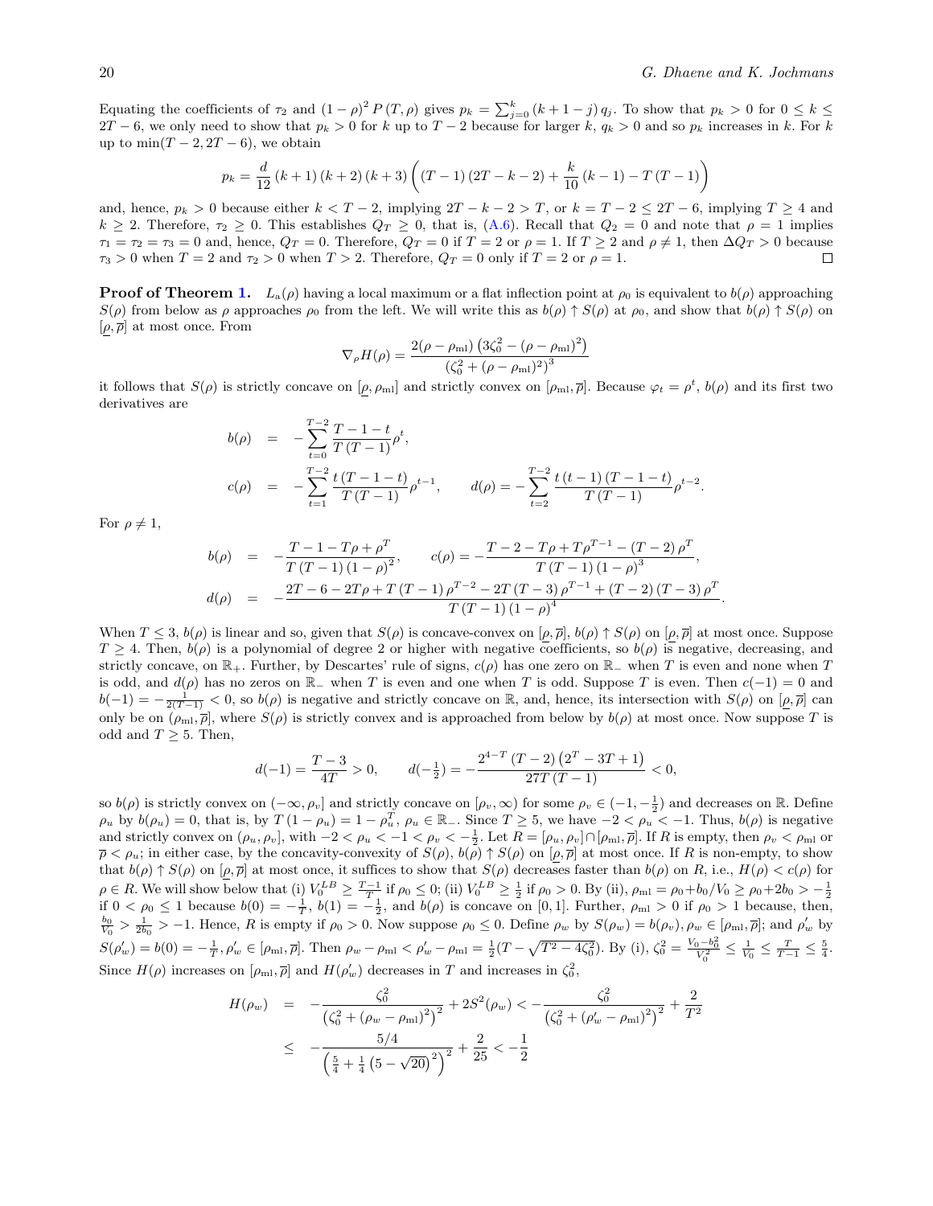Equating the coefficients of $\tau_2$ and $(1-\rho)^2 P(T,\rho)$ gives $p_k = \sum_{j=0}^{k}(k+1-j)\, q_j$. To show that $p_k > 0$ for $0 \le k \le 2T-6$, we only need to show that $p_k > 0$ for $k$ up to $T-2$ because for larger $k$, $q_k > 0$ and so $p_k$ increases in $k$. For $k$ up to $\min(T-2, 2T-6)$, we obtain

$$p_k = \frac{d}{12}(k+1)(k+2)(k+3)\left((T-1)(2T-k-2) + \frac{k}{10}(k-1) - T(T-1)\right)$$

and, hence, $p_k > 0$ because either $k < T-2$, implying $2T-k-2 > T$, or $k = T-2 \le 2T-6$, implying $T \ge 4$ and $k \ge 2$. Therefore, $\tau_2 \ge 0$. This establishes $Q_T \ge 0$, that is, (A.6). Recall that $Q_2 = 0$ and note that $\rho = 1$ implies $\tau_1 = \tau_2 = \tau_3 = 0$ and, hence, $Q_T = 0$. Therefore, $Q_T = 0$ if $T = 2$ or $\rho = 1$. If $T \ge 2$ and $\rho \ne 1$, then $\Delta Q_T > 0$ because $\tau_3 > 0$ when $T = 2$ and $\tau_2 > 0$ when $T > 2$. Therefore, $Q_T = 0$ only if $T = 2$ or $\rho = 1$. $\square$

**Proof of Theorem 1.** $L_{\mathrm{a}}(\rho)$ having a local maximum or a flat inflection point at $\rho_0$ is equivalent to $b(\rho)$ approaching $S(\rho)$ from below as $\rho$ approaches $\rho_0$ from the left. We will write this as $b(\rho) \uparrow S(\rho)$ at $\rho_0$, and show that $b(\rho) \uparrow S(\rho)$ on $[\underline{\rho}, \overline{\rho}]$ at most once. From

$$\nabla_\rho H(\rho) = \frac{2(\rho-\rho_{\mathrm{ml}})\left(3\zeta_0^2 - (\rho-\rho_{\mathrm{ml}})^2\right)}{(\zeta_0^2 + (\rho-\rho_{\mathrm{ml}})^2)^3}$$

it follows that $S(\rho)$ is strictly concave on $[\underline{\rho}, \rho_{\mathrm{ml}}]$ and strictly convex on $[\rho_{\mathrm{ml}}, \overline{\rho}]$. Because $\varphi_t = \rho^t$, $b(\rho)$ and its first two derivatives are

$$\begin{aligned}
b(\rho) &= -\sum_{t=0}^{T-2} \frac{T-1-t}{T(T-1)}\rho^t, \\
c(\rho) &= -\sum_{t=1}^{T-2} \frac{t(T-1-t)}{T(T-1)}\rho^{t-1}, \qquad d(\rho) = -\sum_{t=2}^{T-2} \frac{t(t-1)(T-1-t)}{T(T-1)}\rho^{t-2}.
\end{aligned}$$

For $\rho \ne 1$,

$$\begin{aligned}
b(\rho) &= -\frac{T-1-T\rho+\rho^T}{T(T-1)(1-\rho)^2}, \qquad c(\rho) = -\frac{T-2-T\rho+T\rho^{T-1}-(T-2)\rho^T}{T(T-1)(1-\rho)^3}, \\
d(\rho) &= -\frac{2T-6-2T\rho+T(T-1)\rho^{T-2}-2T(T-3)\rho^{T-1}+(T-2)(T-3)\rho^T}{T(T-1)(1-\rho)^4}.
\end{aligned}$$

When $T \le 3$, $b(\rho)$ is linear and so, given that $S(\rho)$ is concave-convex on $[\underline{\rho}, \overline{\rho}]$, $b(\rho) \uparrow S(\rho)$ on $[\underline{\rho}, \overline{\rho}]$ at most once. Suppose $T \ge 4$. Then, $b(\rho)$ is a polynomial of degree 2 or higher with negative coefficients, so $b(\rho)$ is negative, decreasing, and strictly concave, on $\mathbb{R}_+$. Further, by Descartes' rule of signs, $c(\rho)$ has one zero on $\mathbb{R}_-$ when $T$ is even and none when $T$ is odd, and $d(\rho)$ has no zeros on $\mathbb{R}_-$ when $T$ is even and one when $T$ is odd. Suppose $T$ is even. Then $c(-1) = 0$ and $b(-1) = -\frac{1}{2(T-1)} < 0$, so $b(\rho)$ is negative and strictly concave on $\mathbb{R}$, and, hence, its intersection with $S(\rho)$ on $[\underline{\rho}, \overline{\rho}]$ can only be on $(\rho_{\mathrm{ml}}, \overline{\rho}]$, where $S(\rho)$ is strictly convex and is approached from below by $b(\rho)$ at most once. Now suppose $T$ is odd and $T \ge 5$. Then,

$$d(-1) = \frac{T-3}{4T} > 0, \qquad d(-\tfrac{1}{2}) = -\frac{2^{4-T}(T-2)\left(2^T-3T+1\right)}{27T(T-1)} < 0,$$

so $b(\rho)$ is strictly convex on $(-\infty, \rho_v]$ and strictly concave on $[\rho_v, \infty)$ for some $\rho_v \in (-1, -\frac{1}{2})$ and decreases on $\mathbb{R}$. Define $\rho_u$ by $b(\rho_u) = 0$, that is, by $T(1-\rho_u) = 1-\rho_u^T$, $\rho_u \in \mathbb{R}_-$. Since $T \ge 5$, we have $-2 < \rho_u < -1$. Thus, $b(\rho)$ is negative and strictly convex on $(\rho_u, \rho_v]$, with $-2 < \rho_u < -1 < \rho_v < -\frac{1}{2}$. Let $R = [\rho_u, \rho_v] \cap [\rho_{\mathrm{ml}}, \overline{\rho}]$. If $R$ is empty, then $\rho_v < \rho_{\mathrm{ml}}$ or $\overline{\rho} < \rho_u$; in either case, by the concavity-convexity of $S(\rho)$, $b(\rho) \uparrow S(\rho)$ on $[\underline{\rho}, \overline{\rho}]$ at most once. If $R$ is non-empty, to show that $b(\rho) \uparrow S(\rho)$ on $[\underline{\rho}, \overline{\rho}]$ at most once, it suffices to show that $S(\rho)$ decreases faster than $b(\rho)$ on $R$, i.e., $H(\rho) < c(\rho)$ for $\rho \in R$. We will show below that (i) $V_0^{LB} \ge \frac{T-1}{T}$ if $\rho_0 \le 0$; (ii) $V_0^{LB} \ge \frac{1}{2}$ if $\rho_0 > 0$. By (ii), $\rho_{\mathrm{ml}} = \rho_0 + b_0/V_0 \ge \rho_0 + 2b_0 > -\frac{1}{2}$ if $0 < \rho_0 \le 1$ because $b(0) = -\frac{1}{T}$, $b(1) = -\frac{1}{2}$, and $b(\rho)$ is concave on $[0,1]$. Further, $\rho_{\mathrm{ml}} > 0$ if $\rho_0 > 1$ because, then, $\frac{b_0}{V_0} > \frac{1}{2b_0} > -1$. Hence, $R$ is empty if $\rho_0 > 0$. Now suppose $\rho_0 \le 0$. Define $\rho_w$ by $S(\rho_w) = b(\rho_v)$, $\rho_w \in [\rho_{\mathrm{ml}}, \overline{\rho}]$; and $\rho_w'$ by $S(\rho_w') = b(0) = -\frac{1}{T}$, $\rho_w' \in [\rho_{\mathrm{ml}}, \overline{\rho}]$. Then $\rho_w - \rho_{\mathrm{ml}} < \rho_w' - \rho_{\mathrm{ml}} = \frac{1}{2}(T - \sqrt{T^2 - 4\zeta_0^2})$. By (i), $\zeta_0^2 = \frac{V_0 - b_0^2}{V_0^2} \le \frac{1}{V_0} \le \frac{T}{T-1} \le \frac{5}{4}$. Since $H(\rho)$ increases on $[\rho_{\mathrm{ml}}, \overline{\rho}]$ and $H(\rho_w')$ decreases in $T$ and increases in $\zeta_0^2$,

$$\begin{aligned}
H(\rho_w) &= -\frac{\zeta_0^2}{\left(\zeta_0^2 + (\rho_w - \rho_{\mathrm{ml}})^2\right)^2} + 2S^2(\rho_w) < -\frac{\zeta_0^2}{\left(\zeta_0^2 + (\rho_w' - \rho_{\mathrm{ml}})^2\right)^2} + \frac{2}{T^2} \\
&\le -\frac{5/4}{\left(\frac{5}{4} + \frac{1}{4}\left(5 - \sqrt{20}\right)^2\right)^2} + \frac{2}{25} < -\frac{1}{2}
\end{aligned}$$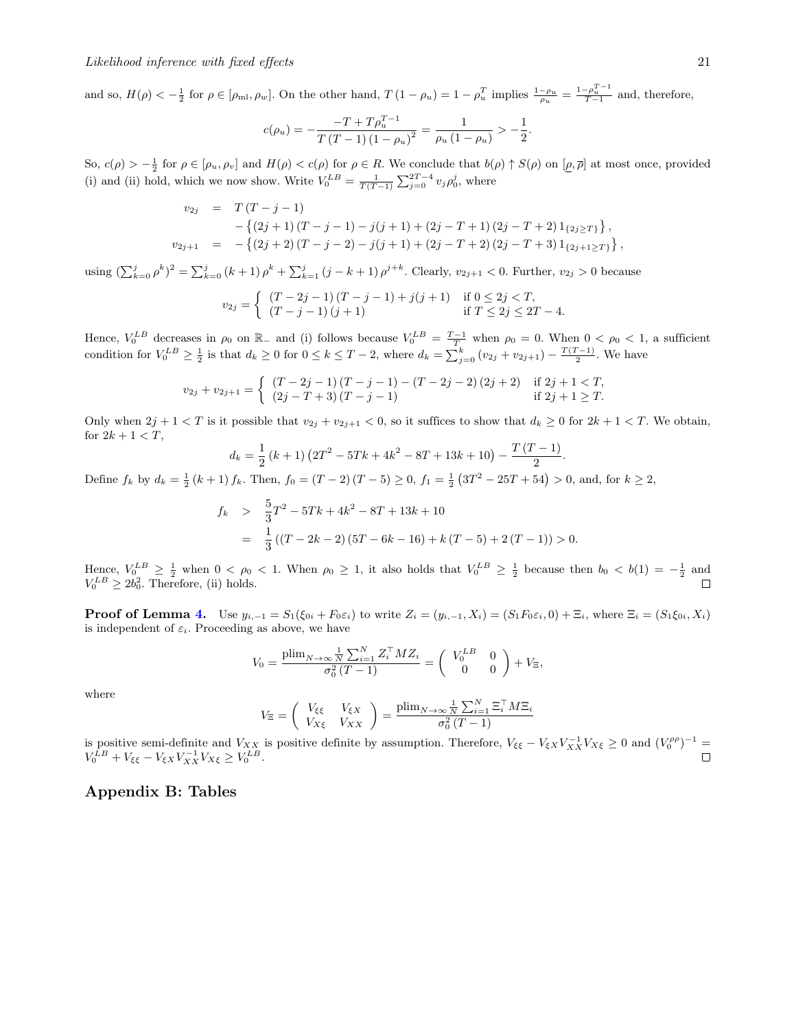and so, $H(\rho) < -\frac{1}{2}$ for $\rho \in [\rho_{\text{ml}}, \rho_w]$. On the other hand, $T(1-\rho_u) = 1 - \rho_u^T$ implies $\frac{1-\rho_u}{\rho_u} = \frac{1-\rho_u^{T-1}}{T-1}$ and, therefore,

$$c(\rho_u) = -\frac{-T + T\rho_u^{T-1}}{T(T-1)(1-\rho_u)^2} = \frac{1}{\rho_u(1-\rho_u)} > -\frac{1}{2}.$$

So, $c(\rho) > -\frac{1}{2}$ for $\rho \in [\rho_u, \rho_v]$ and $H(\rho) < c(\rho)$ for $\rho \in R$. We conclude that $b(\rho) \uparrow S(\rho)$ on $[\underline{\rho}, \overline{\rho}]$ at most once, provided (i) and (ii) hold, which we now show. Write $V_0^{LB} = \frac{1}{T(T-1)} \sum_{j=0}^{2T-4} v_j \rho_0^j$, where

$$\begin{aligned}
v_{2j} &= T(T-j-1) \\
&\quad - \left\{(2j+1)(T-j-1) - j(j+1) + (2j-T+1)(2j-T+2)1_{\{2j \geq T\}}\right\}, \\
v_{2j+1} &= -\left\{(2j+2)(T-j-2) - j(j+1) + (2j-T+2)(2j-T+3)1_{\{2j+1 \geq T\}}\right\},
\end{aligned}$$

using $(\sum_{k=0}^{j} \rho^k)^2 = \sum_{k=0}^{j}(k+1)\rho^k + \sum_{k=1}^{j}(j-k+1)\rho^{j+k}$. Clearly, $v_{2j+1} < 0$. Further, $v_{2j} > 0$ because

$$v_{2j} = \begin{cases} (T-2j-1)(T-j-1) + j(j+1) & \text{if } 0 \leq 2j < T, \\ (T-j-1)(j+1) & \text{if } T \leq 2j \leq 2T-4. \end{cases}$$

Hence, $V_0^{LB}$ decreases in $\rho_0$ on $\mathbb{R}_-$ and (i) follows because $V_0^{LB} = \frac{T-1}{T}$ when $\rho_0 = 0$. When $0 < \rho_0 < 1$, a sufficient condition for $V_0^{LB} \geq \frac{1}{2}$ is that $d_k \geq 0$ for $0 \leq k \leq T-2$, where $d_k = \sum_{j=0}^{k}(v_{2j} + v_{2j+1}) - \frac{T(T-1)}{2}$. We have

$$v_{2j} + v_{2j+1} = \begin{cases} (T-2j-1)(T-j-1) - (T-2j-2)(2j+2) & \text{if } 2j+1 < T, \\ (2j-T+3)(T-j-1) & \text{if } 2j+1 \geq T. \end{cases}$$

Only when $2j+1 < T$ is it possible that $v_{2j} + v_{2j+1} < 0$, so it suffices to show that $d_k \geq 0$ for $2k+1 < T$. We obtain, for $2k+1 < T$,

$$d_k = \frac{1}{2}(k+1)\left(2T^2 - 5Tk + 4k^2 - 8T + 13k + 10\right) - \frac{T(T-1)}{2}.$$

Define $f_k$ by $d_k = \frac{1}{2}(k+1)f_k$. Then, $f_0 = (T-2)(T-5) \geq 0$, $f_1 = \frac{1}{2}\left(3T^2 - 25T + 54\right) > 0$, and, for $k \geq 2$,

$$\begin{aligned}
f_k &> \frac{5}{3}T^2 - 5Tk + 4k^2 - 8T + 13k + 10 \\
&= \frac{1}{3}\left((T-2k-2)(5T-6k-16) + k(T-5) + 2(T-1)\right) > 0.
\end{aligned}$$

Hence, $V_0^{LB} \geq \frac{1}{2}$ when $0 < \rho_0 < 1$. When $\rho_0 \geq 1$, it also holds that $V_0^{LB} \geq \frac{1}{2}$ because then $b_0 < b(1) = -\frac{1}{2}$ and $V_0^{LB} \geq 2b_0^2$. Therefore, (ii) holds. $\square$

**Proof of Lemma 4.** Use $y_{i,-1} = S_1(\xi_{0i} + F_0\varepsilon_i)$ to write $Z_i = (y_{i,-1}, X_i) = (S_1F_0\varepsilon_i, 0) + \Xi_i$, where $\Xi_i = (S_1\xi_{0i}, X_i)$ is independent of $\varepsilon_i$. Proceeding as above, we have

$$V_0 = \frac{\text{plim}_{N\to\infty} \frac{1}{N}\sum_{i=1}^{N} Z_i^\top M Z_i}{\sigma_0^2(T-1)} = \begin{pmatrix} V_0^{LB} & 0 \\ 0 & 0 \end{pmatrix} + V_\Xi,$$

where

$$V_\Xi = \begin{pmatrix} V_{\xi\xi} & V_{\xi X} \\ V_{X\xi} & V_{XX} \end{pmatrix} = \frac{\text{plim}_{N\to\infty} \frac{1}{N}\sum_{i=1}^{N} \Xi_i^\top M \Xi_i}{\sigma_0^2(T-1)}$$

is positive semi-definite and $V_{XX}$ is positive definite by assumption. Therefore, $V_{\xi\xi} - V_{\xi X}V_{XX}^{-1}V_{X\xi} \geq 0$ and $(V_0^{\rho\rho})^{-1} = V_0^{LB} + V_{\xi\xi} - V_{\xi X}V_{XX}^{-1}V_{X\xi} \geq V_0^{LB}$. $\square$

## Appendix B: Tables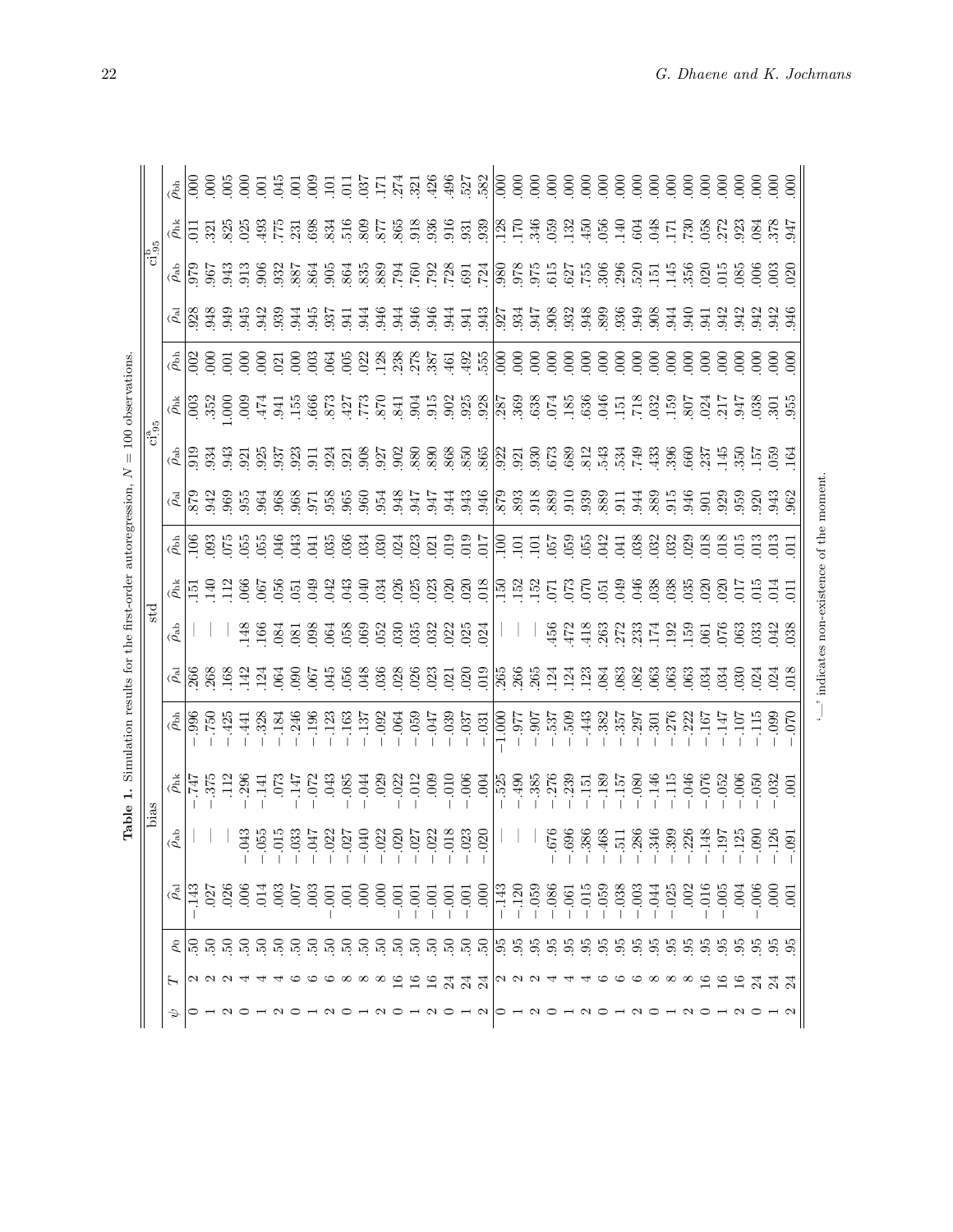**Table 1.** Simulation results for the first-order autoregression, $N = 100$ observations.

| $\psi$ | $T$ | $\rho_0$ | bias | | | | std | | | | $\mathrm{ci}^{\mathrm{a}}_{.95}$ | | | | $\mathrm{ci}^{\mathrm{b}}_{.95}$ | | | |
|---|---|---|---|---|---|---|---|---|---|---|---|---|---|---|---|---|---|---|
| | | | $\hat{\rho}_{\mathrm{al}}$ | $\hat{\rho}_{\mathrm{ab}}$ | $\hat{\rho}_{\mathrm{hk}}$ | $\hat{\rho}_{\mathrm{bh}}$ | $\hat{\rho}_{\mathrm{al}}$ | $\hat{\rho}_{\mathrm{ab}}$ | $\hat{\rho}_{\mathrm{hk}}$ | $\hat{\rho}_{\mathrm{bh}}$ | $\hat{\rho}_{\mathrm{al}}$ | $\hat{\rho}_{\mathrm{ab}}$ | $\hat{\rho}_{\mathrm{hk}}$ | $\hat{\rho}_{\mathrm{bh}}$ | $\hat{\rho}_{\mathrm{al}}$ | $\hat{\rho}_{\mathrm{ab}}$ | $\hat{\rho}_{\mathrm{hk}}$ | $\hat{\rho}_{\mathrm{bh}}$ |
| 0 | 2 | .50 | −.143 | — | −.747 | −.996 | .266 | — | .151 | .106 | .879 | .919 | .003 | .002 | .928 | .979 | .011 | .000 |
| 1 | 2 | .50 | .027 | — | −.375 | −.750 | .268 | — | .140 | .093 | .942 | .934 | .352 | .000 | .948 | .967 | .321 | .000 |
| 2 | 2 | .50 | .026 | — | .112 | −.425 | .168 | — | .112 | .075 | .969 | .943 | 1.000 | .001 | .949 | .943 | .825 | .005 |
| 0 | 4 | .50 | .006 | −.043 | −.296 | −.441 | .142 | .148 | .066 | .055 | .955 | .921 | .009 | .000 | .945 | .913 | .025 | .000 |
| 1 | 4 | .50 | .014 | −.055 | −.141 | −.328 | .124 | .166 | .067 | .055 | .964 | .925 | .474 | .000 | .942 | .906 | .493 | .001 |
| 2 | 4 | .50 | .003 | −.015 | .073 | −.184 | .064 | .084 | .056 | .046 | .968 | .937 | .941 | .021 | .939 | .932 | .775 | .045 |
| 0 | 6 | .50 | .007 | −.033 | −.147 | −.246 | .090 | .081 | .051 | .043 | .968 | .923 | .155 | .000 | .944 | .887 | .231 | .001 |
| 1 | 6 | .50 | .003 | −.047 | −.072 | −.196 | .067 | .098 | .049 | .041 | .971 | .911 | .666 | .003 | .945 | .864 | .698 | .009 |
| 2 | 6 | .50 | −.001 | −.022 | .043 | −.123 | .045 | .064 | .042 | .035 | .958 | .924 | .873 | .064 | .937 | .905 | .834 | .101 |
| 0 | 8 | .50 | .001 | −.027 | −.085 | −.163 | .056 | .058 | .043 | .036 | .965 | .921 | .427 | .005 | .941 | .864 | .516 | .011 |
| 1 | 8 | .50 | .000 | −.040 | −.044 | −.137 | .048 | .069 | .040 | .034 | .960 | .908 | .773 | .022 | .944 | .835 | .809 | .037 |
| 2 | 8 | .50 | .000 | −.022 | .029 | −.092 | .036 | .052 | .034 | .030 | .954 | .927 | .870 | .128 | .946 | .889 | .877 | .171 |
| 0 | 16 | .50 | −.001 | −.020 | −.022 | −.064 | .028 | .030 | .026 | .024 | .948 | .902 | .841 | .238 | .944 | .794 | .865 | .274 |
| 1 | 16 | .50 | −.001 | −.027 | −.012 | −.059 | .026 | .035 | .025 | .023 | .947 | .880 | .904 | .278 | .946 | .760 | .918 | .321 |
| 2 | 16 | .50 | −.001 | −.022 | .009 | −.047 | .023 | .032 | .023 | .021 | .947 | .890 | .915 | .387 | .946 | .792 | .936 | .426 |
| 0 | 24 | .50 | −.001 | −.018 | −.010 | −.039 | .021 | .022 | .020 | .019 | .944 | .868 | .902 | .461 | .944 | .728 | .916 | .496 |
| 1 | 24 | .50 | −.001 | −.023 | −.006 | −.037 | .020 | .025 | .020 | .019 | .943 | .850 | .925 | .492 | .941 | .691 | .931 | .527 |
| 2 | 24 | .50 | .000 | −.020 | .004 | −.031 | .019 | .024 | .018 | .017 | .946 | .865 | .928 | .555 | .943 | .724 | .939 | .582 |
| 0 | 2 | .95 | −.143 | — | −.525 | −1.000 | .265 | — | .150 | .100 | .879 | .922 | .287 | .000 | .927 | .980 | .128 | .000 |
| 1 | 2 | .95 | −.120 | — | −.490 | −.977 | .266 | — | .152 | .101 | .893 | .921 | .369 | .000 | .934 | .978 | .170 | .000 |
| 2 | 2 | .95 | −.059 | — | −.385 | −.907 | .265 | — | .152 | .101 | .918 | .930 | .638 | .000 | .947 | .975 | .346 | .000 |
| 0 | 4 | .95 | −.086 | −.676 | −.276 | −.537 | .124 | .456 | .071 | .057 | .889 | .673 | .074 | .000 | .908 | .615 | .059 | .000 |
| 1 | 4 | .95 | −.061 | −.696 | −.239 | −.509 | .124 | .472 | .073 | .059 | .910 | .689 | .185 | .000 | .932 | .627 | .132 | .000 |
| 2 | 4 | .95 | −.015 | −.386 | −.151 | −.443 | .123 | .418 | .070 | .055 | .939 | .812 | .636 | .000 | .948 | .755 | .450 | .000 |
| 0 | 6 | .95 | −.059 | −.468 | −.189 | −.382 | .084 | .263 | .051 | .042 | .889 | .543 | .046 | .000 | .899 | .306 | .056 | .000 |
| 1 | 6 | .95 | −.038 | −.511 | −.157 | −.357 | .083 | .272 | .049 | .041 | .911 | .534 | .151 | .000 | .936 | .296 | .140 | .000 |
| 2 | 6 | .95 | −.003 | −.286 | −.080 | −.297 | .082 | .233 | .046 | .038 | .944 | .749 | .718 | .000 | .949 | .520 | .604 | .000 |
| 0 | 8 | .95 | −.044 | −.346 | −.146 | −.301 | .063 | .174 | .038 | .032 | .889 | .433 | .032 | .000 | .908 | .151 | .048 | .000 |
| 1 | 8 | .95 | −.025 | −.399 | −.115 | −.276 | .063 | .192 | .038 | .032 | .915 | .396 | .159 | .000 | .944 | .145 | .171 | .000 |
| 2 | 8 | .95 | .002 | −.226 | −.046 | −.222 | .063 | .159 | .035 | .029 | .946 | .660 | .807 | .000 | .940 | .356 | .730 | .000 |
| 0 | 16 | .95 | −.016 | −.148 | −.076 | −.167 | .034 | .061 | .020 | .018 | .901 | .237 | .024 | .000 | .941 | .020 | .058 | .000 |
| 1 | 16 | .95 | −.005 | −.197 | −.052 | −.147 | .034 | .076 | .020 | .018 | .929 | .145 | .217 | .000 | .942 | .015 | .272 | .000 |
| 2 | 16 | .95 | .004 | −.125 | −.006 | −.107 | .030 | .063 | .017 | .015 | .959 | .350 | .947 | .000 | .942 | .085 | .923 | .000 |
| 0 | 24 | .95 | −.006 | −.090 | −.050 | −.115 | .024 | .033 | .015 | .013 | .920 | .157 | .038 | .000 | .942 | .006 | .084 | .000 |
| 1 | 24 | .95 | .000 | −.126 | −.032 | −.099 | .024 | .042 | .014 | .013 | .943 | .059 | .301 | .000 | .942 | .003 | .378 | .000 |
| 2 | 24 | .95 | .001 | −.091 | .001 | −.070 | .018 | .038 | .011 | .011 | .962 | .164 | .955 | .000 | .946 | .020 | .947 | .000 |

'—' indicates non-existence of the moment.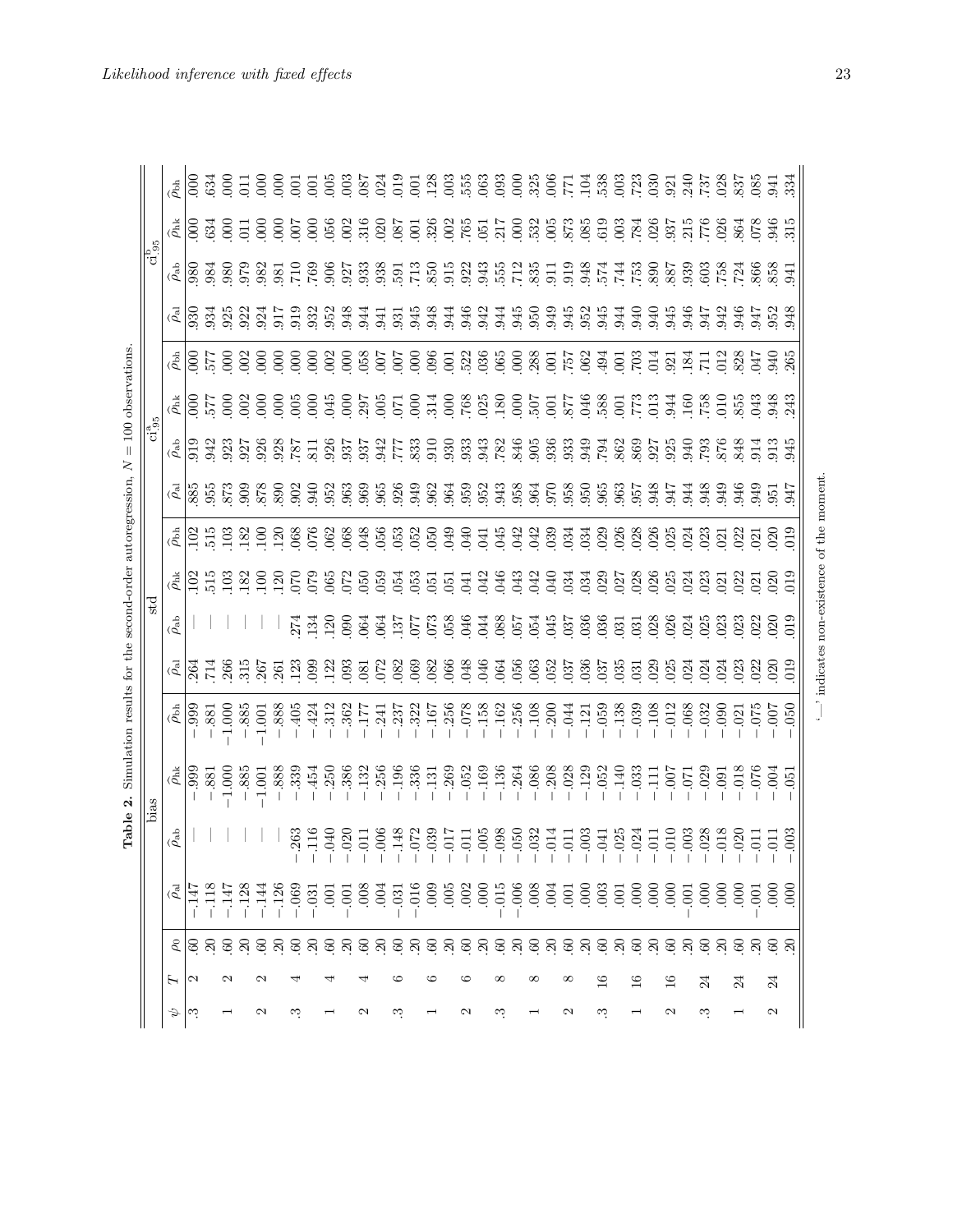**Table 2.** Simulation results for the second-order autoregression, $N = 100$ observations.

| $\psi$ | $T$ | $\rho_0$ | bias $\widehat{\rho}_{\text{al}}$ | bias $\widehat{\rho}_{\text{ab}}$ | bias $\widehat{\rho}_{\text{hk}}$ | bias $\widehat{\rho}_{\text{bh}}$ | std $\widehat{\rho}_{\text{al}}$ | std $\widehat{\rho}_{\text{ab}}$ | std $\widehat{\rho}_{\text{hk}}$ | std $\widehat{\rho}_{\text{bh}}$ | $\text{ci}^{\text{a}}_{.95}$ $\widehat{\rho}_{\text{al}}$ | $\text{ci}^{\text{a}}_{.95}$ $\widehat{\rho}_{\text{ab}}$ | $\text{ci}^{\text{a}}_{.95}$ $\widehat{\rho}_{\text{hk}}$ | $\text{ci}^{\text{a}}_{.95}$ $\widehat{\rho}_{\text{bh}}$ | $\text{ci}^{\text{b}}_{.95}$ $\widehat{\rho}_{\text{al}}$ | $\text{ci}^{\text{b}}_{.95}$ $\widehat{\rho}_{\text{ab}}$ | $\text{ci}^{\text{b}}_{.95}$ $\widehat{\rho}_{\text{hk}}$ | $\text{ci}^{\text{b}}_{.95}$ $\widehat{\rho}_{\text{bh}}$ |
|---|---|---|---|---|---|---|---|---|---|---|---|---|---|---|---|---|---|---|
| .3 | 2 | .60 | −.147 | — | −.999 | −.999 | .264 | — | .102 | .102 | .885 | .919 | .000 | .000 | .930 | .980 | .000 | .000 |
| | | .20 | −.118 | — | −.881 | −.881 | .714 | — | .515 | .515 | .955 | .942 | .577 | .577 | .934 | .984 | .634 | .634 |
| 1 | 2 | .60 | −.147 | — | −1.000 | −1.000 | .266 | — | .103 | .103 | .873 | .923 | .000 | .000 | .925 | .980 | .000 | .000 |
| | | .20 | −.128 | — | −.885 | −.885 | .315 | — | .182 | .182 | .909 | .927 | .002 | .002 | .922 | .979 | .011 | .011 |
| 2 | 2 | .60 | −.144 | — | −1.001 | −1.001 | .267 | — | .100 | .100 | .878 | .926 | .000 | .000 | .924 | .982 | .000 | .000 |
| | | .20 | −.126 | — | −.888 | −.888 | .261 | — | .120 | .120 | .890 | .928 | .000 | .000 | .917 | .981 | .000 | .000 |
| .3 | 4 | .60 | −.069 | −.263 | −.339 | −.405 | .123 | .274 | .070 | .068 | .902 | .787 | .005 | .000 | .919 | .710 | .007 | .001 |
| | | .20 | −.031 | −.116 | −.454 | −.424 | .099 | .134 | .079 | .076 | .940 | .811 | .000 | .000 | .932 | .769 | .000 | .001 |
| 1 | 4 | .60 | .001 | −.040 | −.250 | −.312 | .122 | .120 | .065 | .062 | .952 | .926 | .045 | .002 | .952 | .906 | .056 | .005 |
| | | .20 | −.001 | −.020 | −.386 | −.362 | .093 | .090 | .072 | .068 | .963 | .937 | .000 | .000 | .948 | .927 | .002 | .003 |
| 2 | 4 | .60 | .008 | −.011 | −.132 | −.177 | .081 | .064 | .050 | .048 | .969 | .937 | .297 | .058 | .944 | .933 | .316 | .087 |
| | | .20 | .004 | −.006 | −.256 | −.241 | .072 | .064 | .059 | .056 | .965 | .942 | .005 | .007 | .941 | .938 | .020 | .024 |
| .3 | 6 | .60 | −.031 | −.148 | −.196 | −.237 | .082 | .137 | .054 | .053 | .926 | .777 | .071 | .007 | .931 | .591 | .087 | .019 |
| | | .20 | −.016 | −.072 | −.336 | −.322 | .069 | .077 | .053 | .052 | .949 | .833 | .000 | .000 | .945 | .713 | .001 | .001 |
| 1 | 6 | .60 | .009 | −.039 | −.131 | −.167 | .082 | .073 | .051 | .050 | .962 | .910 | .314 | .096 | .948 | .850 | .326 | .128 |
| | | .20 | .005 | −.017 | −.269 | −.256 | .066 | .058 | .051 | .049 | .964 | .930 | .000 | .001 | .944 | .915 | .002 | .003 |
| 2 | 6 | .60 | .002 | −.011 | −.052 | −.078 | .048 | .046 | .041 | .040 | .959 | .933 | .768 | .522 | .946 | .922 | .765 | .555 |
| | | .20 | .000 | −.005 | −.169 | −.158 | .046 | .044 | .042 | .041 | .952 | .943 | .025 | .036 | .942 | .943 | .051 | .063 |
| .3 | 8 | .60 | −.015 | −.098 | −.136 | −.162 | .064 | .088 | .046 | .045 | .943 | .782 | .180 | .065 | .944 | .555 | .217 | .093 |
| | | .20 | −.006 | −.050 | −.264 | −.256 | .056 | .057 | .043 | .042 | .958 | .846 | .000 | .000 | .945 | .712 | .000 | .000 |
| 1 | 8 | .60 | .008 | −.032 | −.086 | −.108 | .063 | .054 | .042 | .042 | .964 | .905 | .507 | .288 | .950 | .835 | .532 | .325 |
| | | .20 | .004 | −.014 | −.208 | −.200 | .052 | .045 | .040 | .039 | .970 | .936 | .001 | .001 | .949 | .911 | .005 | .006 |
| 2 | 8 | .60 | .001 | −.011 | −.028 | −.044 | .037 | .037 | .034 | .034 | .958 | .933 | .877 | .757 | .945 | .919 | .873 | .771 |
| | | .20 | .000 | −.003 | −.129 | −.121 | .036 | .036 | .034 | .034 | .950 | .949 | .046 | .062 | .952 | .948 | .085 | .104 |
| .3 | 16 | .60 | .003 | −.041 | −.052 | −.059 | .037 | .036 | .029 | .029 | .965 | .794 | .588 | .494 | .945 | .574 | .619 | .538 |
| | | .20 | .001 | −.025 | −.140 | −.138 | .035 | .031 | .027 | .026 | .963 | .862 | .001 | .001 | .944 | .744 | .003 | .003 |
| 1 | 16 | .60 | .000 | −.024 | −.033 | −.039 | .031 | .031 | .028 | .028 | .957 | .869 | .773 | .703 | .940 | .753 | .784 | .723 |
| | | .20 | .000 | −.011 | −.111 | −.108 | .029 | .028 | .026 | .026 | .948 | .927 | .013 | .014 | .940 | .890 | .026 | .030 |
| 2 | 16 | .60 | .000 | −.010 | −.007 | −.012 | .025 | .026 | .025 | .025 | .947 | .925 | .944 | .921 | .945 | .887 | .937 | .921 |
| | | .20 | −.001 | −.003 | −.071 | −.068 | .024 | .024 | .024 | .024 | .944 | .940 | .160 | .184 | .946 | .939 | .215 | .240 |
| .3 | 24 | .60 | .000 | −.028 | −.029 | −.032 | .024 | .025 | .023 | .023 | .948 | .793 | .758 | .711 | .947 | .603 | .776 | .737 |
| | | .20 | .000 | −.018 | −.091 | −.090 | .024 | .023 | .021 | .021 | .949 | .876 | .010 | .012 | .942 | .758 | .026 | .028 |
| 1 | 24 | .60 | .000 | −.020 | −.018 | −.021 | .023 | .023 | .022 | .022 | .946 | .848 | .855 | .828 | .946 | .724 | .864 | .837 |
| | | .20 | −.001 | −.011 | −.076 | −.075 | .022 | .022 | .021 | .021 | .949 | .914 | .043 | .047 | .947 | .866 | .078 | .085 |
| 2 | 24 | .60 | .000 | −.011 | −.004 | −.007 | .020 | .020 | .020 | .020 | .951 | .913 | .948 | .940 | .952 | .858 | .946 | .941 |
| | | .20 | .000 | −.003 | −.051 | −.050 | .019 | .019 | .019 | .019 | .947 | .945 | .243 | .265 | .948 | .941 | .315 | .334 |

'—' indicates non-existence of the moment.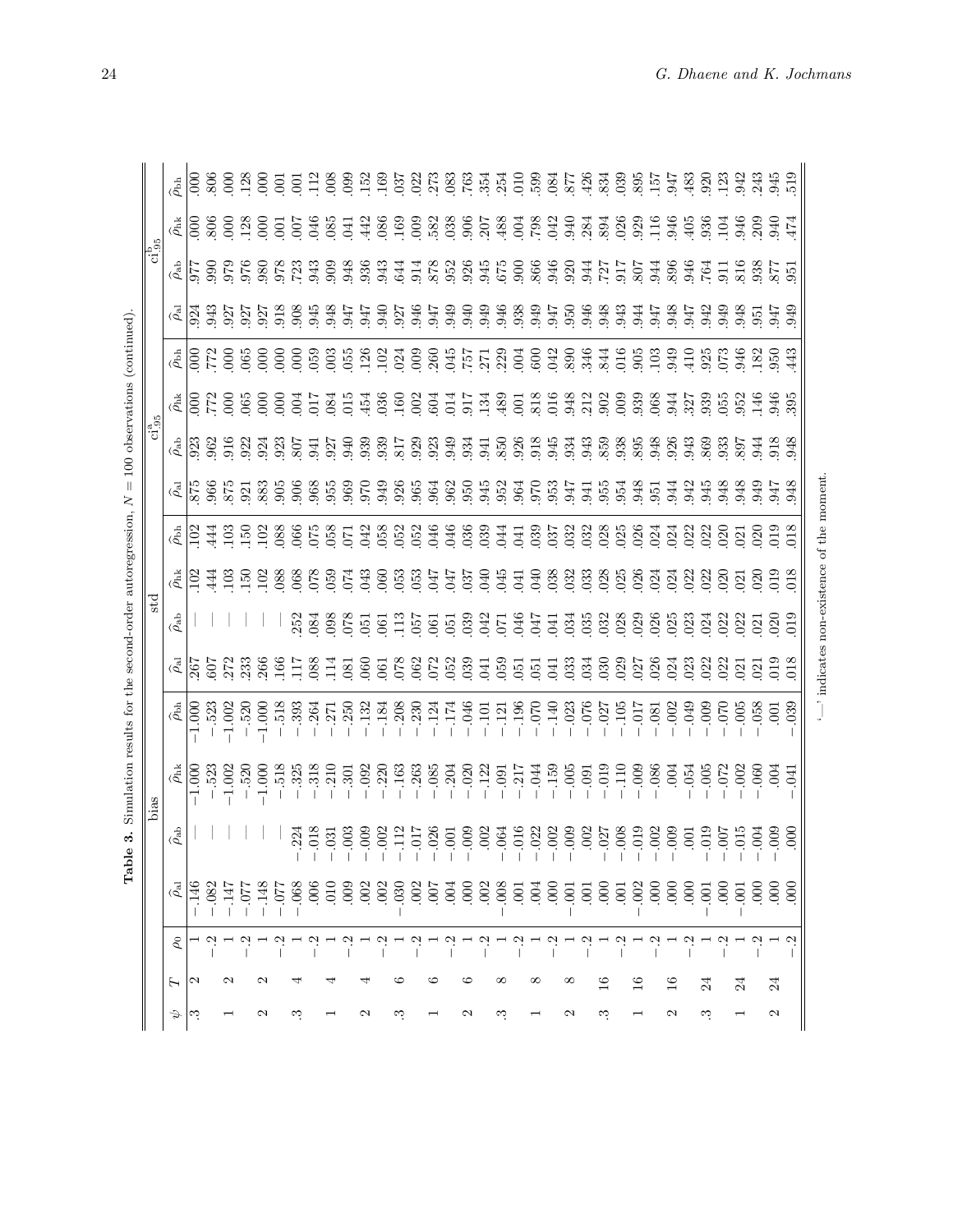**Table 3.** Simulation results for the second-order autoregression, $N = 100$ observations (continued).

| $\psi$ | $T$ | $\rho_0$ | bias | | | | std | | | | $\mathrm{ci}^{\mathrm{a}}_{.95}$ | | | | $\mathrm{ci}^{\mathrm{b}}_{.95}$ | | | |
|---|---|---|---|---|---|---|---|---|---|---|---|---|---|---|---|---|---|---|
| | | | $\widehat{\rho}_{\mathrm{al}}$ | $\widehat{\rho}_{\mathrm{ab}}$ | $\widehat{\rho}_{\mathrm{hk}}$ | $\widehat{\rho}_{\mathrm{bh}}$ | $\widehat{\rho}_{\mathrm{al}}$ | $\widehat{\rho}_{\mathrm{ab}}$ | $\widehat{\rho}_{\mathrm{hk}}$ | $\widehat{\rho}_{\mathrm{bh}}$ | $\widehat{\rho}_{\mathrm{al}}$ | $\widehat{\rho}_{\mathrm{ab}}$ | $\widehat{\rho}_{\mathrm{hk}}$ | $\widehat{\rho}_{\mathrm{bh}}$ | $\widehat{\rho}_{\mathrm{al}}$ | $\widehat{\rho}_{\mathrm{ab}}$ | $\widehat{\rho}_{\mathrm{hk}}$ | $\widehat{\rho}_{\mathrm{bh}}$ |
| .3 | 2 | 1 | −.146 | — | −1.000 | −1.000 | .267 | — | .102 | .102 | .875 | .923 | .000 | .000 | .924 | .977 | .000 | .000 |
| | | −.2 | −.082 | — | −.523 | −.523 | .607 | — | .444 | .444 | .966 | .962 | .772 | .772 | .943 | .990 | .806 | .806 |
| 1 | 2 | 1 | −.147 | — | −1.002 | −1.002 | .272 | — | .103 | .103 | .875 | .916 | .000 | .000 | .927 | .979 | .000 | .000 |
| | | −.2 | −.077 | — | −.520 | −.520 | .233 | — | .150 | .150 | .921 | .922 | .065 | .065 | .927 | .976 | .128 | .128 |
| 2 | 2 | 1 | −.148 | — | −1.000 | −1.000 | .266 | — | .102 | .102 | .883 | .924 | .000 | .000 | .927 | .980 | .000 | .000 |
| | | −.2 | −.077 | — | −.518 | −.518 | .166 | — | .088 | .088 | .905 | .923 | .000 | .000 | .918 | .978 | .001 | .001 |
| .3 | 4 | 1 | −.068 | −.224 | −.325 | −.393 | .117 | .252 | .068 | .066 | .906 | .807 | .004 | .000 | .908 | .723 | .007 | .001 |
| | | −.2 | .006 | −.018 | −.318 | −.264 | .088 | .084 | .078 | .075 | .968 | .941 | .017 | .059 | .945 | .943 | .046 | .112 |
| 1 | 4 | 1 | .010 | −.031 | −.210 | −.271 | .114 | .098 | .059 | .058 | .955 | .927 | .084 | .003 | .948 | .909 | .085 | .008 |
| | | −.2 | .009 | −.003 | −.301 | −.250 | .081 | .078 | .074 | .071 | .969 | .940 | .015 | .055 | .947 | .948 | .041 | .099 |
| 2 | 4 | 1 | .002 | −.009 | −.092 | −.132 | .060 | .051 | .043 | .042 | .970 | .939 | .454 | .126 | .947 | .936 | .442 | .152 |
| | | −.2 | .002 | −.002 | −.220 | −.184 | .061 | .061 | .060 | .058 | .949 | .939 | .036 | .102 | .940 | .943 | .086 | .169 |
| .3 | 6 | 1 | −.030 | −.112 | −.163 | −.208 | .078 | .113 | .053 | .052 | .926 | .817 | .160 | .024 | .927 | .644 | .169 | .037 |
| | | −.2 | .002 | −.017 | −.263 | −.230 | .062 | .057 | .053 | .052 | .965 | .929 | .002 | .009 | .946 | .914 | .009 | .022 |
| 1 | 6 | 1 | .007 | −.026 | −.085 | −.124 | .072 | .061 | .047 | .046 | .964 | .923 | .604 | .260 | .947 | .878 | .582 | .273 |
| | | −.2 | .004 | −.001 | −.204 | −.174 | .052 | .051 | .047 | .046 | .962 | .949 | .014 | .045 | .949 | .952 | .038 | .083 |
| 2 | 6 | 1 | .000 | −.009 | −.020 | −.046 | .039 | .039 | .037 | .036 | .950 | .934 | .917 | .757 | .940 | .926 | .906 | .763 |
| | | −.2 | .002 | .002 | −.122 | −.101 | .041 | .042 | .040 | .039 | .945 | .941 | .134 | .271 | .949 | .945 | .207 | .354 |
| .3 | 8 | 1 | −.008 | −.064 | −.091 | −.121 | .059 | .071 | .045 | .044 | .952 | .850 | .489 | .229 | .946 | .675 | .488 | .254 |
| | | −.2 | .001 | −.016 | −.217 | −.196 | .051 | .046 | .041 | .041 | .964 | .926 | .001 | .004 | .938 | .900 | .004 | .010 |
| 1 | 8 | 1 | .004 | −.022 | −.044 | −.070 | .051 | .047 | .040 | .039 | .970 | .918 | .818 | .600 | .949 | .866 | .798 | .599 |
| | | −.2 | .000 | −.002 | −.159 | −.140 | .041 | .041 | .038 | .037 | .953 | .945 | .016 | .042 | .947 | .946 | .042 | .084 |
| 2 | 8 | 1 | −.001 | −.009 | −.005 | −.023 | .033 | .034 | .032 | .032 | .947 | .934 | .948 | .890 | .950 | .920 | .940 | .877 |
| | | −.2 | .001 | .002 | −.091 | −.076 | .034 | .035 | .033 | .032 | .941 | .943 | .212 | .346 | .946 | .944 | .284 | .426 |
| .3 | 16 | 1 | .000 | −.027 | −.019 | −.027 | .030 | .032 | .028 | .028 | .955 | .859 | .902 | .844 | .948 | .727 | .894 | .834 |
| | | −.2 | .001 | −.008 | −.110 | −.105 | .029 | .028 | .025 | .025 | .954 | .938 | .009 | .016 | .943 | .917 | .026 | .039 |
| 1 | 16 | 1 | −.002 | −.019 | −.009 | −.017 | .027 | .029 | .026 | .026 | .948 | .895 | .939 | .905 | .944 | .807 | .929 | .895 |
| | | −.2 | .000 | −.002 | −.086 | −.081 | .026 | .026 | .024 | .024 | .951 | .948 | .068 | .103 | .947 | .944 | .116 | .157 |
| 2 | 16 | 1 | .000 | −.009 | .004 | −.002 | .024 | .025 | .024 | .024 | .944 | .926 | .944 | .949 | .948 | .896 | .946 | .947 |
| | | −.2 | .000 | .001 | −.054 | −.049 | .023 | .023 | .022 | .022 | .942 | .943 | .327 | .410 | .947 | .946 | .405 | .483 |
| .3 | 24 | 1 | −.001 | −.019 | −.005 | −.009 | .022 | .024 | .022 | .022 | .945 | .869 | .939 | .925 | .942 | .764 | .936 | .920 |
| | | −.2 | .000 | −.007 | −.072 | −.070 | .022 | .022 | .020 | .020 | .948 | .933 | .055 | .073 | .949 | .911 | .104 | .123 |
| 1 | 24 | 1 | −.001 | −.015 | −.002 | −.005 | .021 | .022 | .021 | .021 | .948 | .897 | .952 | .946 | .948 | .816 | .946 | .942 |
| | | −.2 | .000 | −.004 | −.060 | −.058 | .021 | .021 | .020 | .020 | .949 | .944 | .146 | .182 | .951 | .938 | .209 | .243 |
| 2 | 24 | 1 | .000 | −.009 | .004 | .001 | .019 | .020 | .019 | .019 | .947 | .918 | .946 | .950 | .947 | .877 | .940 | .945 |
| | | −.2 | .000 | .000 | −.041 | −.039 | .018 | .019 | .018 | .018 | .948 | .948 | .395 | .443 | .949 | .951 | .474 | .519 |

'—' indicates non-existence of the moment.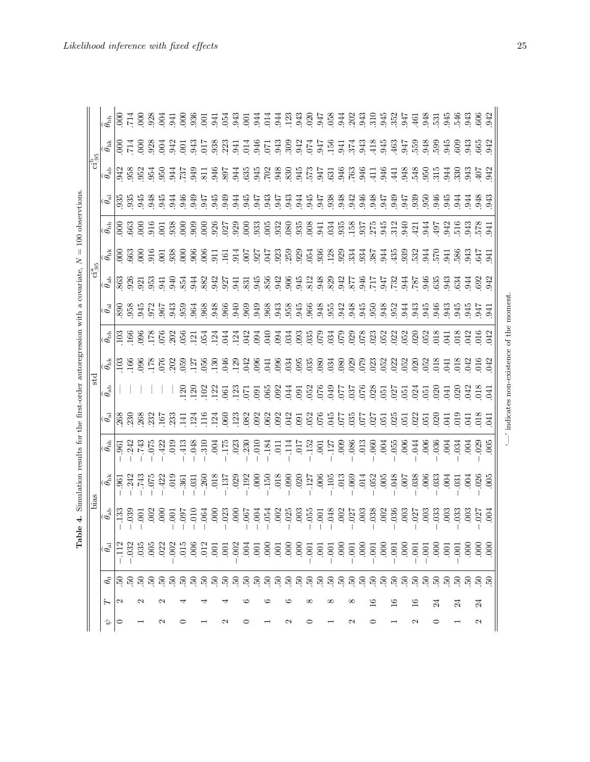**Table 4.** Simulation results for the first-order autoregression with a covariate, $N = 100$ observtions.

| $\psi$ | $T$ | $\phi_0$ | bias | | | | std | | | | $\mathrm{ci}^{\mathrm{a}}_{.95}$ | | | | $\mathrm{ci}^{\mathrm{b}}_{.95}$ | | | |
|---|---|---|---|---|---|---|---|---|---|---|---|---|---|---|---|---|---|---|
| | | | $\widehat{\theta}_{\mathrm{al}}$ | $\widehat{\theta}_{\mathrm{ab}}$ | $\widehat{\theta}_{\mathrm{hk}}$ | $\widehat{\theta}_{\mathrm{bh}}$ | $\widehat{\theta}_{\mathrm{al}}$ | $\widehat{\theta}_{\mathrm{ab}}$ | $\widehat{\theta}_{\mathrm{hk}}$ | $\widehat{\theta}_{\mathrm{bh}}$ | $\widehat{\theta}_{\mathrm{al}}$ | $\widehat{\theta}_{\mathrm{ab}}$ | $\widehat{\theta}_{\mathrm{hk}}$ | $\widehat{\theta}_{\mathrm{bh}}$ | $\widehat{\theta}_{\mathrm{al}}$ | $\widehat{\theta}_{\mathrm{ab}}$ | $\widehat{\theta}_{\mathrm{hk}}$ | $\widehat{\theta}_{\mathrm{bh}}$ |
| 0 | 2 | .50 | −.112 | −.133 | −.961 | −.961 | .268 | — | .103 | .103 | .890 | .863 | .000 | .000 | .935 | .942 | .000 | .000 |
| | | .50 | −.032 | −.039 | −.242 | −.242 | .230 | — | .166 | .166 | .958 | .926 | .663 | .663 | .935 | .958 | .714 | .714 |
| 1 | 2 | .50 | .035 | −.001 | −.743 | −.743 | .268 | — | .096 | .096 | .945 | .921 | .000 | .000 | .945 | .952 | .000 | .000 |
| | | .50 | .005 | .002 | −.075 | −.075 | .232 | — | .178 | .178 | .972 | .953 | .916 | .916 | .948 | .954 | .928 | .928 |
| 2 | 2 | .50 | .022 | .000 | −.422 | −.422 | .167 | — | .076 | .076 | .967 | .941 | .001 | .001 | .945 | .950 | .004 | .004 |
| | | .50 | −.002 | −.001 | .019 | .019 | .233 | — | .202 | .202 | .943 | .940 | .938 | .938 | .944 | .944 | .942 | .941 |
| 0 | 4 | .50 | .015 | −.097 | −.361 | −.413 | .141 | .120 | .059 | .056 | .959 | .854 | .000 | .000 | .946 | .737 | .001 | .000 |
| | | .50 | .006 | −.010 | −.031 | −.048 | .124 | .120 | .127 | .121 | .964 | .944 | .906 | .909 | .949 | .949 | .943 | .936 |
| 1 | 4 | .50 | .012 | −.064 | −.260 | −.310 | .116 | .102 | .056 | .054 | .968 | .882 | .006 | .000 | .947 | .811 | .017 | .001 |
| | | .50 | .001 | .000 | .018 | .004 | .124 | .122 | .130 | .124 | .948 | .942 | .911 | .926 | .945 | .946 | .938 | .941 |
| 2 | 4 | .50 | .001 | −.023 | −.137 | −.175 | .060 | .061 | .046 | .044 | .966 | .927 | .161 | .027 | .949 | .897 | .223 | .054 |
| | | .50 | −.002 | .000 | .029 | .023 | .123 | .123 | .129 | .124 | .940 | .941 | .914 | .929 | .944 | .944 | .941 | .943 |
| 0 | 6 | .50 | .004 | −.067 | −.192 | −.230 | .082 | .071 | .042 | .042 | .969 | .831 | .007 | .000 | .945 | .635 | .014 | .001 |
| | | .50 | .001 | −.004 | .000 | −.010 | .092 | .091 | .096 | .094 | .949 | .945 | .927 | .933 | .947 | .945 | .946 | .944 |
| 1 | 6 | .50 | .000 | −.054 | −.150 | −.184 | .062 | .065 | .041 | .040 | .968 | .856 | .047 | .005 | .943 | .702 | .071 | .014 |
| | | .50 | .001 | .002 | .018 | .011 | .092 | .092 | .096 | .094 | .943 | .942 | .923 | .932 | .947 | .948 | .943 | .944 |
| 2 | 6 | .50 | .000 | −.025 | −.090 | −.114 | .042 | .044 | .034 | .034 | .958 | .906 | .259 | .080 | .943 | .830 | .309 | .123 |
| | | .50 | .000 | .003 | .020 | .017 | .091 | .091 | .095 | .093 | .945 | .945 | .929 | .935 | .944 | .945 | .942 | .943 |
| 0 | 8 | .50 | −.001 | −.055 | −.127 | −.152 | .052 | .052 | .035 | .035 | .966 | .812 | .054 | .008 | .945 | .573 | .074 | .020 |
| | | .50 | .001 | −.001 | .006 | .001 | .076 | .076 | .080 | .079 | .948 | .948 | .936 | .941 | .947 | .947 | .947 | .947 |
| 1 | 8 | .50 | −.001 | −.048 | −.105 | −.127 | .045 | .049 | .034 | .034 | .955 | .829 | .128 | .034 | .938 | .631 | .156 | .058 |
| | | .50 | .000 | .002 | .013 | .009 | .077 | .077 | .080 | .079 | .942 | .942 | .929 | .935 | .948 | .946 | .941 | .944 |
| 2 | 8 | .50 | −.001 | −.027 | −.069 | −.086 | .035 | .037 | .029 | .029 | .948 | .877 | .334 | .158 | .942 | .763 | .374 | .202 |
| | | .50 | .000 | .003 | .014 | .013 | .077 | .076 | .079 | .078 | .945 | .946 | .934 | .937 | .946 | .946 | .943 | .943 |
| 0 | 16 | .50 | −.001 | −.038 | −.052 | −.060 | .027 | .028 | .023 | .023 | .950 | .717 | .387 | .275 | .948 | .411 | .418 | .310 |
| | | .50 | .000 | .002 | .005 | .004 | .051 | .051 | .052 | .052 | .948 | .947 | .944 | .945 | .947 | .946 | .945 | .945 |
| 1 | 16 | .50 | −.001 | −.036 | −.048 | −.055 | .025 | .027 | .022 | .022 | .952 | .732 | .435 | .312 | .949 | .441 | .463 | .352 |
| | | .50 | .000 | .003 | .007 | .006 | .051 | .051 | .052 | .052 | .944 | .944 | .939 | .940 | .947 | .948 | .947 | .947 |
| 2 | 16 | .50 | −.001 | −.027 | −.038 | −.044 | .022 | .024 | .020 | .020 | .943 | .787 | .532 | .421 | .939 | .548 | .559 | .461 |
| | | .50 | −.001 | .003 | .006 | .006 | .051 | .051 | .052 | .052 | .945 | .946 | .944 | .944 | .950 | .950 | .948 | .948 |
| 0 | 24 | .50 | .000 | −.033 | −.033 | −.036 | .020 | .020 | .018 | .018 | .946 | .635 | .570 | .497 | .946 | .315 | .599 | .531 |
| | | .50 | .001 | .003 | .004 | .004 | .041 | .041 | .041 | .041 | .943 | .943 | .941 | .942 | .945 | .944 | .945 | .945 |
| 1 | 24 | .50 | −.001 | −.033 | −.031 | −.034 | .019 | .020 | .018 | .018 | .945 | .634 | .586 | .516 | .944 | .330 | .609 | .546 |
| | | .50 | .000 | .003 | .004 | .004 | .041 | .042 | .042 | .042 | .945 | .944 | .943 | .943 | .944 | .943 | .943 | .943 |
| 2 | 24 | .50 | .000 | −.027 | −.026 | −.029 | .018 | .018 | .016 | .016 | .947 | .692 | .647 | .578 | .948 | .407 | .665 | .606 |
| | | .50 | .000 | .004 | .005 | .005 | .041 | .041 | .042 | .042 | .941 | .942 | .941 | .941 | .943 | .942 | .942 | .942 |

'—' indicates non-existence of the moment.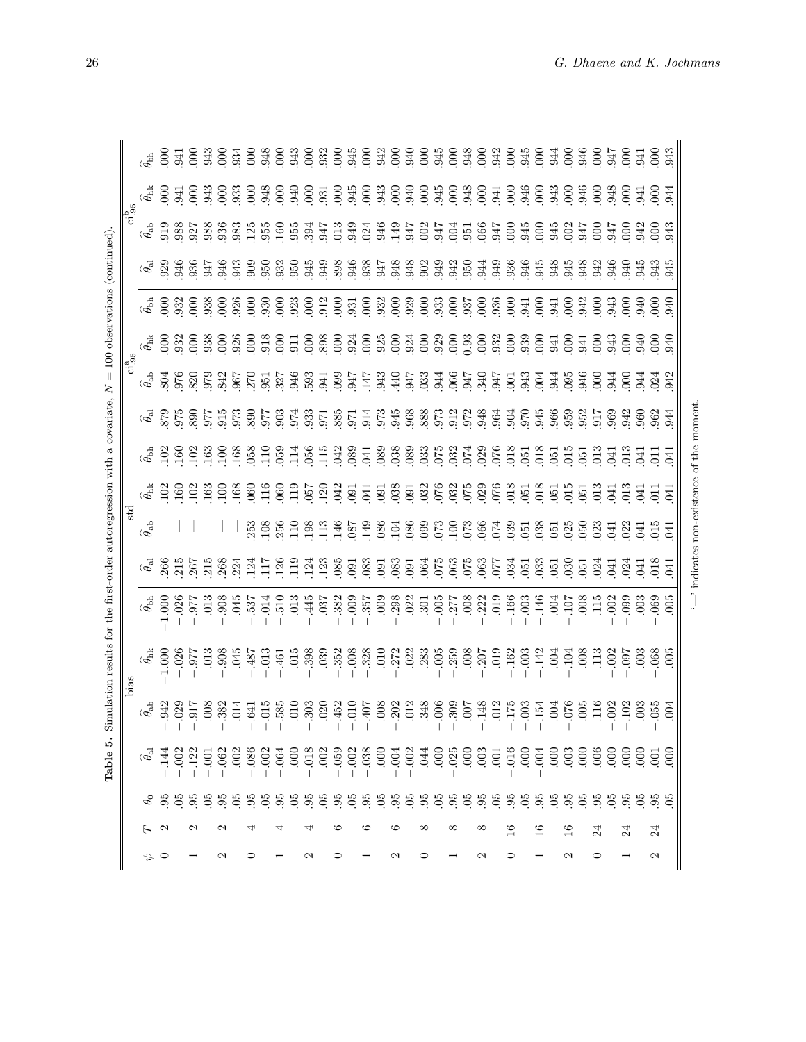**Table 5.** Simulation results for the first-order autoregression with a covariate, $N = 100$ observations (continued).

| $\psi$ | $T$ | $\theta_0$ | bias | | | | std | | | | $\text{ci}^{\text{a}}_{.95}$ | | | | $\text{ci}^{\text{b}}_{.95}$ | | | |
|---|---|---|---|---|---|---|---|---|---|---|---|---|---|---|---|---|---|---|
| | | | $\widehat{\theta}_{\text{al}}$ | $\widehat{\theta}_{\text{ab}}$ | $\widehat{\theta}_{\text{hk}}$ | $\widehat{\theta}_{\text{bh}}$ | $\widehat{\theta}_{\text{al}}$ | $\widehat{\theta}_{\text{ab}}$ | $\widehat{\theta}_{\text{hk}}$ | $\widehat{\theta}_{\text{bh}}$ | $\widehat{\theta}_{\text{al}}$ | $\widehat{\theta}_{\text{ab}}$ | $\widehat{\theta}_{\text{hk}}$ | $\widehat{\theta}_{\text{bh}}$ | $\widehat{\theta}_{\text{al}}$ | $\widehat{\theta}_{\text{ab}}$ | $\widehat{\theta}_{\text{hk}}$ | $\widehat{\theta}_{\text{bh}}$ |
| 0 | 2 | .95 | −.144 | −.942 | −1.000 | −1.000 | .266 | — | .102 | .102 | .879 | .804 | .000 | .000 | .929 | .919 | .000 | .000 |
| | | .05 | −.002 | −.029 | −.026 | −.026 | .215 | — | .160 | .160 | .975 | .976 | .932 | .932 | .946 | .988 | .941 | .941 |
| 1 | 2 | .95 | −.122 | −.917 | −.977 | −.977 | .267 | — | .102 | .102 | .890 | .820 | .000 | .000 | .936 | .927 | .000 | .000 |
| | | .05 | −.001 | .008 | .013 | .013 | .215 | — | .163 | .163 | .977 | .979 | .938 | .938 | .947 | .988 | .943 | .943 |
| 2 | 2 | .95 | −.062 | −.382 | −.908 | −.908 | .268 | — | .100 | .100 | .915 | .842 | .000 | .000 | .946 | .936 | .000 | .000 |
| | | .05 | .002 | .014 | .045 | .045 | .224 | — | .168 | .168 | .973 | .967 | .926 | .926 | .943 | .983 | .933 | .934 |
| 0 | 4 | .95 | −.086 | −.641 | −.487 | −.537 | .124 | .253 | .060 | .058 | .890 | .270 | .000 | .000 | .909 | .125 | .000 | .000 |
| | | .05 | −.002 | −.015 | −.013 | −.014 | .117 | .108 | .116 | .110 | .977 | .951 | .918 | .930 | .950 | .955 | .948 | .948 |
| 1 | 4 | .95 | −.064 | −.585 | −.461 | −.510 | .126 | .256 | .060 | .059 | .903 | .327 | .000 | .000 | .932 | .160 | .000 | .000 |
| | | .05 | .000 | .010 | .015 | .013 | .119 | .110 | .119 | .114 | .974 | .946 | .911 | .923 | .950 | .955 | .940 | .943 |
| 2 | 4 | .95 | −.018 | −.303 | −.398 | −.445 | .124 | .198 | .057 | .056 | .933 | .593 | .000 | .000 | .945 | .394 | .000 | .000 |
| | | .05 | .002 | .020 | .039 | .037 | .123 | .113 | .120 | .115 | .971 | .941 | .898 | .912 | .949 | .947 | .931 | .932 |
| 0 | 6 | .95 | −.059 | −.452 | −.352 | −.382 | .085 | .146 | .042 | .042 | .885 | .099 | .000 | .000 | .898 | .013 | .000 | .000 |
| | | .05 | −.002 | −.010 | −.008 | −.009 | .091 | .087 | .091 | .089 | .971 | .947 | .924 | .931 | .946 | .949 | .945 | .945 |
| 1 | 6 | .95 | −.038 | −.407 | −.328 | −.357 | .083 | .149 | .041 | .041 | .914 | .147 | .000 | .000 | .938 | .024 | .000 | .000 |
| | | .05 | .000 | .008 | .010 | .009 | .091 | .086 | .091 | .089 | .973 | .943 | .925 | .932 | .947 | .946 | .943 | .942 |
| 2 | 6 | .95 | −.004 | −.202 | −.272 | −.298 | .083 | .104 | .038 | .038 | .945 | .440 | .000 | .000 | .948 | .149 | .000 | .000 |
| | | .05 | −.002 | .012 | .022 | .022 | .091 | .086 | .091 | .089 | .968 | .947 | .924 | .929 | .948 | .947 | .940 | .940 |
| 0 | 8 | .95 | −.044 | −.348 | −.283 | −.301 | .064 | .099 | .032 | .033 | .888 | .033 | .000 | .000 | .902 | .002 | .000 | .000 |
| | | .05 | .000 | −.006 | −.005 | −.005 | .075 | .073 | .076 | .075 | .973 | .944 | .929 | .933 | .949 | .947 | .945 | .945 |
| 1 | 8 | .95 | −.025 | −.309 | −.259 | −.277 | .063 | .100 | .032 | .032 | .912 | .066 | .000 | .000 | .942 | .004 | .000 | .000 |
| | | .05 | .000 | .007 | .008 | .008 | .075 | .073 | .075 | .074 | .972 | .947 | 0.93 | .937 | .950 | .951 | .948 | .948 |
| 2 | 8 | .95 | .003 | −.148 | −.207 | −.222 | .063 | .066 | .029 | .029 | .948 | .340 | .000 | .000 | .944 | .066 | .000 | .000 |
| | | .05 | .001 | .012 | .019 | .019 | .077 | .074 | .076 | .076 | .964 | .947 | .932 | .936 | .949 | .947 | .941 | .942 |
| 0 | 16 | .95 | −.016 | −.175 | −.162 | −.166 | .034 | .039 | .018 | .018 | .904 | .001 | .000 | .000 | .936 | .000 | .000 | .000 |
| | | .05 | .000 | −.003 | −.003 | −.003 | .051 | .051 | .051 | .051 | .970 | .943 | .939 | .941 | .946 | .945 | .946 | .945 |
| 1 | 16 | .95 | −.004 | −.154 | −.142 | −.146 | .033 | .038 | .018 | .018 | .945 | .004 | .000 | .000 | .945 | .000 | .000 | .000 |
| | | .05 | .000 | .004 | .004 | .004 | .051 | .051 | .051 | .051 | .966 | .944 | .941 | .941 | .948 | .945 | .943 | .944 |
| 2 | 16 | .95 | .003 | −.076 | −.104 | −.107 | .030 | .025 | .015 | .015 | .959 | .095 | .000 | .000 | .945 | .002 | .000 | .000 |
| | | .05 | .000 | .005 | .008 | .008 | .051 | .050 | .051 | .051 | .952 | .946 | .941 | .942 | .948 | .947 | .946 | .946 |
| 0 | 24 | .95 | −.006 | −.116 | −.113 | −.115 | .024 | .023 | .013 | .013 | .917 | .000 | .000 | .000 | .942 | .000 | .000 | .000 |
| | | .05 | .000 | −.002 | −.002 | −.002 | .041 | .041 | .041 | .041 | .969 | .944 | .943 | .943 | .946 | .947 | .948 | .947 |
| 1 | 24 | .95 | .000 | −.102 | −.097 | −.099 | .024 | .022 | .013 | .013 | .942 | .000 | .000 | .000 | .940 | .000 | .000 | .000 |
| | | .05 | .000 | .003 | .003 | .003 | .041 | .041 | .041 | .041 | .960 | .944 | .940 | .940 | .945 | .942 | .941 | .941 |
| 2 | 24 | .95 | .001 | −.055 | −.068 | −.069 | .018 | .015 | .011 | .011 | .962 | .024 | .000 | .000 | .943 | .000 | .000 | .000 |
| | | .05 | .000 | .004 | .005 | .005 | .041 | .041 | .041 | .041 | .944 | .942 | .940 | .940 | .945 | .943 | .944 | .943 |

'—' indicates non-existence of the moment.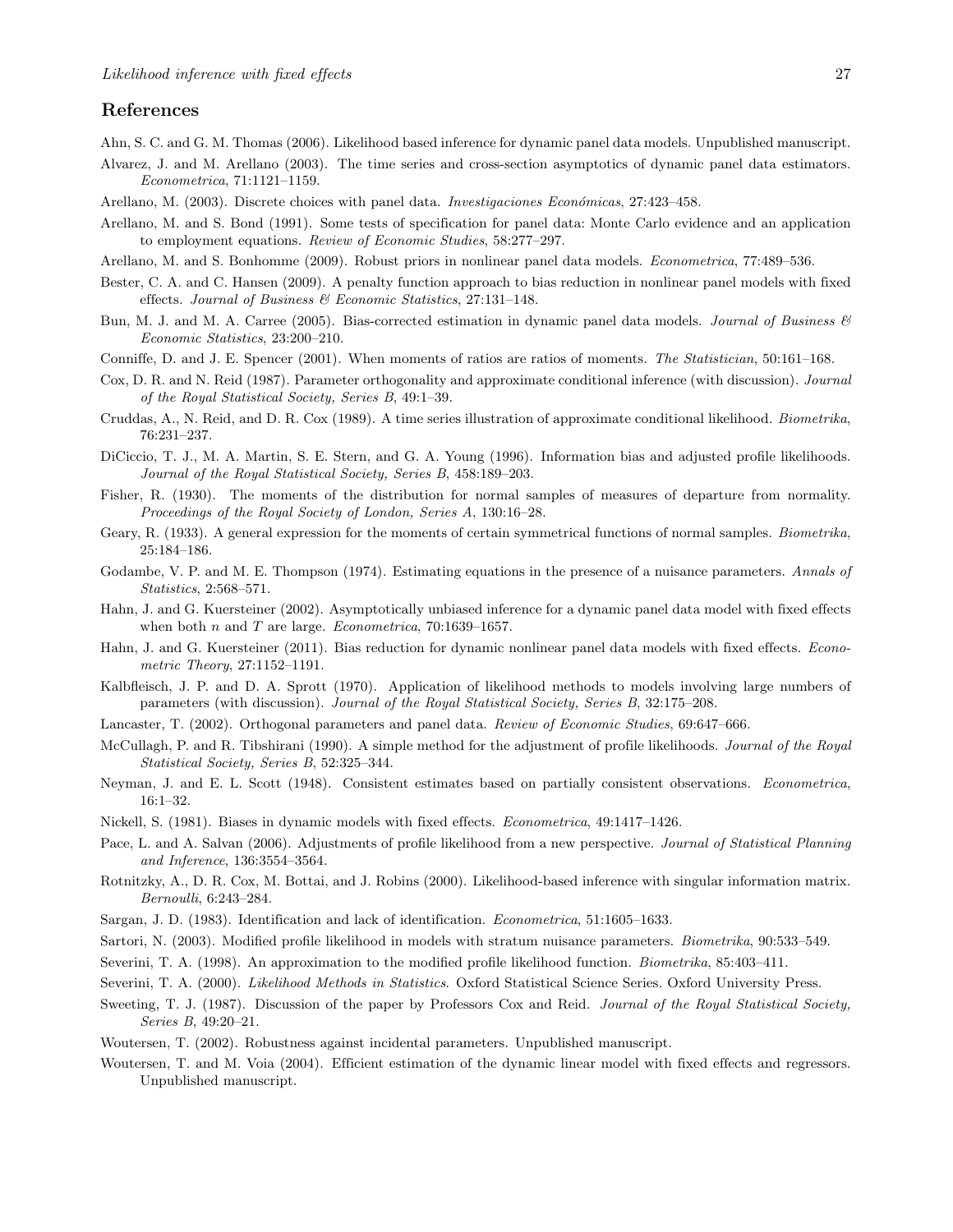## References

Ahn, S. C. and G. M. Thomas (2006). Likelihood based inference for dynamic panel data models. Unpublished manuscript.

Alvarez, J. and M. Arellano (2003). The time series and cross-section asymptotics of dynamic panel data estimators. *Econometrica*, 71:1121–1159.

Arellano, M. (2003). Discrete choices with panel data. *Investigaciones Económicas*, 27:423–458.

Arellano, M. and S. Bond (1991). Some tests of specification for panel data: Monte Carlo evidence and an application to employment equations. *Review of Economic Studies*, 58:277–297.

Arellano, M. and S. Bonhomme (2009). Robust priors in nonlinear panel data models. *Econometrica*, 77:489–536.

Bester, C. A. and C. Hansen (2009). A penalty function approach to bias reduction in nonlinear panel models with fixed effects. *Journal of Business & Economic Statistics*, 27:131–148.

Bun, M. J. and M. A. Carree (2005). Bias-corrected estimation in dynamic panel data models. *Journal of Business & Economic Statistics*, 23:200–210.

Conniffe, D. and J. E. Spencer (2001). When moments of ratios are ratios of moments. *The Statistician*, 50:161–168.

Cox, D. R. and N. Reid (1987). Parameter orthogonality and approximate conditional inference (with discussion). *Journal of the Royal Statistical Society, Series B*, 49:1–39.

Cruddas, A., N. Reid, and D. R. Cox (1989). A time series illustration of approximate conditional likelihood. *Biometrika*, 76:231–237.

DiCiccio, T. J., M. A. Martin, S. E. Stern, and G. A. Young (1996). Information bias and adjusted profile likelihoods. *Journal of the Royal Statistical Society, Series B*, 458:189–203.

Fisher, R. (1930). The moments of the distribution for normal samples of measures of departure from normality. *Proceedings of the Royal Society of London, Series A*, 130:16–28.

Geary, R. (1933). A general expression for the moments of certain symmetrical functions of normal samples. *Biometrika*, 25:184–186.

Godambe, V. P. and M. E. Thompson (1974). Estimating equations in the presence of a nuisance parameters. *Annals of Statistics*, 2:568–571.

Hahn, J. and G. Kuersteiner (2002). Asymptotically unbiased inference for a dynamic panel data model with fixed effects when both $n$ and $T$ are large. *Econometrica*, 70:1639–1657.

Hahn, J. and G. Kuersteiner (2011). Bias reduction for dynamic nonlinear panel data models with fixed effects. *Econometric Theory*, 27:1152–1191.

Kalbfleisch, J. P. and D. A. Sprott (1970). Application of likelihood methods to models involving large numbers of parameters (with discussion). *Journal of the Royal Statistical Society, Series B*, 32:175–208.

Lancaster, T. (2002). Orthogonal parameters and panel data. *Review of Economic Studies*, 69:647–666.

McCullagh, P. and R. Tibshirani (1990). A simple method for the adjustment of profile likelihoods. *Journal of the Royal Statistical Society, Series B*, 52:325–344.

Neyman, J. and E. L. Scott (1948). Consistent estimates based on partially consistent observations. *Econometrica*, 16:1–32.

Nickell, S. (1981). Biases in dynamic models with fixed effects. *Econometrica*, 49:1417–1426.

Pace, L. and A. Salvan (2006). Adjustments of profile likelihood from a new perspective. *Journal of Statistical Planning and Inference*, 136:3554–3564.

Rotnitzky, A., D. R. Cox, M. Bottai, and J. Robins (2000). Likelihood-based inference with singular information matrix. *Bernoulli*, 6:243–284.

Sargan, J. D. (1983). Identification and lack of identification. *Econometrica*, 51:1605–1633.

Sartori, N. (2003). Modified profile likelihood in models with stratum nuisance parameters. *Biometrika*, 90:533–549.

Severini, T. A. (1998). An approximation to the modified profile likelihood function. *Biometrika*, 85:403–411.

Severini, T. A. (2000). *Likelihood Methods in Statistics*. Oxford Statistical Science Series. Oxford University Press.

Sweeting, T. J. (1987). Discussion of the paper by Professors Cox and Reid. *Journal of the Royal Statistical Society, Series B*, 49:20–21.

Woutersen, T. (2002). Robustness against incidental parameters. Unpublished manuscript.

Woutersen, T. and M. Voia (2004). Efficient estimation of the dynamic linear model with fixed effects and regressors. Unpublished manuscript.